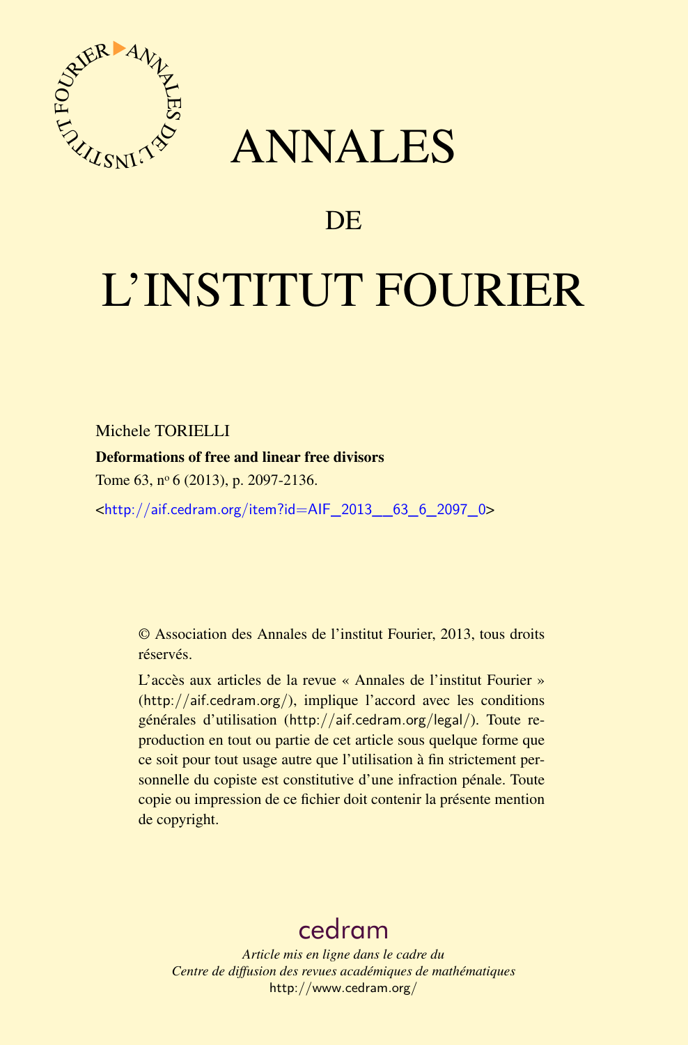# ANNALES

# DE

# L'INSTITUT FOURIER

Michele TORIELLI

**Deformations of free and linear free divisors**

Tome 63, nº 6 (2013), p. 2097-2136.

<http://aif.cedram.org/item?id=AIF_2013__63_6_2097_0>

© Association des Annales de l'institut Fourier, 2013, tous droits réservés.

L'accès aux articles de la revue « Annales de l'institut Fourier » (http://aif.cedram.org/), implique l'accord avec les conditions générales d'utilisation (http://aif.cedram.org/legal/). Toute reproduction en tout ou partie de cet article sous quelque forme que ce soit pour tout usage autre que l'utilisation à fin strictement personnelle du copiste est constitutive d'une infraction pénale. Toute copie ou impression de ce fichier doit contenir la présente mention de copyright.

cedram

*Article mis en ligne dans le cadre du*
*Centre de diffusion des revues académiques de mathématiques*
http://www.cedram.org/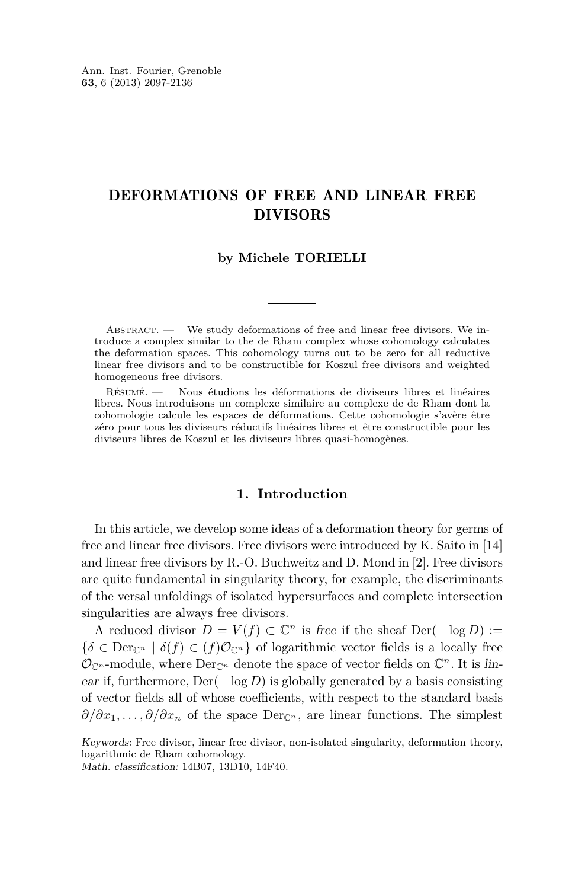# DEFORMATIONS OF FREE AND LINEAR FREE DIVISORS

**by Michele TORIELLI**

Abstract. — We study deformations of free and linear free divisors. We introduce a complex similar to the de Rham complex whose cohomology calculates the deformation spaces. This cohomology turns out to be zero for all reductive linear free divisors and to be constructible for Koszul free divisors and weighted homogeneous free divisors.

Résumé. — Nous étudions les déformations de diviseurs libres et linéaires libres. Nous introduisons un complexe similaire au complexe de de Rham dont la cohomologie calcule les espaces de déformations. Cette cohomologie s'avère être zéro pour tous les diviseurs réductifs linéaires libres et être constructible pour les diviseurs libres de Koszul et les diviseurs libres quasi-homogènes.

## 1. Introduction

In this article, we develop some ideas of a deformation theory for germs of free and linear free divisors. Free divisors were introduced by K. Saito in [14] and linear free divisors by R.-O. Buchweitz and D. Mond in [2]. Free divisors are quite fundamental in singularity theory, for example, the discriminants of the versal unfoldings of isolated hypersurfaces and complete intersection singularities are always free divisors.

A reduced divisor $D = V(f) \subset \mathbb{C}^n$ is *free* if the sheaf $\mathrm{Der}(-\log D) := \{\delta \in \mathrm{Der}_{\mathbb{C}^n} \mid \delta(f) \in (f)\mathcal{O}_{\mathbb{C}^n}\}$ of logarithmic vector fields is a locally free $\mathcal{O}_{\mathbb{C}^n}$-module, where $\mathrm{Der}_{\mathbb{C}^n}$ denote the space of vector fields on $\mathbb{C}^n$. It is *linear* if, furthermore, $\mathrm{Der}(-\log D)$ is globally generated by a basis consisting of vector fields all of whose coefficients, with respect to the standard basis $\partial/\partial x_1, \ldots, \partial/\partial x_n$ of the space $\mathrm{Der}_{\mathbb{C}^n}$, are linear functions. The simplest

*Keywords:* Free divisor, linear free divisor, non-isolated singularity, deformation theory, logarithmic de Rham cohomology.
*Math. classification:* 14B07, 13D10, 14F40.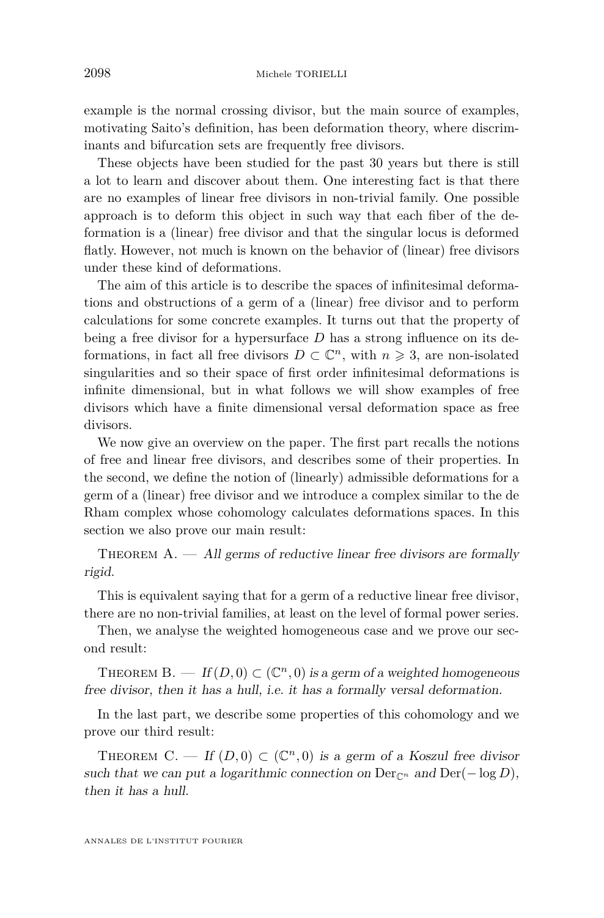example is the normal crossing divisor, but the main source of examples, motivating Saito's definition, has been deformation theory, where discriminants and bifurcation sets are frequently free divisors.

These objects have been studied for the past 30 years but there is still a lot to learn and discover about them. One interesting fact is that there are no examples of linear free divisors in non-trivial family. One possible approach is to deform this object in such way that each fiber of the deformation is a (linear) free divisor and that the singular locus is deformed flatly. However, not much is known on the behavior of (linear) free divisors under these kind of deformations.

The aim of this article is to describe the spaces of infinitesimal deformations and obstructions of a germ of a (linear) free divisor and to perform calculations for some concrete examples. It turns out that the property of being a free divisor for a hypersurface $D$ has a strong influence on its deformations, in fact all free divisors $D \subset \mathbb{C}^n$, with $n \geqslant 3$, are non-isolated singularities and so their space of first order infinitesimal deformations is infinite dimensional, but in what follows we will show examples of free divisors which have a finite dimensional versal deformation space as free divisors.

We now give an overview on the paper. The first part recalls the notions of free and linear free divisors, and describes some of their properties. In the second, we define the notion of (linearly) admissible deformations for a germ of a (linear) free divisor and we introduce a complex similar to the de Rham complex whose cohomology calculates deformations spaces. In this section we also prove our main result:

Theorem A. — *All germs of reductive linear free divisors are formally rigid.*

This is equivalent saying that for a germ of a reductive linear free divisor, there are no non-trivial families, at least on the level of formal power series.

Then, we analyse the weighted homogeneous case and we prove our second result:

Theorem B. — *If $(D, 0) \subset (\mathbb{C}^n, 0)$ is a germ of a weighted homogeneous free divisor, then it has a hull, i.e. it has a formally versal deformation.*

In the last part, we describe some properties of this cohomology and we prove our third result:

Theorem C. — *If $(D, 0) \subset (\mathbb{C}^n, 0)$ is a germ of a Koszul free divisor such that we can put a logarithmic connection on $\mathrm{Der}_{\mathbb{C}^n}$ and $\mathrm{Der}(-\log D)$, then it has a hull.*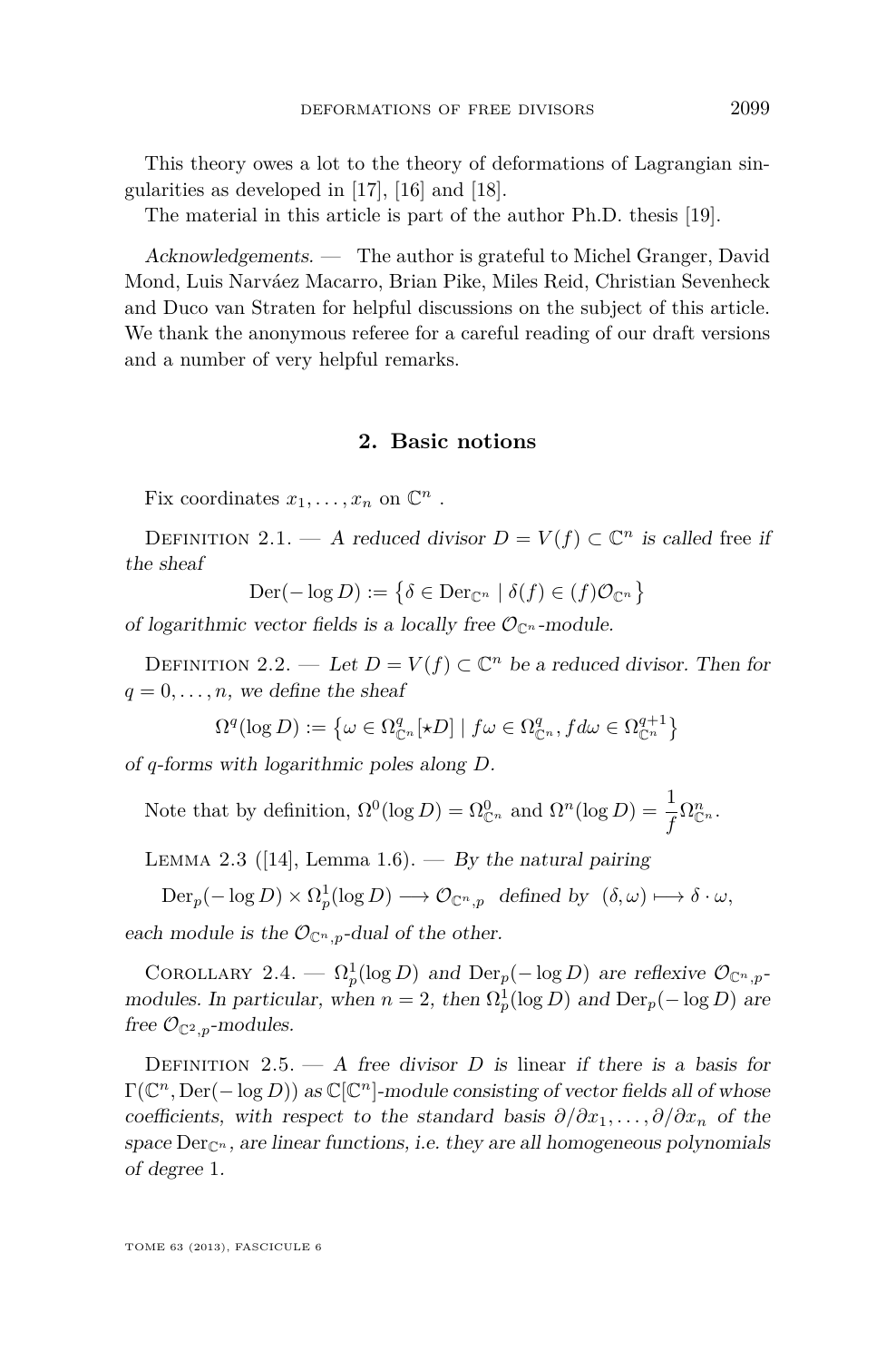This theory owes a lot to the theory of deformations of Lagrangian singularities as developed in [17], [16] and [18].

The material in this article is part of the author Ph.D. thesis [19].

*Acknowledgements.* — The author is grateful to Michel Granger, David Mond, Luis Narváez Macarro, Brian Pike, Miles Reid, Christian Sevenheck and Duco van Straten for helpful discussions on the subject of this article. We thank the anonymous referee for a careful reading of our draft versions and a number of very helpful remarks.

## 2. Basic notions

Fix coordinates $x_1, \ldots, x_n$ on $\mathbb{C}^n$ .

Definition 2.1. — *A reduced divisor $D = V(f) \subset \mathbb{C}^n$ is called* free *if the sheaf*

$$\mathrm{Der}(-\log D) := \left\{ \delta \in \mathrm{Der}_{\mathbb{C}^n} \mid \delta(f) \in (f)\mathcal{O}_{\mathbb{C}^n} \right\}$$

*of logarithmic vector fields is a locally free $\mathcal{O}_{\mathbb{C}^n}$-module.*

Definition 2.2. — *Let $D = V(f) \subset \mathbb{C}^n$ be a reduced divisor. Then for $q = 0, \ldots, n$, we define the sheaf*

$$\Omega^q(\log D) := \left\{ \omega \in \Omega^q_{\mathbb{C}^n}[\star D] \mid f\omega \in \Omega^q_{\mathbb{C}^n}, f d\omega \in \Omega^{q+1}_{\mathbb{C}^n} \right\}$$

*of $q$-forms with logarithmic poles along $D$.*

Note that by definition, $\Omega^0(\log D) = \Omega^0_{\mathbb{C}^n}$ and $\Omega^n(\log D) = \dfrac{1}{f}\Omega^n_{\mathbb{C}^n}$.

Lemma 2.3 ([14], Lemma 1.6). — *By the natural pairing*

$$\mathrm{Der}_p(-\log D) \times \Omega^1_p(\log D) \longrightarrow \mathcal{O}_{\mathbb{C}^n,p} \quad \text{defined by} \quad (\delta, \omega) \longmapsto \delta \cdot \omega,$$

*each module is the $\mathcal{O}_{\mathbb{C}^n,p}$-dual of the other.*

Corollary 2.4. — *$\Omega^1_p(\log D)$ and $\mathrm{Der}_p(-\log D)$ are reflexive $\mathcal{O}_{\mathbb{C}^n,p}$-modules. In particular, when $n = 2$, then $\Omega^1_p(\log D)$ and $\mathrm{Der}_p(-\log D)$ are free $\mathcal{O}_{\mathbb{C}^2,p}$-modules.*

Definition 2.5. — *A free divisor $D$ is* linear *if there is a basis for $\Gamma(\mathbb{C}^n, \mathrm{Der}(-\log D))$ as $\mathbb{C}[\mathbb{C}^n]$-module consisting of vector fields all of whose coefficients, with respect to the standard basis $\partial/\partial x_1, \ldots, \partial/\partial x_n$ of the space $\mathrm{Der}_{\mathbb{C}^n}$, are linear functions, i.e. they are all homogeneous polynomials of degree 1.*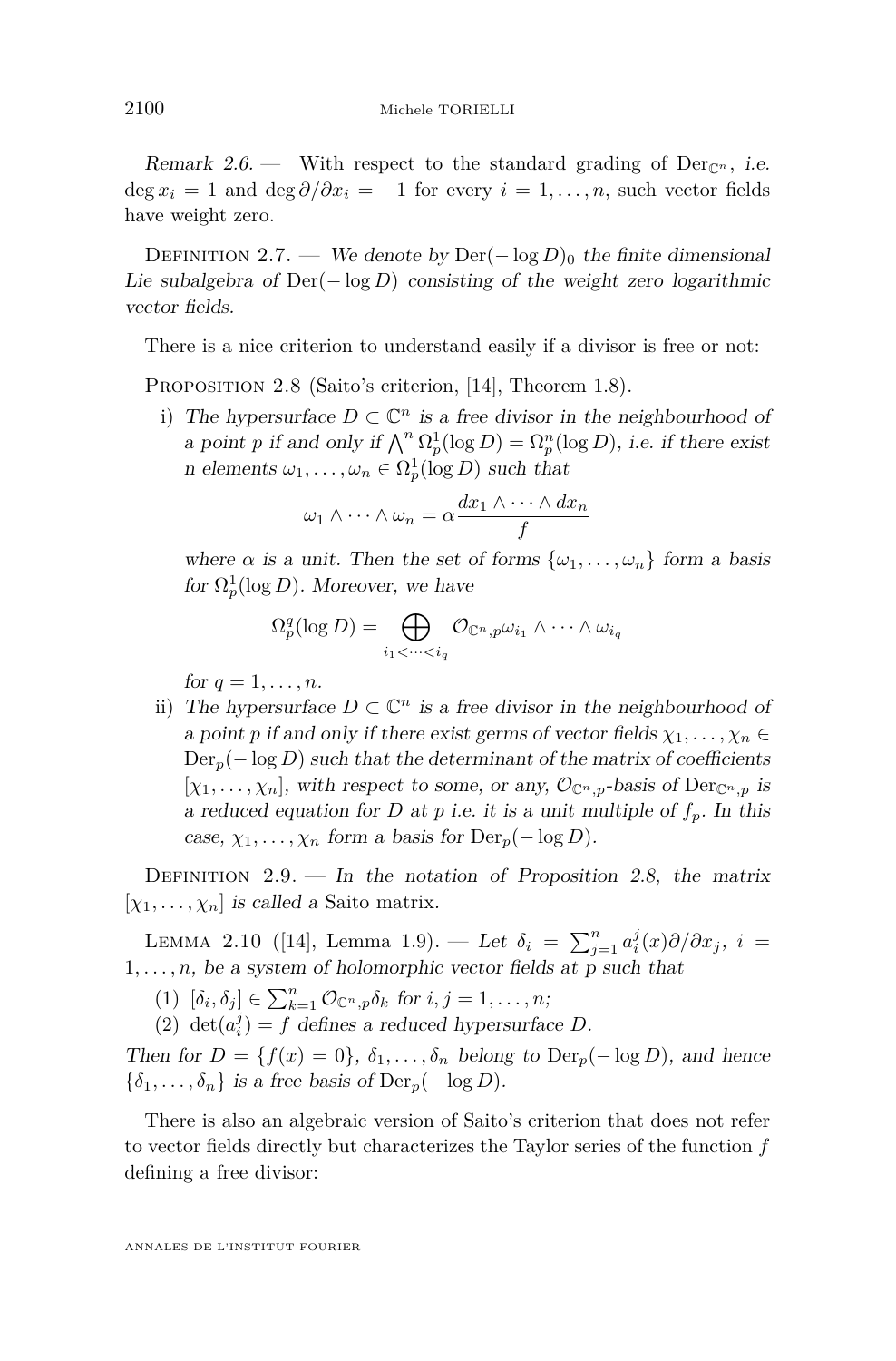*Remark 2.6.* — With respect to the standard grading of $\mathrm{Der}_{\mathbb{C}^n}$, *i.e.* $\deg x_i = 1$ and $\deg \partial/\partial x_i = -1$ for every $i = 1, \ldots, n$, such vector fields have weight zero.

Definition 2.7. — *We denote by $\mathrm{Der}(-\log D)_0$ the finite dimensional Lie subalgebra of $\mathrm{Der}(-\log D)$ consisting of the weight zero logarithmic vector fields.*

There is a nice criterion to understand easily if a divisor is free or not:

Proposition 2.8 (Saito's criterion, [14], Theorem 1.8).

i) *The hypersurface $D \subset \mathbb{C}^n$ is a free divisor in the neighbourhood of a point $p$ if and only if $\bigwedge^n \Omega^1_p(\log D) = \Omega^n_p(\log D)$, i.e. if there exist $n$ elements $\omega_1, \ldots, \omega_n \in \Omega^1_p(\log D)$ such that*

$$\omega_1 \wedge \cdots \wedge \omega_n = \alpha \frac{dx_1 \wedge \cdots \wedge dx_n}{f}$$

*where $\alpha$ is a unit. Then the set of forms $\{\omega_1, \ldots, \omega_n\}$ form a basis for $\Omega^1_p(\log D)$. Moreover, we have*

$$\Omega^q_p(\log D) = \bigoplus_{i_1 < \cdots < i_q} \mathcal{O}_{\mathbb{C}^n,p} \omega_{i_1} \wedge \cdots \wedge \omega_{i_q}$$

*for $q = 1, \ldots, n$.*

ii) *The hypersurface $D \subset \mathbb{C}^n$ is a free divisor in the neighbourhood of a point $p$ if and only if there exist germs of vector fields $\chi_1, \ldots, \chi_n \in \mathrm{Der}_p(-\log D)$ such that the determinant of the matrix of coefficients $[\chi_1, \ldots, \chi_n]$, with respect to some, or any, $\mathcal{O}_{\mathbb{C}^n,p}$-basis of $\mathrm{Der}_{\mathbb{C}^n,p}$ is a reduced equation for $D$ at $p$ i.e. it is a unit multiple of $f_p$. In this case, $\chi_1, \ldots, \chi_n$ form a basis for $\mathrm{Der}_p(-\log D)$.*

Definition 2.9. — *In the notation of Proposition 2.8, the matrix $[\chi_1, \ldots, \chi_n]$ is called a* Saito matrix.

Lemma 2.10 ([14], Lemma 1.9). — *Let $\delta_i = \sum_{j=1}^n a^j_i(x) \partial/\partial x_j$, $i = 1, \ldots, n$, be a system of holomorphic vector fields at $p$ such that*

(1) $[\delta_i, \delta_j] \in \sum_{k=1}^n \mathcal{O}_{\mathbb{C}^n,p} \delta_k$ *for $i, j = 1, \ldots, n$;*

(2) $\det(a^j_i) = f$ *defines a reduced hypersurface $D$.*

*Then for $D = \{f(x) = 0\}$, $\delta_1, \ldots, \delta_n$ belong to $\mathrm{Der}_p(-\log D)$, and hence $\{\delta_1, \ldots, \delta_n\}$ is a free basis of $\mathrm{Der}_p(-\log D)$.*

There is also an algebraic version of Saito's criterion that does not refer to vector fields directly but characterizes the Taylor series of the function $f$ defining a free divisor: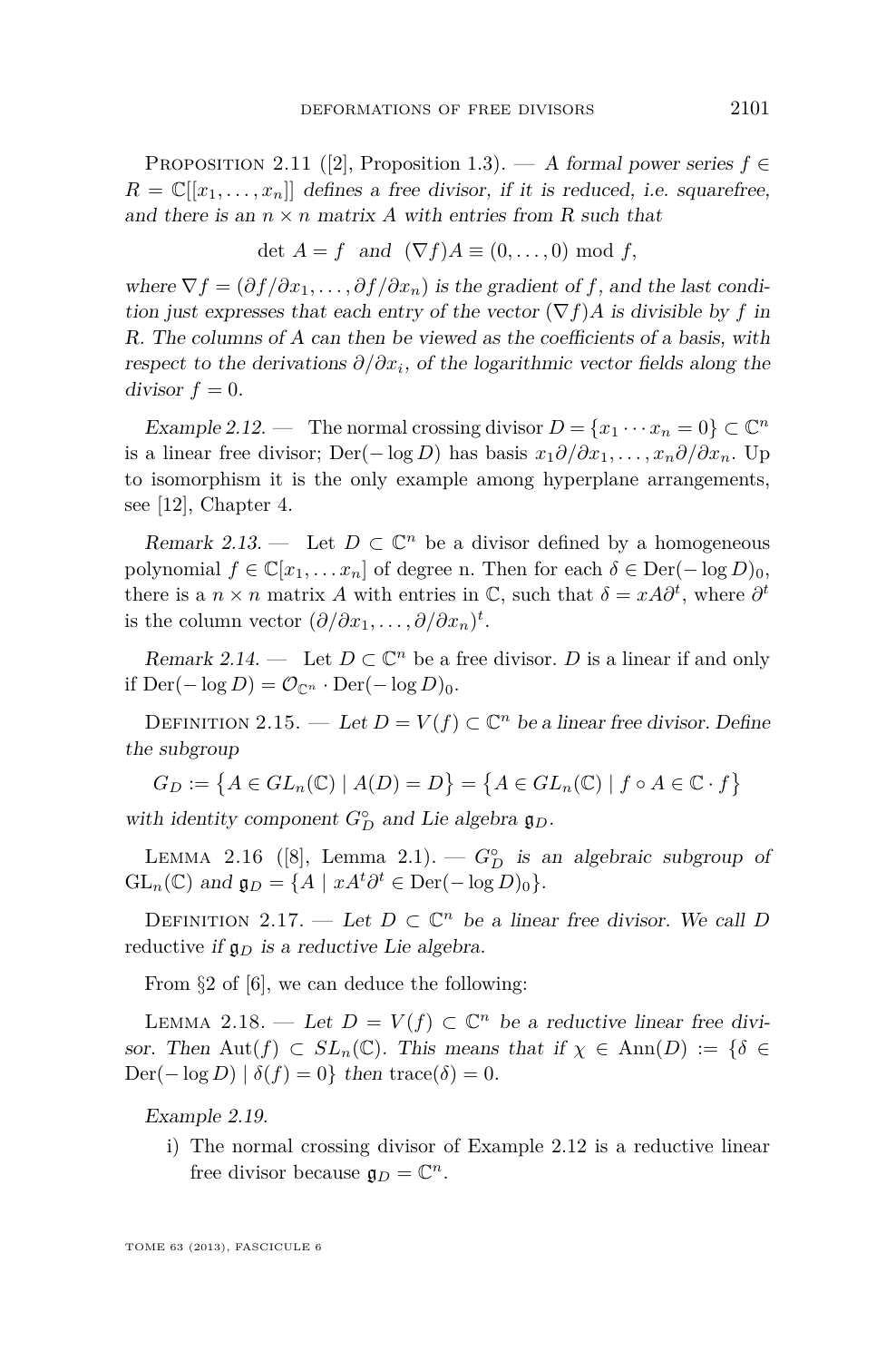Proposition 2.11 ([2], Proposition 1.3). — *A formal power series $f \in R = \mathbb{C}[[x_1,\dots,x_n]]$ defines a free divisor, if it is reduced, i.e. squarefree, and there is an $n\times n$ matrix $A$ with entries from $R$ such that*

$$\det A = f \quad \text{and} \quad (\nabla f)A \equiv (0,\dots,0) \bmod f,$$

*where $\nabla f = (\partial f/\partial x_1,\dots,\partial f/\partial x_n)$ is the gradient of $f$, and the last condition just expresses that each entry of the vector $(\nabla f)A$ is divisible by $f$ in $R$. The columns of $A$ can then be viewed as the coefficients of a basis, with respect to the derivations $\partial/\partial x_i$, of the logarithmic vector fields along the divisor $f = 0$.*

*Example 2.12.* — The normal crossing divisor $D = \{x_1\cdots x_n = 0\} \subset \mathbb{C}^n$ is a linear free divisor; $\mathrm{Der}(-\log D)$ has basis $x_1\partial/\partial x_1,\dots,x_n\partial/\partial x_n$. Up to isomorphism it is the only example among hyperplane arrangements, see [12], Chapter 4.

*Remark 2.13.* — Let $D \subset \mathbb{C}^n$ be a divisor defined by a homogeneous polynomial $f \in \mathbb{C}[x_1,\dots x_n]$ of degree n. Then for each $\delta \in \mathrm{Der}(-\log D)_0$, there is a $n\times n$ matrix $A$ with entries in $\mathbb{C}$, such that $\delta = xA\partial^t$, where $\partial^t$ is the column vector $(\partial/\partial x_1,\dots,\partial/\partial x_n)^t$.

*Remark 2.14.* — Let $D \subset \mathbb{C}^n$ be a free divisor. $D$ is a linear if and only if $\mathrm{Der}(-\log D) = \mathcal{O}_{\mathbb{C}^n}\cdot \mathrm{Der}(-\log D)_0$.

Definition 2.15. — *Let $D = V(f) \subset \mathbb{C}^n$ be a linear free divisor. Define the subgroup*

$$G_D := \{A \in GL_n(\mathbb{C}) \mid A(D) = D\} = \{A \in GL_n(\mathbb{C}) \mid f\circ A \in \mathbb{C}\cdot f\}$$

*with identity component $G_D^\circ$ and Lie algebra $\mathfrak{g}_D$.*

Lemma 2.16 ([8], Lemma 2.1). — *$G_D^\circ$ is an algebraic subgroup of $\mathrm{GL}_n(\mathbb{C})$ and $\mathfrak{g}_D = \{A \mid xA^t\partial^t \in \mathrm{Der}(-\log D)_0\}$.*

Definition 2.17. — *Let $D \subset \mathbb{C}^n$ be a linear free divisor. We call $D$* reductive *if $\mathfrak{g}_D$ is a reductive Lie algebra.*

From §2 of [6], we can deduce the following:

Lemma 2.18. — *Let $D = V(f) \subset \mathbb{C}^n$ be a reductive linear free divisor. Then $\mathrm{Aut}(f) \subset SL_n(\mathbb{C})$. This means that if $\chi \in \mathrm{Ann}(D) := \{\delta \in \mathrm{Der}(-\log D) \mid \delta(f) = 0\}$ then $\mathrm{trace}(\delta) = 0$.*

*Example 2.19.*

i) The normal crossing divisor of Example 2.12 is a reductive linear free divisor because $\mathfrak{g}_D = \mathbb{C}^n$.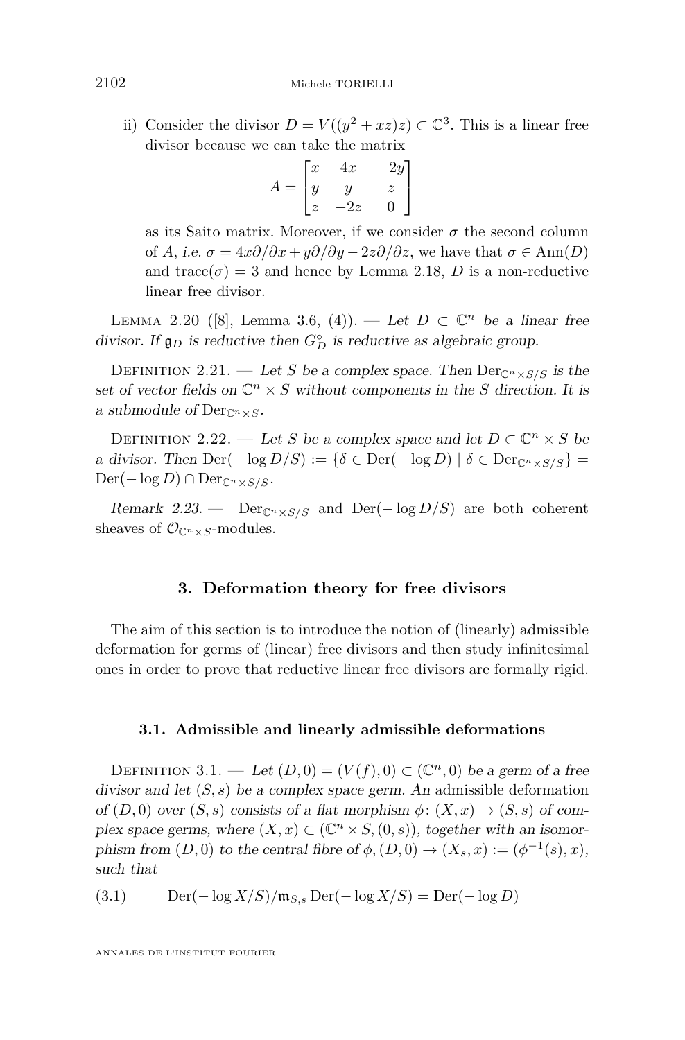ii) Consider the divisor $D = V((y^2 + xz)z) \subset \mathbb{C}^3$. This is a linear free divisor because we can take the matrix

$$A = \begin{bmatrix} x & 4x & -2y \\ y & y & z \\ z & -2z & 0 \end{bmatrix}$$

as its Saito matrix. Moreover, if we consider $\sigma$ the second column of $A$, *i.e.* $\sigma = 4x\partial/\partial x + y\partial/\partial y - 2z\partial/\partial z$, we have that $\sigma \in \operatorname{Ann}(D)$ and $\operatorname{trace}(\sigma) = 3$ and hence by Lemma 2.18, $D$ is a non-reductive linear free divisor.

Lemma 2.20 ([8], Lemma 3.6, (4)). — *Let $D \subset \mathbb{C}^n$ be a linear free divisor. If $\mathfrak{g}_D$ is reductive then $G_D^\circ$ is reductive as algebraic group.*

Definition 2.21. — *Let $S$ be a complex space. Then $\operatorname{Der}_{\mathbb{C}^n \times S/S}$ is the set of vector fields on $\mathbb{C}^n \times S$ without components in the $S$ direction. It is a submodule of $\operatorname{Der}_{\mathbb{C}^n \times S}$.*

Definition 2.22. — *Let $S$ be a complex space and let $D \subset \mathbb{C}^n \times S$ be a divisor. Then $\operatorname{Der}(-\log D/S) := \{\delta \in \operatorname{Der}(-\log D) \mid \delta \in \operatorname{Der}_{\mathbb{C}^n \times S/S}\} = \operatorname{Der}(-\log D) \cap \operatorname{Der}_{\mathbb{C}^n \times S/S}$.*

*Remark 2.23.* — $\operatorname{Der}_{\mathbb{C}^n \times S/S}$ and $\operatorname{Der}(-\log D/S)$ are both coherent sheaves of $\mathcal{O}_{\mathbb{C}^n \times S}$-modules.

## 3. Deformation theory for free divisors

The aim of this section is to introduce the notion of (linearly) admissible deformation for germs of (linear) free divisors and then study infinitesimal ones in order to prove that reductive linear free divisors are formally rigid.

### 3.1. Admissible and linearly admissible deformations

Definition 3.1. — *Let $(D, 0) = (V(f), 0) \subset (\mathbb{C}^n, 0)$ be a germ of a free divisor and let $(S, s)$ be a complex space germ. An* admissible deformation *of $(D, 0)$ over $(S, s)$ consists of a flat morphism $\phi\colon (X, x) \to (S, s)$ of complex space germs, where $(X, x) \subset (\mathbb{C}^n \times S, (0, s))$, together with an isomorphism from $(D, 0)$ to the central fibre of $\phi$, $(D, 0) \to (X_s, x) := (\phi^{-1}(s), x)$, such that*

$$\operatorname{Der}(-\log X/S)/\mathfrak{m}_{S,s} \operatorname{Der}(-\log X/S) = \operatorname{Der}(-\log D) \tag{3.1}$$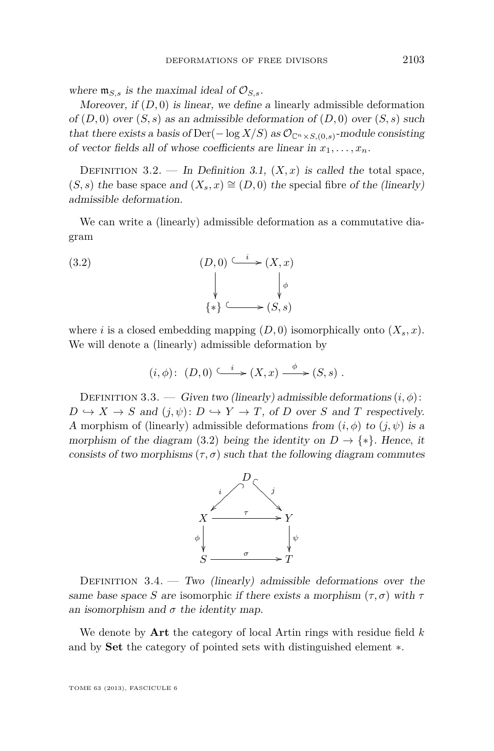where $\mathfrak{m}_{S,s}$ is the maximal ideal of $\mathcal{O}_{S,s}$.

*Moreover, if $(D,0)$ is linear, we define a* linearly admissible deformation *of $(D,0)$ over $(S,s)$ as an admissible deformation of $(D,0)$ over $(S,s)$ such that there exists a basis of $\mathrm{Der}(-\log X/S)$ as $\mathcal{O}_{\mathbb{C}^n \times S,(0,s)}$-module consisting of vector fields all of whose coefficients are linear in $x_1, \ldots, x_n$.*

Definition 3.2. — *In Definition 3.1, $(X,x)$ is called the* total space, *$(S,s)$ the* base space *and $(X_s, x) \cong (D,0)$ the* special fibre *of the (linearly) admissible deformation.*

We can write a (linearly) admissible deformation as a commutative diagram

$$\begin{array}{ccc} (D,0) & \overset{i}{\hookrightarrow} & (X,x) \\ \downarrow & & \downarrow \phi \\ \{*\} & \hookrightarrow & (S,s) \end{array} \tag{3.2}$$

where $i$ is a closed embedding mapping $(D,0)$ isomorphically onto $(X_s, x)$. We will denote a (linearly) admissible deformation by

$$(i,\phi)\colon\ (D,0) \overset{i}{\hookrightarrow} (X,x) \xrightarrow{\ \phi\ } (S,s)\ .$$

Definition 3.3. — *Given two (linearly) admissible deformations $(i,\phi)\colon D \hookrightarrow X \to S$ and $(j,\psi)\colon D \hookrightarrow Y \to T$, of $D$ over $S$ and $T$ respectively. A* morphism of (linearly) admissible deformations *from $(i,\phi)$ to $(j,\psi)$ is a morphism of the diagram (3.2) being the identity on $D \to \{*\}$. Hence, it consists of two morphisms $(\tau,\sigma)$ such that the following diagram commutes*

$$\begin{array}{ccccc} & & D & & \\ & {}^{i}\swarrow & & \searrow^{j} & \\ X & & \xrightarrow{\ \tau\ } & & Y \\ \phi\downarrow & & & & \downarrow\psi \\ S & & \xrightarrow{\ \sigma\ } & & T \end{array}$$

Definition 3.4. — *Two (linearly) admissible deformations over the same base space $S$ are* isomorphic *if there exists a morphism $(\tau,\sigma)$ with $\tau$ an isomorphism and $\sigma$ the identity map.*

We denote by **Art** the category of local Artin rings with residue field $k$ and by **Set** the category of pointed sets with distinguished element $*$.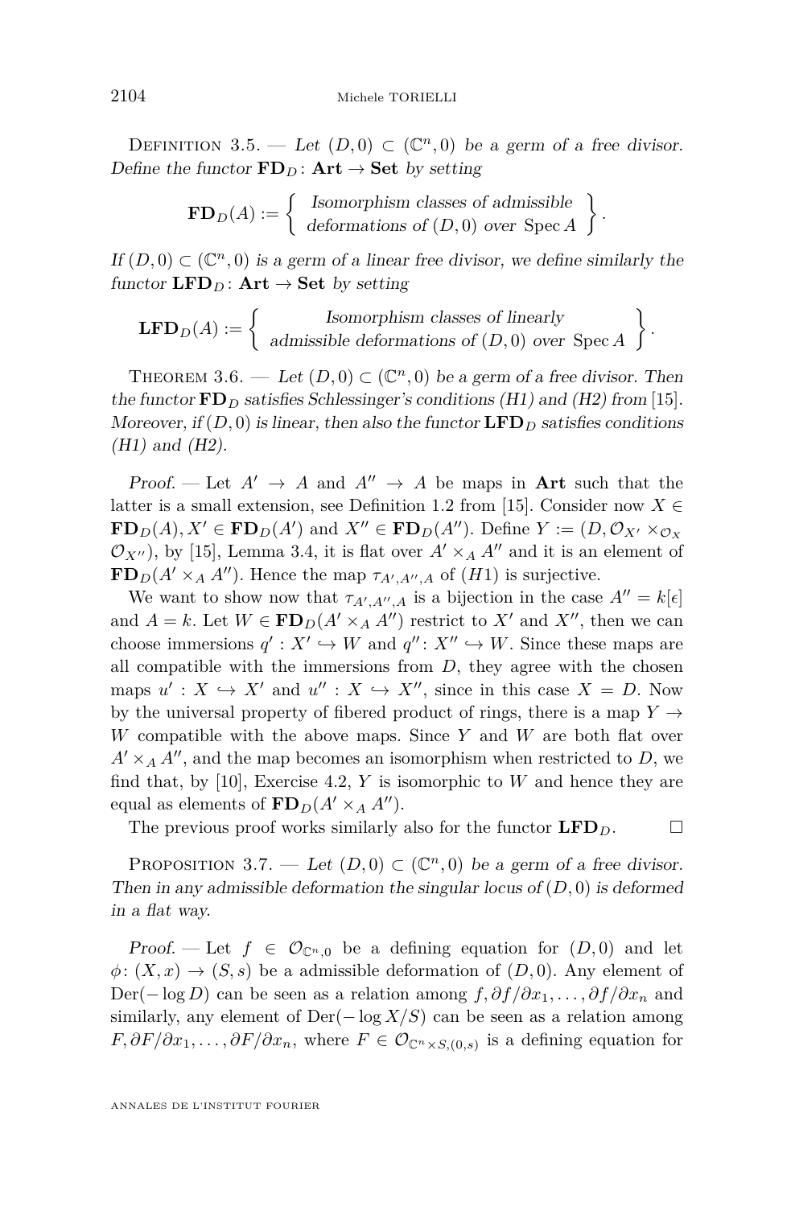Definition 3.5. — *Let $(D,0) \subset (\mathbb{C}^n,0)$ be a germ of a free divisor. Define the functor $\mathbf{FD}_D \colon \mathbf{Art} \to \mathbf{Set}$ by setting*

$$\mathbf{FD}_D(A) := \left\{ \begin{array}{c} \text{Isomorphism classes of admissible} \\ \text{deformations of } (D,0) \text{ over } \operatorname{Spec} A \end{array} \right\}.$$

*If $(D,0) \subset (\mathbb{C}^n,0)$ is a germ of a linear free divisor, we define similarly the functor $\mathbf{LFD}_D \colon \mathbf{Art} \to \mathbf{Set}$ by setting*

$$\mathbf{LFD}_D(A) := \left\{ \begin{array}{c} \text{Isomorphism classes of linearly} \\ \text{admissible deformations of } (D,0) \text{ over } \operatorname{Spec} A \end{array} \right\}.$$

Theorem 3.6. — *Let $(D,0) \subset (\mathbb{C}^n,0)$ be a germ of a free divisor. Then the functor $\mathbf{FD}_D$ satisfies Schlessinger's conditions (H1) and (H2) from [15]. Moreover, if $(D,0)$ is linear, then also the functor $\mathbf{LFD}_D$ satisfies conditions (H1) and (H2).*

*Proof.* — Let $A' \to A$ and $A'' \to A$ be maps in $\mathbf{Art}$ such that the latter is a small extension, see Definition 1.2 from [15]. Consider now $X \in \mathbf{FD}_D(A), X' \in \mathbf{FD}_D(A')$ and $X'' \in \mathbf{FD}_D(A'')$. Define $Y := (D, \mathcal{O}_{X'} \times_{\mathcal{O}_X} \mathcal{O}_{X''})$, by [15], Lemma 3.4, it is flat over $A' \times_A A''$ and it is an element of $\mathbf{FD}_D(A' \times_A A'')$. Hence the map $\tau_{A',A'',A}$ of $(H1)$ is surjective.

We want to show now that $\tau_{A',A'',A}$ is a bijection in the case $A'' = k[\epsilon]$ and $A = k$. Let $W \in \mathbf{FD}_D(A' \times_A A'')$ restrict to $X'$ and $X''$, then we can choose immersions $q' : X' \hookrightarrow W$ and $q'' \colon X'' \hookrightarrow W$. Since these maps are all compatible with the immersions from $D$, they agree with the chosen maps $u' : X \hookrightarrow X'$ and $u'' : X \hookrightarrow X''$, since in this case $X = D$. Now by the universal property of fibered product of rings, there is a map $Y \to W$ compatible with the above maps. Since $Y$ and $W$ are both flat over $A' \times_A A''$, and the map becomes an isomorphism when restricted to $D$, we find that, by [10], Exercise 4.2, $Y$ is isomorphic to $W$ and hence they are equal as elements of $\mathbf{FD}_D(A' \times_A A'')$.

The previous proof works similarly also for the functor $\mathbf{LFD}_D$. □

Proposition 3.7. — *Let $(D,0) \subset (\mathbb{C}^n,0)$ be a germ of a free divisor. Then in any admissible deformation the singular locus of $(D,0)$ is deformed in a flat way.*

*Proof.* — Let $f \in \mathcal{O}_{\mathbb{C}^n,0}$ be a defining equation for $(D,0)$ and let $\phi \colon (X,x) \to (S,s)$ be a admissible deformation of $(D,0)$. Any element of $\operatorname{Der}(-\log D)$ can be seen as a relation among $f, \partial f/\partial x_1, \ldots, \partial f/\partial x_n$ and similarly, any element of $\operatorname{Der}(-\log X/S)$ can be seen as a relation among $F, \partial F/\partial x_1, \ldots, \partial F/\partial x_n$, where $F \in \mathcal{O}_{\mathbb{C}^n \times S,(0,s)}$ is a defining equation for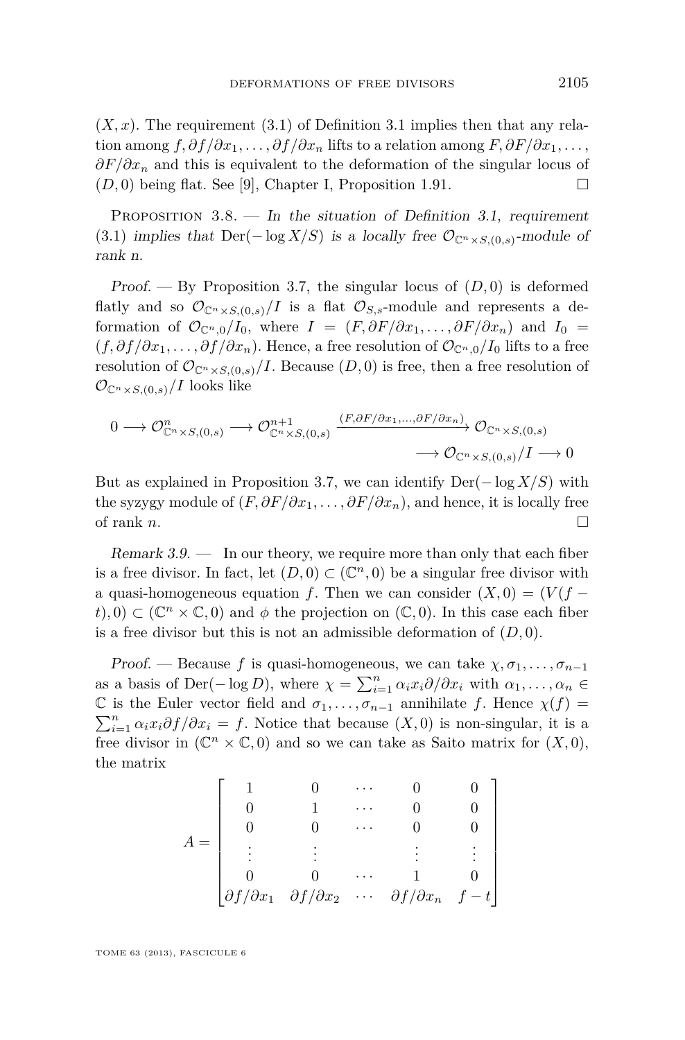$(X,x)$. The requirement (3.1) of Definition 3.1 implies then that any relation among $f, \partial f/\partial x_1, \dots, \partial f/\partial x_n$ lifts to a relation among $F, \partial F/\partial x_1, \dots, \partial F/\partial x_n$ and this is equivalent to the deformation of the singular locus of $(D,0)$ being flat. See [9], Chapter I, Proposition 1.91. □

Proposition 3.8. — *In the situation of Definition 3.1, requirement* (3.1) *implies that* $\mathrm{Der}(-\log X/S)$ *is a locally free* $\mathcal{O}_{\mathbb{C}^n\times S,(0,s)}$*-module of rank* $n$*.*

*Proof.* — By Proposition 3.7, the singular locus of $(D,0)$ is deformed flatly and so $\mathcal{O}_{\mathbb{C}^n\times S,(0,s)}/I$ is a flat $\mathcal{O}_{S,s}$-module and represents a deformation of $\mathcal{O}_{\mathbb{C}^n,0}/I_0$, where $I = (F, \partial F/\partial x_1, \dots, \partial F/\partial x_n)$ and $I_0 = (f, \partial f/\partial x_1, \dots, \partial f/\partial x_n)$. Hence, a free resolution of $\mathcal{O}_{\mathbb{C}^n,0}/I_0$ lifts to a free resolution of $\mathcal{O}_{\mathbb{C}^n\times S,(0,s)}/I$. Because $(D,0)$ is free, then a free resolution of $\mathcal{O}_{\mathbb{C}^n\times S,(0,s)}/I$ looks like

$$0 \longrightarrow \mathcal{O}^n_{\mathbb{C}^n\times S,(0,s)} \longrightarrow \mathcal{O}^{n+1}_{\mathbb{C}^n\times S,(0,s)} \xrightarrow{(F,\partial F/\partial x_1,\dots,\partial F/\partial x_n)} \mathcal{O}_{\mathbb{C}^n\times S,(0,s)} \longrightarrow \mathcal{O}_{\mathbb{C}^n\times S,(0,s)}/I \longrightarrow 0$$

But as explained in Proposition 3.7, we can identify $\mathrm{Der}(-\log X/S)$ with the syzygy module of $(F, \partial F/\partial x_1, \dots, \partial F/\partial x_n)$, and hence, it is locally free of rank $n$. □

*Remark 3.9.* — In our theory, we require more than only that each fiber is a free divisor. In fact, let $(D,0)\subset(\mathbb{C}^n,0)$ be a singular free divisor with a quasi-homogeneous equation $f$. Then we can consider $(X,0) = (V(f-t),0)\subset(\mathbb{C}^n\times\mathbb{C},0)$ and $\phi$ the projection on $(\mathbb{C},0)$. In this case each fiber is a free divisor but this is not an admissible deformation of $(D,0)$.

*Proof.* — Because $f$ is quasi-homogeneous, we can take $\chi, \sigma_1, \dots, \sigma_{n-1}$ as a basis of $\mathrm{Der}(-\log D)$, where $\chi = \sum_{i=1}^n \alpha_i x_i \partial/\partial x_i$ with $\alpha_1, \dots, \alpha_n \in \mathbb{C}$ is the Euler vector field and $\sigma_1, \dots, \sigma_{n-1}$ annihilate $f$. Hence $\chi(f) = \sum_{i=1}^n \alpha_i x_i \partial f/\partial x_i = f$. Notice that because $(X,0)$ is non-singular, it is a free divisor in $(\mathbb{C}^n\times\mathbb{C},0)$ and so we can take as Saito matrix for $(X,0)$, the matrix

$$A = \begin{bmatrix} 1 & 0 & \cdots & 0 & 0 \\ 0 & 1 & \cdots & 0 & 0 \\ 0 & 0 & \cdots & 0 & 0 \\ \vdots & \vdots & & \vdots & \vdots \\ 0 & 0 & \cdots & 1 & 0 \\ \partial f/\partial x_1 & \partial f/\partial x_2 & \cdots & \partial f/\partial x_n & f-t \end{bmatrix}$$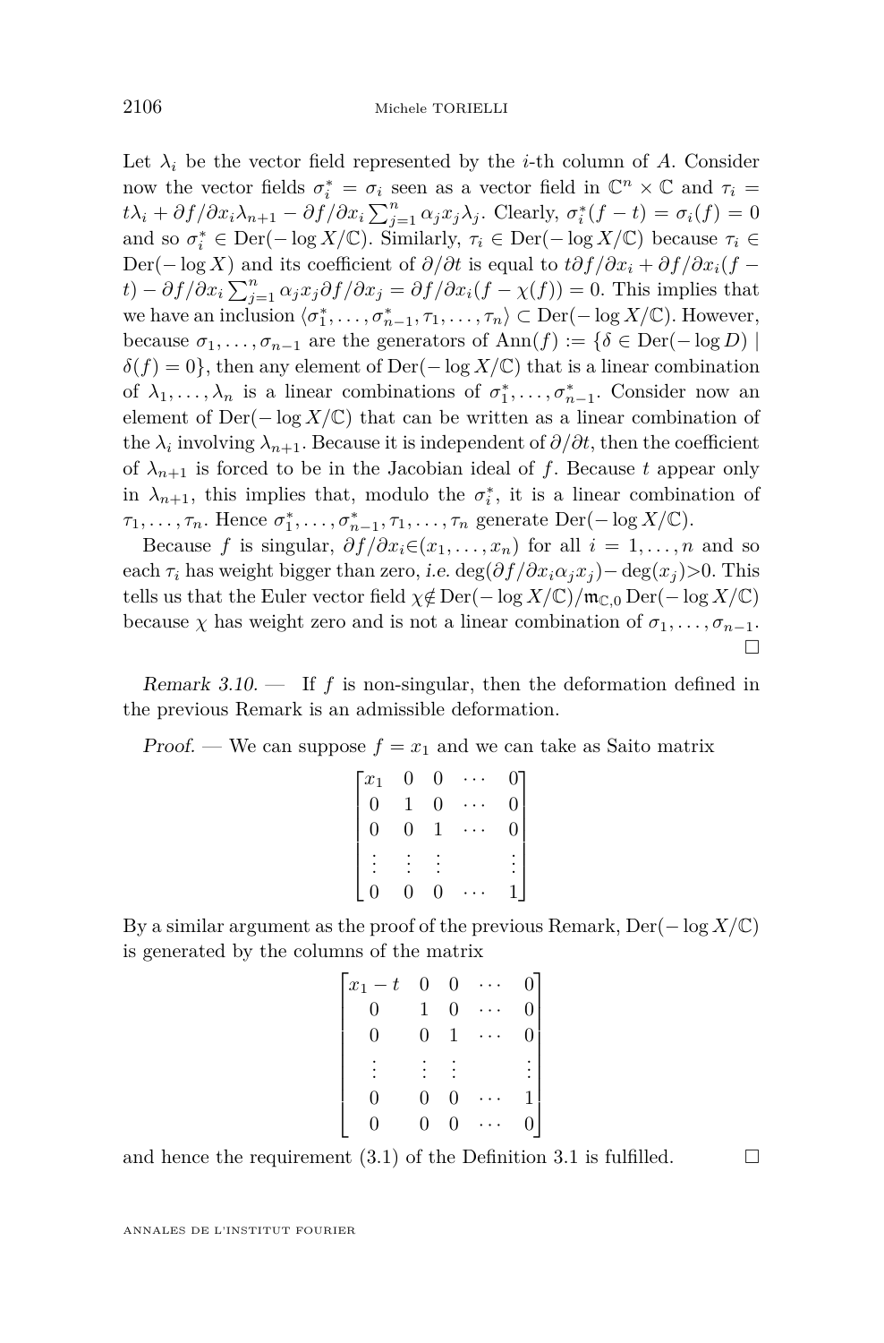Let $\lambda_i$ be the vector field represented by the $i$-th column of $A$. Consider now the vector fields $\sigma_i^* = \sigma_i$ seen as a vector field in $\mathbb{C}^n \times \mathbb{C}$ and $\tau_i = t\lambda_i + \partial f/\partial x_i \lambda_{n+1} - \partial f/\partial x_i \sum_{j=1}^n \alpha_j x_j \lambda_j$. Clearly, $\sigma_i^*(f-t) = \sigma_i(f) = 0$ and so $\sigma_i^* \in \mathrm{Der}(-\log X/\mathbb{C})$. Similarly, $\tau_i \in \mathrm{Der}(-\log X/\mathbb{C})$ because $\tau_i \in \mathrm{Der}(-\log X)$ and its coefficient of $\partial/\partial t$ is equal to $t\partial f/\partial x_i + \partial f/\partial x_i(f - t) - \partial f/\partial x_i \sum_{j=1}^n \alpha_j x_j \partial f/\partial x_j = \partial f/\partial x_i(f - \chi(f)) = 0$. This implies that we have an inclusion $\langle \sigma_1^*, \ldots, \sigma_{n-1}^*, \tau_1, \ldots, \tau_n\rangle \subset \mathrm{Der}(-\log X/\mathbb{C})$. However, because $\sigma_1, \ldots, \sigma_{n-1}$ are the generators of $\mathrm{Ann}(f) := \{\delta \in \mathrm{Der}(-\log D) \mid \delta(f) = 0\}$, then any element of $\mathrm{Der}(-\log X/\mathbb{C})$ that is a linear combination of $\lambda_1, \ldots, \lambda_n$ is a linear combinations of $\sigma_1^*, \ldots, \sigma_{n-1}^*$. Consider now an element of $\mathrm{Der}(-\log X/\mathbb{C})$ that can be written as a linear combination of the $\lambda_i$ involving $\lambda_{n+1}$. Because it is independent of $\partial/\partial t$, then the coefficient of $\lambda_{n+1}$ is forced to be in the Jacobian ideal of $f$. Because $t$ appear only in $\lambda_{n+1}$, this implies that, modulo the $\sigma_i^*$, it is a linear combination of $\tau_1, \ldots, \tau_n$. Hence $\sigma_1^*, \ldots, \sigma_{n-1}^*, \tau_1, \ldots, \tau_n$ generate $\mathrm{Der}(-\log X/\mathbb{C})$.

Because $f$ is singular, $\partial f/\partial x_i \in (x_1, \ldots, x_n)$ for all $i = 1, \ldots, n$ and so each $\tau_i$ has weight bigger than zero, *i.e.* $\deg(\partial f/\partial x_i \alpha_j x_j) - \deg(x_j) > 0$. This tells us that the Euler vector field $\chi \notin \mathrm{Der}(-\log X/\mathbb{C})/\mathfrak{m}_{\mathbb{C},0}\mathrm{Der}(-\log X/\mathbb{C})$ because $\chi$ has weight zero and is not a linear combination of $\sigma_1, \ldots, \sigma_{n-1}$. □

*Remark 3.10.* — If $f$ is non-singular, then the deformation defined in the previous Remark is an admissible deformation.

*Proof.* — We can suppose $f = x_1$ and we can take as Saito matrix

$$\begin{bmatrix} x_1 & 0 & 0 & \cdots & 0 \\ 0 & 1 & 0 & \cdots & 0 \\ 0 & 0 & 1 & \cdots & 0 \\ \vdots & \vdots & \vdots & & \vdots \\ 0 & 0 & 0 & \cdots & 1 \end{bmatrix}$$

By a similar argument as the proof of the previous Remark, $\mathrm{Der}(-\log X/\mathbb{C})$ is generated by the columns of the matrix

$$\begin{bmatrix} x_1 - t & 0 & 0 & \cdots & 0 \\ 0 & 1 & 0 & \cdots & 0 \\ 0 & 0 & 1 & \cdots & 0 \\ \vdots & \vdots & \vdots & & \vdots \\ 0 & 0 & 0 & \cdots & 1 \\ 0 & 0 & 0 & \cdots & 0 \end{bmatrix}$$

and hence the requirement (3.1) of the Definition 3.1 is fulfilled. □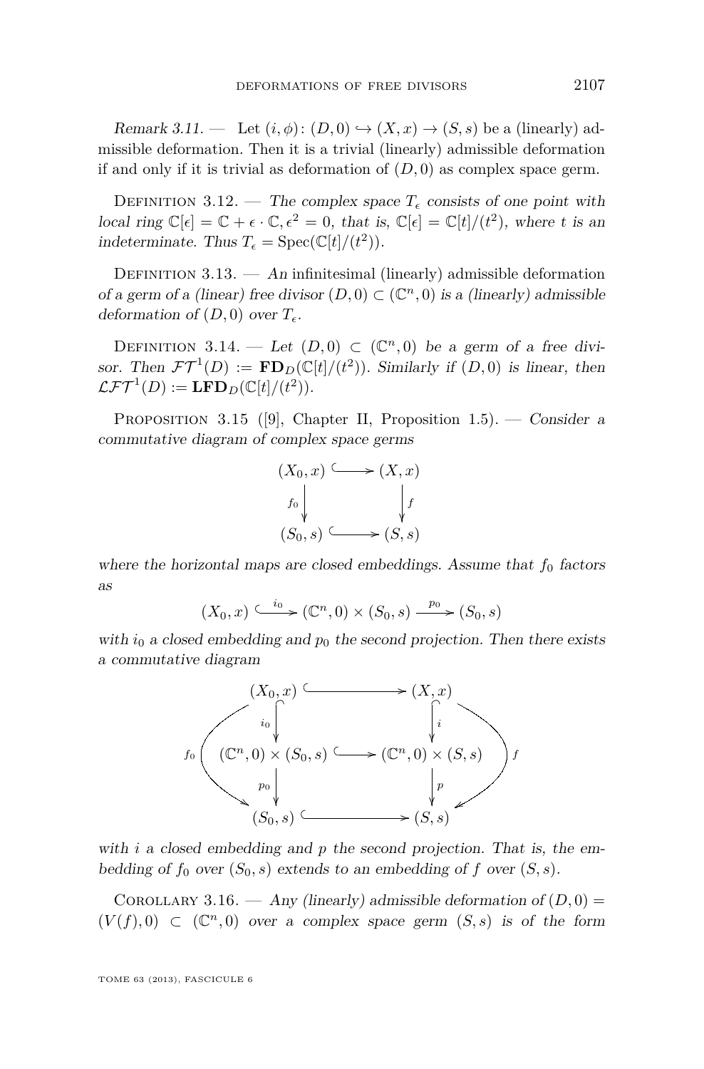*Remark 3.11.* — Let $(i, \phi)\colon (D,0) \hookrightarrow (X,x) \to (S,s)$ be a (linearly) admissible deformation. Then it is a trivial (linearly) admissible deformation if and only if it is trivial as deformation of $(D,0)$ as complex space germ.

Definition 3.12. — *The complex space $T_\epsilon$ consists of one point with local ring $\mathbb{C}[\epsilon] = \mathbb{C} + \epsilon \cdot \mathbb{C}, \epsilon^2 = 0$, that is, $\mathbb{C}[\epsilon] = \mathbb{C}[t]/(t^2)$, where $t$ is an indeterminate. Thus $T_\epsilon = \operatorname{Spec}(\mathbb{C}[t]/(t^2))$.*

Definition 3.13. — *An* infinitesimal (linearly) admissible deformation *of a germ of a (linear) free divisor $(D,0) \subset (\mathbb{C}^n,0)$ is a (linearly) admissible deformation of $(D,0)$ over $T_\epsilon$.*

Definition 3.14. — *Let $(D,0) \subset (\mathbb{C}^n,0)$ be a germ of a free divisor. Then $\mathcal{FT}^1(D) := \mathbf{FD}_D(\mathbb{C}[t]/(t^2))$. Similarly if $(D,0)$ is linear, then $\mathcal{LFT}^1(D) := \mathbf{LFD}_D(\mathbb{C}[t]/(t^2))$.*

Proposition 3.15 ([9], Chapter II, Proposition 1.5). — *Consider a commutative diagram of complex space germs*

$$\begin{array}{ccc} (X_0,x) & \hookrightarrow & (X,x) \\ {\scriptstyle f_0}\downarrow & & \downarrow{\scriptstyle f} \\ (S_0,s) & \hookrightarrow & (S,s) \end{array}$$

*where the horizontal maps are closed embeddings. Assume that $f_0$ factors as*

$$(X_0,x) \xrightarrow{i_0} (\mathbb{C}^n,0) \times (S_0,s) \xrightarrow{p_0} (S_0,s)$$

*with $i_0$ a closed embedding and $p_0$ the second projection. Then there exists a commutative diagram*

$$\begin{array}{ccc} (X_0,x) & \hookrightarrow & (X,x) \\ {\scriptstyle i_0}\downarrow & & \downarrow{\scriptstyle i} \\ (\mathbb{C}^n,0)\times(S_0,s) & \hookrightarrow & (\mathbb{C}^n,0)\times(S,s) \\ {\scriptstyle p_0}\downarrow & & \downarrow{\scriptstyle p} \\ (S_0,s) & \hookrightarrow & (S,s) \end{array}$$

*(with $f_0 = p_0 \circ i_0$ and $f = p \circ i$) with $i$ a closed embedding and $p$ the second projection. That is, the embedding of $f_0$ over $(S_0,s)$ extends to an embedding of $f$ over $(S,s)$.*

Corollary 3.16. — *Any (linearly) admissible deformation of $(D,0) = (V(f),0) \subset (\mathbb{C}^n,0)$ over a complex space germ $(S,s)$ is of the form*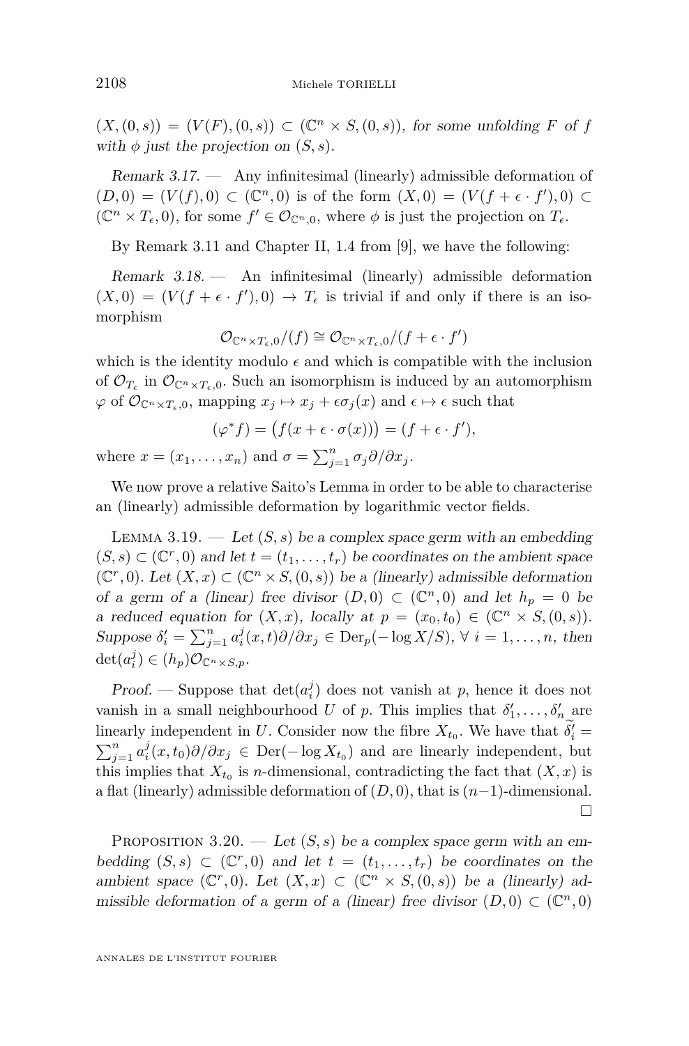$(X,(0,s)) = (V(F),(0,s)) \subset (\mathbb{C}^n \times S,(0,s))$, *for some unfolding $F$ of $f$ with $\phi$ just the projection on $(S,s)$.*

*Remark 3.17.* — Any infinitesimal (linearly) admissible deformation of $(D,0) = (V(f),0) \subset (\mathbb{C}^n,0)$ is of the form $(X,0) = (V(f+\epsilon \cdot f'),0) \subset (\mathbb{C}^n \times T_\epsilon,0)$, for some $f' \in \mathcal{O}_{\mathbb{C}^n,0}$, where $\phi$ is just the projection on $T_\epsilon$.

By Remark 3.11 and Chapter II, 1.4 from [9], we have the following:

*Remark 3.18.* — An infinitesimal (linearly) admissible deformation $(X,0) = (V(f+\epsilon \cdot f'),0) \to T_\epsilon$ is trivial if and only if there is an isomorphism

$$\mathcal{O}_{\mathbb{C}^n \times T_\epsilon,0}/(f) \cong \mathcal{O}_{\mathbb{C}^n \times T_\epsilon,0}/(f+\epsilon \cdot f')$$

which is the identity modulo $\epsilon$ and which is compatible with the inclusion of $\mathcal{O}_{T_\epsilon}$ in $\mathcal{O}_{\mathbb{C}^n \times T_\epsilon,0}$. Such an isomorphism is induced by an automorphism $\varphi$ of $\mathcal{O}_{\mathbb{C}^n \times T_\epsilon,0}$, mapping $x_j \mapsto x_j + \epsilon\sigma_j(x)$ and $\epsilon \mapsto \epsilon$ such that

$$(\varphi^* f) = \big(f(x+\epsilon \cdot \sigma(x))\big) = (f+\epsilon \cdot f'),$$

where $x = (x_1,\dots,x_n)$ and $\sigma = \sum_{j=1}^n \sigma_j \partial/\partial x_j$.

We now prove a relative Saito's Lemma in order to be able to characterise an (linearly) admissible deformation by logarithmic vector fields.

Lemma 3.19. — *Let $(S,s)$ be a complex space germ with an embedding $(S,s) \subset (\mathbb{C}^r,0)$ and let $t = (t_1,\dots,t_r)$ be coordinates on the ambient space $(\mathbb{C}^r,0)$. Let $(X,x) \subset (\mathbb{C}^n \times S,(0,s))$ be a (linearly) admissible deformation of a germ of a (linear) free divisor $(D,0) \subset (\mathbb{C}^n,0)$ and let $h_p = 0$ be a reduced equation for $(X,x)$, locally at $p = (x_0,t_0) \in (\mathbb{C}^n \times S,(0,s))$. Suppose $\delta_i' = \sum_{j=1}^n a_i^j(x,t)\partial/\partial x_j \in \mathrm{Der}_p(-\log X/S)$, $\forall\ i = 1,\dots,n$, then $\det(a_i^j) \in (h_p)\mathcal{O}_{\mathbb{C}^n \times S,p}$.*

*Proof.* — Suppose that $\det(a_i^j)$ does not vanish at $p$, hence it does not vanish in a small neighbourhood $U$ of $p$. This implies that $\delta_1',\dots,\delta_n'$ are linearly independent in $U$. Consider now the fibre $X_{t_0}$. We have that $\widetilde{\delta_i'} = \sum_{j=1}^n a_i^j(x,t_0)\partial/\partial x_j \in \mathrm{Der}(-\log X_{t_0})$ and are linearly independent, but this implies that $X_{t_0}$ is $n$-dimensional, contradicting the fact that $(X,x)$ is a flat (linearly) admissible deformation of $(D,0)$, that is $(n-1)$-dimensional. □

Proposition 3.20. — *Let $(S,s)$ be a complex space germ with an embedding $(S,s) \subset (\mathbb{C}^r,0)$ and let $t = (t_1,\dots,t_r)$ be coordinates on the ambient space $(\mathbb{C}^r,0)$. Let $(X,x) \subset (\mathbb{C}^n \times S,(0,s))$ be a (linearly) admissible deformation of a germ of a (linear) free divisor $(D,0) \subset (\mathbb{C}^n,0)$*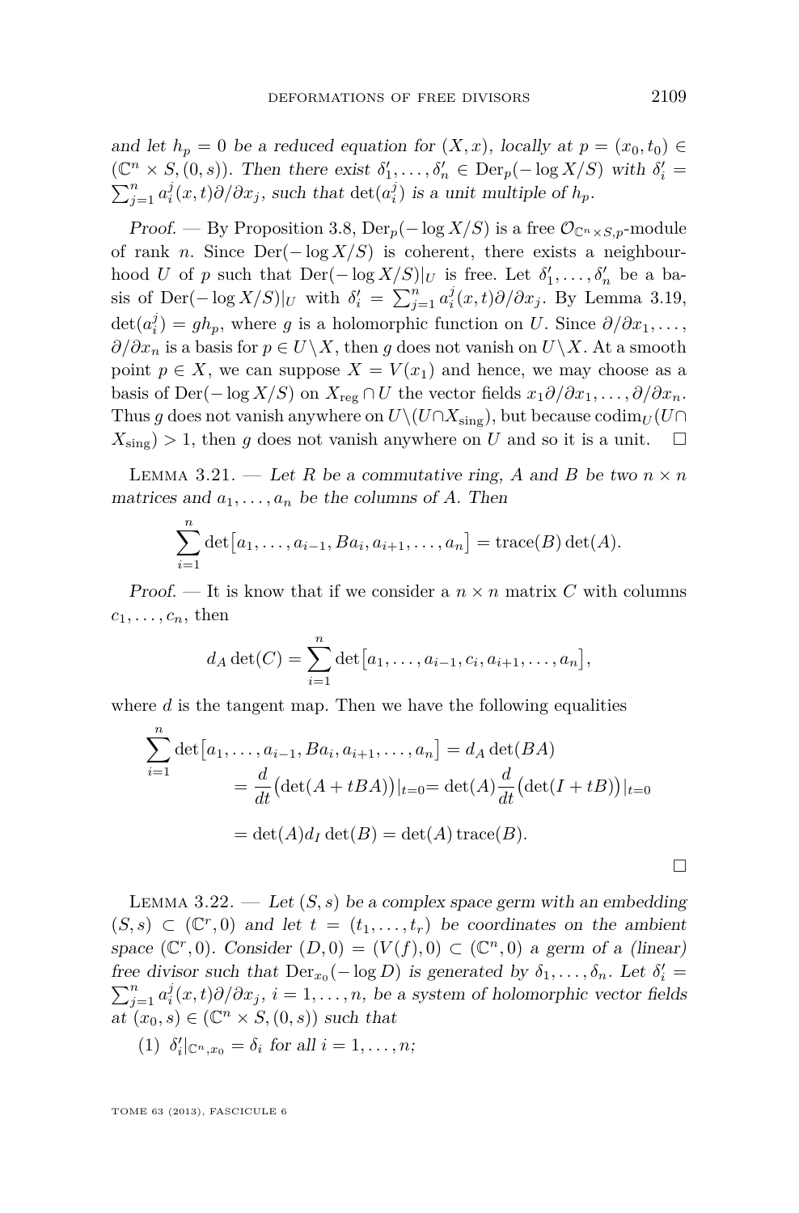*and let $h_p = 0$ be a reduced equation for $(X, x)$, locally at $p = (x_0, t_0) \in (\mathbb{C}^n \times S, (0, s))$. Then there exist $\delta'_1, \dots, \delta'_n \in \mathrm{Der}_p(-\log X/S)$ with $\delta'_i = \sum_{j=1}^n a_i^j(x,t)\partial/\partial x_j$, such that $\det(a_i^j)$ is a unit multiple of $h_p$.*

*Proof.* — By Proposition 3.8, $\mathrm{Der}_p(-\log X/S)$ is a free $\mathcal{O}_{\mathbb{C}^n \times S, p}$-module of rank $n$. Since $\mathrm{Der}(-\log X/S)$ is coherent, there exists a neighbourhood $U$ of $p$ such that $\mathrm{Der}(-\log X/S)|_U$ is free. Let $\delta'_1, \dots, \delta'_n$ be a basis of $\mathrm{Der}(-\log X/S)|_U$ with $\delta'_i = \sum_{j=1}^n a_i^j(x,t)\partial/\partial x_j$. By Lemma 3.19, $\det(a_i^j) = g h_p$, where $g$ is a holomorphic function on $U$. Since $\partial/\partial x_1, \dots, \partial/\partial x_n$ is a basis for $p \in U \setminus X$, then $g$ does not vanish on $U \setminus X$. At a smooth point $p \in X$, we can suppose $X = V(x_1)$ and hence, we may choose as a basis of $\mathrm{Der}(-\log X/S)$ on $X_{\mathrm{reg}} \cap U$ the vector fields $x_1\partial/\partial x_1, \dots, \partial/\partial x_n$. Thus $g$ does not vanish anywhere on $U \setminus (U \cap X_{\mathrm{sing}})$, but because $\mathrm{codim}_U(U \cap X_{\mathrm{sing}}) > 1$, then $g$ does not vanish anywhere on $U$ and so it is a unit. $\square$

Lemma 3.21. — *Let $R$ be a commutative ring, $A$ and $B$ be two $n \times n$ matrices and $a_1, \dots, a_n$ be the columns of $A$. Then*

$$\sum_{i=1}^n \det\big[a_1, \dots, a_{i-1}, Ba_i, a_{i+1}, \dots, a_n\big] = \mathrm{trace}(B)\det(A).$$

*Proof.* — It is know that if we consider a $n \times n$ matrix $C$ with columns $c_1, \dots, c_n$, then

$$d_A \det(C) = \sum_{i=1}^n \det\big[a_1, \dots, a_{i-1}, c_i, a_{i+1}, \dots, a_n\big],$$

where $d$ is the tangent map. Then we have the following equalities

$$\begin{aligned}\sum_{i=1}^n \det\big[a_1, \dots, a_{i-1}, Ba_i, a_{i+1}, \dots, a_n\big] &= d_A \det(BA) \\ &= \frac{d}{dt}\big(\det(A + tBA)\big)|_{t=0} = \det(A)\frac{d}{dt}\big(\det(I + tB)\big)|_{t=0} \\ &= \det(A) d_I \det(B) = \det(A)\,\mathrm{trace}(B).\end{aligned}$$

$\square$

Lemma 3.22. — *Let $(S, s)$ be a complex space germ with an embedding $(S, s) \subset (\mathbb{C}^r, 0)$ and let $t = (t_1, \dots, t_r)$ be coordinates on the ambient space $(\mathbb{C}^r, 0)$. Consider $(D, 0) = (V(f), 0) \subset (\mathbb{C}^n, 0)$ a germ of a (linear) free divisor such that $\mathrm{Der}_{x_0}(-\log D)$ is generated by $\delta_1, \dots, \delta_n$. Let $\delta'_i = \sum_{j=1}^n a_i^j(x,t)\partial/\partial x_j$, $i = 1, \dots, n$, be a system of holomorphic vector fields at $(x_0, s) \in (\mathbb{C}^n \times S, (0, s))$ such that*

(1) *$\delta'_i|_{\mathbb{C}^n, x_0} = \delta_i$ for all $i = 1, \dots, n$;*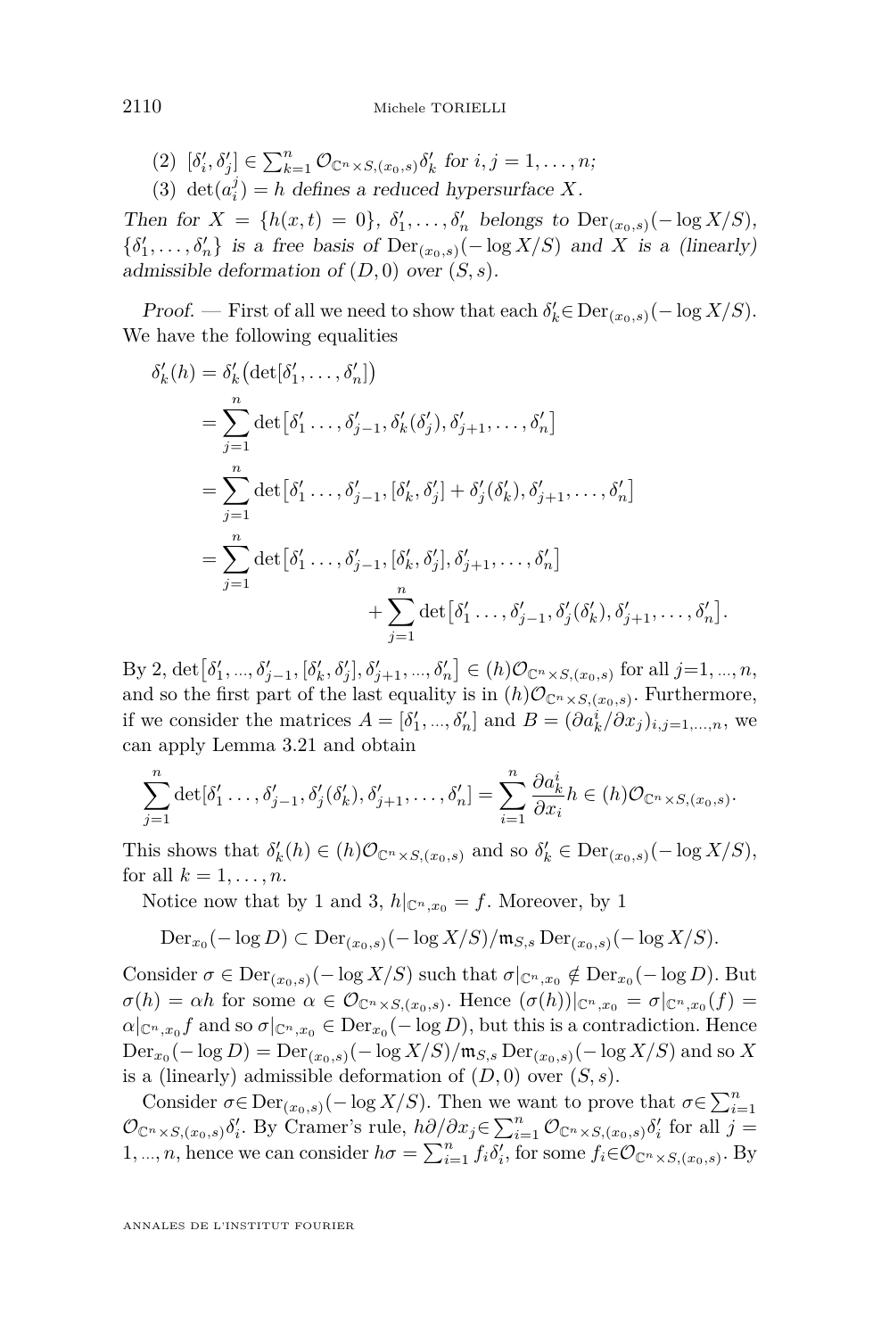(2) $[\delta'_i, \delta'_j] \in \sum_{k=1}^n \mathcal{O}_{\mathbb{C}^n\times S,(x_0,s)}\delta'_k$ for $i, j = 1, \ldots, n$;

(3) $\det(a_i^j) = h$ defines a reduced hypersurface $X$.

*Then for $X = \{h(x,t) = 0\}$, $\delta'_1, \ldots, \delta'_n$ belongs to $\mathrm{Der}_{(x_0,s)}(-\log X/S)$, $\{\delta'_1, \ldots, \delta'_n\}$ is a free basis of $\mathrm{Der}_{(x_0,s)}(-\log X/S)$ and $X$ is a (linearly) admissible deformation of $(D, 0)$ over $(S, s)$.*

*Proof.* — First of all we need to show that each $\delta'_k \in \mathrm{Der}_{(x_0,s)}(-\log X/S)$. We have the following equalities

$$
\begin{aligned}
\delta'_k(h) &= \delta'_k\big(\det[\delta'_1, \ldots, \delta'_n]\big) \\
&= \sum_{j=1}^n \det\big[\delta'_1 \ldots, \delta'_{j-1}, \delta'_k(\delta'_j), \delta'_{j+1}, \ldots, \delta'_n\big] \\
&= \sum_{j=1}^n \det\big[\delta'_1 \ldots, \delta'_{j-1}, [\delta'_k, \delta'_j] + \delta'_j(\delta'_k), \delta'_{j+1}, \ldots, \delta'_n\big] \\
&= \sum_{j=1}^n \det\big[\delta'_1 \ldots, \delta'_{j-1}, [\delta'_k, \delta'_j], \delta'_{j+1}, \ldots, \delta'_n\big] \\
&\qquad\qquad + \sum_{j=1}^n \det\big[\delta'_1 \ldots, \delta'_{j-1}, \delta'_j(\delta'_k), \delta'_{j+1}, \ldots, \delta'_n\big].
\end{aligned}
$$

By 2, $\det\big[\delta'_1, \ldots, \delta'_{j-1}, [\delta'_k, \delta'_j], \delta'_{j+1}, \ldots, \delta'_n\big] \in (h)\mathcal{O}_{\mathbb{C}^n\times S,(x_0,s)}$ for all $j=1,\ldots,n$, and so the first part of the last equality is in $(h)\mathcal{O}_{\mathbb{C}^n\times S,(x_0,s)}$. Furthermore, if we consider the matrices $A = [\delta'_1, \ldots, \delta'_n]$ and $B = (\partial a_k^i/\partial x_j)_{i,j=1,\ldots,n}$, we can apply Lemma 3.21 and obtain

$$
\sum_{j=1}^n \det[\delta'_1 \ldots, \delta'_{j-1}, \delta'_j(\delta'_k), \delta'_{j+1}, \ldots, \delta'_n] = \sum_{i=1}^n \frac{\partial a_k^i}{\partial x_i} h \in (h)\mathcal{O}_{\mathbb{C}^n\times S,(x_0,s)}.
$$

This shows that $\delta'_k(h) \in (h)\mathcal{O}_{\mathbb{C}^n\times S,(x_0,s)}$ and so $\delta'_k \in \mathrm{Der}_{(x_0,s)}(-\log X/S)$, for all $k = 1, \ldots, n$.

Notice now that by 1 and 3, $h|_{\mathbb{C}^n,x_0} = f$. Moreover, by 1

$$
\mathrm{Der}_{x_0}(-\log D) \subset \mathrm{Der}_{(x_0,s)}(-\log X/S)/\mathfrak{m}_{S,s}\,\mathrm{Der}_{(x_0,s)}(-\log X/S).
$$

Consider $\sigma \in \mathrm{Der}_{(x_0,s)}(-\log X/S)$ such that $\sigma|_{\mathbb{C}^n,x_0} \notin \mathrm{Der}_{x_0}(-\log D)$. But $\sigma(h) = \alpha h$ for some $\alpha \in \mathcal{O}_{\mathbb{C}^n\times S,(x_0,s)}$. Hence $(\sigma(h))|_{\mathbb{C}^n,x_0} = \sigma|_{\mathbb{C}^n,x_0}(f) = \alpha|_{\mathbb{C}^n,x_0} f$ and so $\sigma|_{\mathbb{C}^n,x_0} \in \mathrm{Der}_{x_0}(-\log D)$, but this is a contradiction. Hence $\mathrm{Der}_{x_0}(-\log D) = \mathrm{Der}_{(x_0,s)}(-\log X/S)/\mathfrak{m}_{S,s}\,\mathrm{Der}_{(x_0,s)}(-\log X/S)$ and so $X$ is a (linearly) admissible deformation of $(D, 0)$ over $(S, s)$.

Consider $\sigma \in \mathrm{Der}_{(x_0,s)}(-\log X/S)$. Then we want to prove that $\sigma \in \sum_{i=1}^n \mathcal{O}_{\mathbb{C}^n\times S,(x_0,s)}\delta'_i$. By Cramer's rule, $h\partial/\partial x_j \in \sum_{i=1}^n \mathcal{O}_{\mathbb{C}^n\times S,(x_0,s)}\delta'_i$ for all $j = 1, \ldots, n$, hence we can consider $h\sigma = \sum_{i=1}^n f_i\delta'_i$, for some $f_i \in \mathcal{O}_{\mathbb{C}^n\times S,(x_0,s)}$. By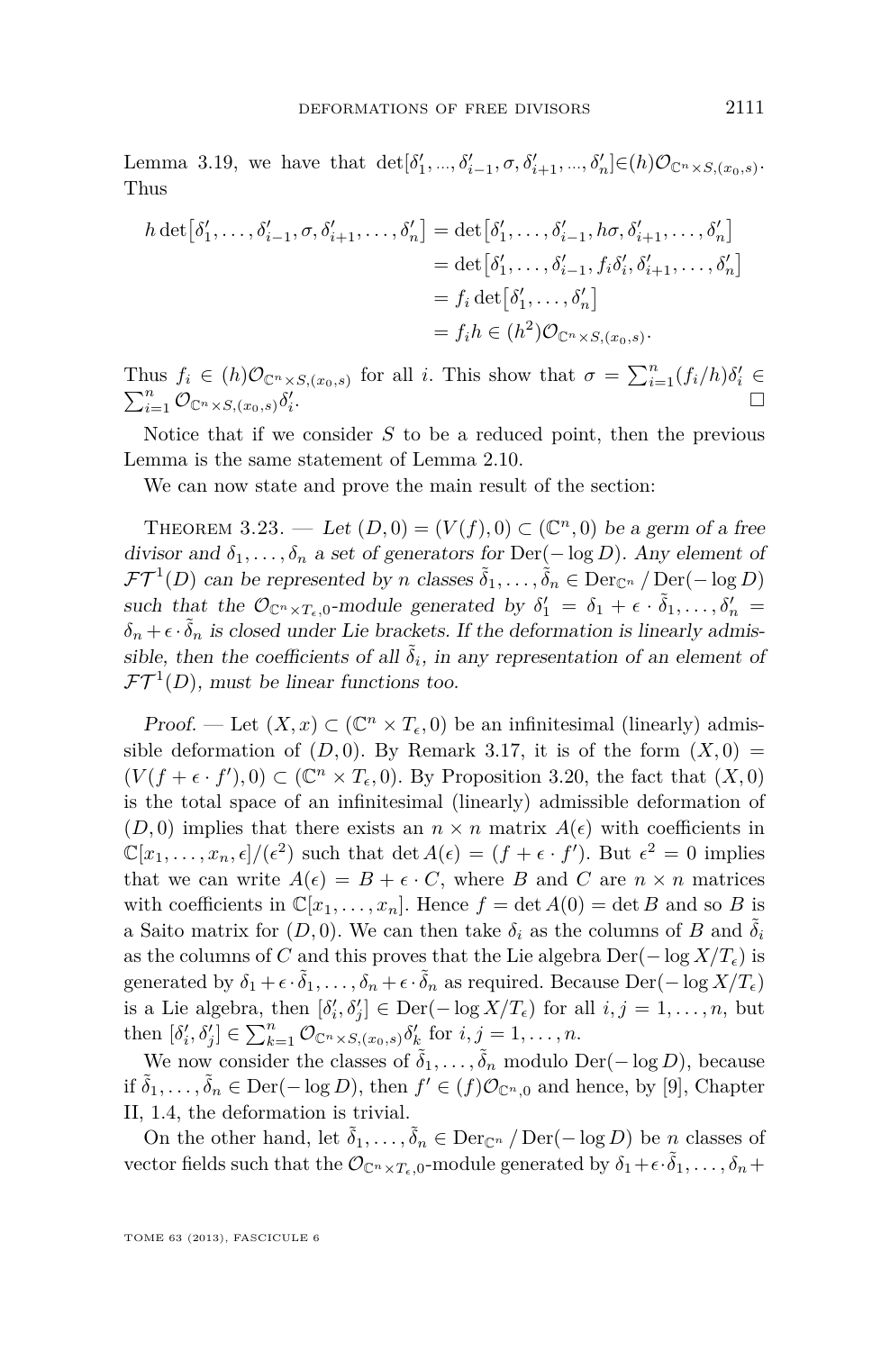Lemma 3.19, we have that $\det[\delta'_1, ..., \delta'_{i-1}, \sigma, \delta'_{i+1}, ..., \delta'_n] \in (h)\mathcal{O}_{\mathbb{C}^n \times S,(x_0,s)}$. Thus

$$\begin{aligned}
h \det\bigl[\delta'_1, \dots, \delta'_{i-1}, \sigma, \delta'_{i+1}, \dots, \delta'_n\bigr] &= \det\bigl[\delta'_1, \dots, \delta'_{i-1}, h\sigma, \delta'_{i+1}, \dots, \delta'_n\bigr] \\
&= \det\bigl[\delta'_1, \dots, \delta'_{i-1}, f_i\delta'_i, \delta'_{i+1}, \dots, \delta'_n\bigr] \\
&= f_i \det\bigl[\delta'_1, \dots, \delta'_n\bigr] \\
&= f_i h \in (h^2)\mathcal{O}_{\mathbb{C}^n \times S,(x_0,s)}.
\end{aligned}$$

Thus $f_i \in (h)\mathcal{O}_{\mathbb{C}^n \times S,(x_0,s)}$ for all $i$. This show that $\sigma = \sum_{i=1}^n (f_i/h)\delta'_i \in \sum_{i=1}^n \mathcal{O}_{\mathbb{C}^n \times S,(x_0,s)}\delta'_i$. □

Notice that if we consider $S$ to be a reduced point, then the previous Lemma is the same statement of Lemma 2.10.

We can now state and prove the main result of the section:

Theorem 3.23. — *Let $(D,0) = (V(f),0) \subset (\mathbb{C}^n,0)$ be a germ of a free divisor and $\delta_1, \dots, \delta_n$ a set of generators for $\mathrm{Der}(-\log D)$. Any element of $\mathcal{FT}^1(D)$ can be represented by $n$ classes $\tilde{\delta}_1, \dots, \tilde{\delta}_n \in \mathrm{Der}_{\mathbb{C}^n} / \mathrm{Der}(-\log D)$ such that the $\mathcal{O}_{\mathbb{C}^n \times T_\epsilon,0}$-module generated by $\delta'_1 = \delta_1 + \epsilon \cdot \tilde{\delta}_1, \dots, \delta'_n = \delta_n + \epsilon \cdot \tilde{\delta}_n$ is closed under Lie brackets. If the deformation is linearly admissible, then the coefficients of all $\tilde{\delta}_i$, in any representation of an element of $\mathcal{FT}^1(D)$, must be linear functions too.*

*Proof.* — Let $(X,x) \subset (\mathbb{C}^n \times T_\epsilon, 0)$ be an infinitesimal (linearly) admissible deformation of $(D,0)$. By Remark 3.17, it is of the form $(X,0) = (V(f + \epsilon \cdot f'),0) \subset (\mathbb{C}^n \times T_\epsilon, 0)$. By Proposition 3.20, the fact that $(X,0)$ is the total space of an infinitesimal (linearly) admissible deformation of $(D,0)$ implies that there exists an $n \times n$ matrix $A(\epsilon)$ with coefficients in $\mathbb{C}[x_1, \dots, x_n, \epsilon]/(\epsilon^2)$ such that $\det A(\epsilon) = (f + \epsilon \cdot f')$. But $\epsilon^2 = 0$ implies that we can write $A(\epsilon) = B + \epsilon \cdot C$, where $B$ and $C$ are $n \times n$ matrices with coefficients in $\mathbb{C}[x_1, \dots, x_n]$. Hence $f = \det A(0) = \det B$ and so $B$ is a Saito matrix for $(D,0)$. We can then take $\delta_i$ as the columns of $B$ and $\tilde{\delta}_i$ as the columns of $C$ and this proves that the Lie algebra $\mathrm{Der}(-\log X/T_\epsilon)$ is generated by $\delta_1 + \epsilon \cdot \tilde{\delta}_1, \dots, \delta_n + \epsilon \cdot \tilde{\delta}_n$ as required. Because $\mathrm{Der}(-\log X/T_\epsilon)$ is a Lie algebra, then $[\delta'_i, \delta'_j] \in \mathrm{Der}(-\log X/T_\epsilon)$ for all $i,j = 1, \dots, n$, but then $[\delta'_i, \delta'_j] \in \sum_{k=1}^n \mathcal{O}_{\mathbb{C}^n \times S,(x_0,s)}\delta'_k$ for $i,j = 1, \dots, n$.

We now consider the classes of $\tilde{\delta}_1, \dots, \tilde{\delta}_n$ modulo $\mathrm{Der}(-\log D)$, because if $\tilde{\delta}_1, \dots, \tilde{\delta}_n \in \mathrm{Der}(-\log D)$, then $f' \in (f)\mathcal{O}_{\mathbb{C}^n,0}$ and hence, by [9], Chapter II, 1.4, the deformation is trivial.

On the other hand, let $\tilde{\delta}_1, \dots, \tilde{\delta}_n \in \mathrm{Der}_{\mathbb{C}^n} / \mathrm{Der}(-\log D)$ be $n$ classes of vector fields such that the $\mathcal{O}_{\mathbb{C}^n \times T_\epsilon,0}$-module generated by $\delta_1 + \epsilon \cdot \tilde{\delta}_1, \dots, \delta_n +$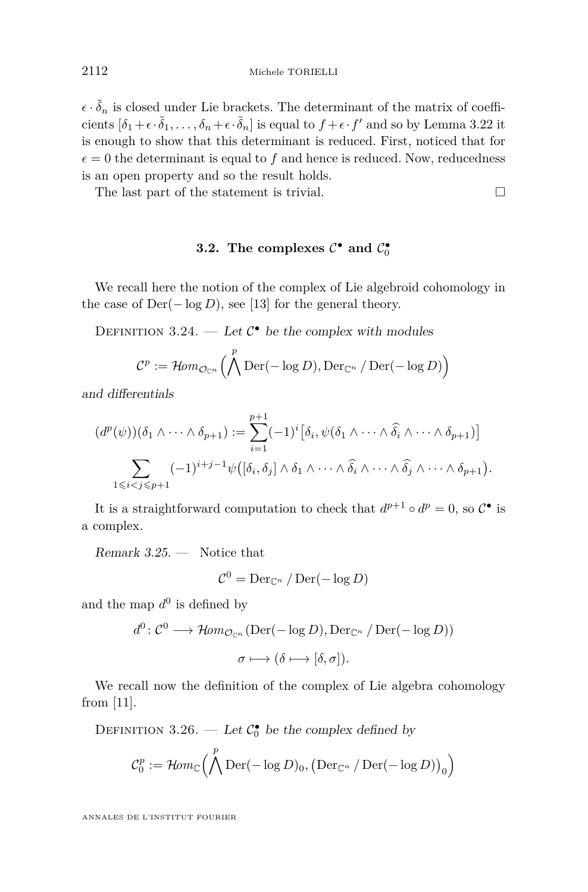$\epsilon \cdot \tilde{\delta}_n$ is closed under Lie brackets. The determinant of the matrix of coefficients $[\delta_1 + \epsilon \cdot \tilde{\delta}_1, \ldots, \delta_n + \epsilon \cdot \tilde{\delta}_n]$ is equal to $f + \epsilon \cdot f'$ and so by Lemma 3.22 it is enough to show that this determinant is reduced. First, noticed that for $\epsilon = 0$ the determinant is equal to $f$ and hence is reduced. Now, reducedness is an open property and so the result holds.

The last part of the statement is trivial. □

### 3.2. The complexes $\mathcal{C}^\bullet$ and $\mathcal{C}_0^\bullet$

We recall here the notion of the complex of Lie algebroid cohomology in the case of $\mathrm{Der}(-\log D)$, see [13] for the general theory.

Definition 3.24. — *Let $\mathcal{C}^\bullet$ be the complex with modules*

$$\mathcal{C}^p := \mathcal{H}om_{\mathcal{O}_{\mathbb{C}^n}}\Big(\bigwedge^p \mathrm{Der}(-\log D), \mathrm{Der}_{\mathbb{C}^n} / \mathrm{Der}(-\log D)\Big)$$

*and differentials*

$$(d^p(\psi))(\delta_1 \wedge \cdots \wedge \delta_{p+1}) := \sum_{i=1}^{p+1} (-1)^i \big[\delta_i, \psi(\delta_1 \wedge \cdots \wedge \widehat{\delta_i} \wedge \cdots \wedge \delta_{p+1})\big]$$
$$\sum_{1 \leqslant i < j \leqslant p+1} (-1)^{i+j-1} \psi\big([\delta_i, \delta_j] \wedge \delta_1 \wedge \cdots \wedge \widehat{\delta_i} \wedge \cdots \wedge \widehat{\delta_j} \wedge \cdots \wedge \delta_{p+1}\big).$$

It is a straightforward computation to check that $d^{p+1} \circ d^p = 0$, so $\mathcal{C}^\bullet$ is a complex.

*Remark 3.25.* — Notice that

$$\mathcal{C}^0 = \mathrm{Der}_{\mathbb{C}^n} / \mathrm{Der}(-\log D)$$

and the map $d^0$ is defined by

$$d^0 \colon \mathcal{C}^0 \longrightarrow \mathcal{H}om_{\mathcal{O}_{\mathbb{C}^n}}(\mathrm{Der}(-\log D), \mathrm{Der}_{\mathbb{C}^n} / \mathrm{Der}(-\log D))$$
$$\sigma \longmapsto (\delta \longmapsto [\delta, \sigma]).$$

We recall now the definition of the complex of Lie algebra cohomology from [11].

Definition 3.26. — *Let $\mathcal{C}_0^\bullet$ be the complex defined by*

$$\mathcal{C}_0^p := \mathcal{H}om_{\mathbb{C}}\Big(\bigwedge^p \mathrm{Der}(-\log D)_0, \big(\mathrm{Der}_{\mathbb{C}^n} / \mathrm{Der}(-\log D)\big)_0\Big)$$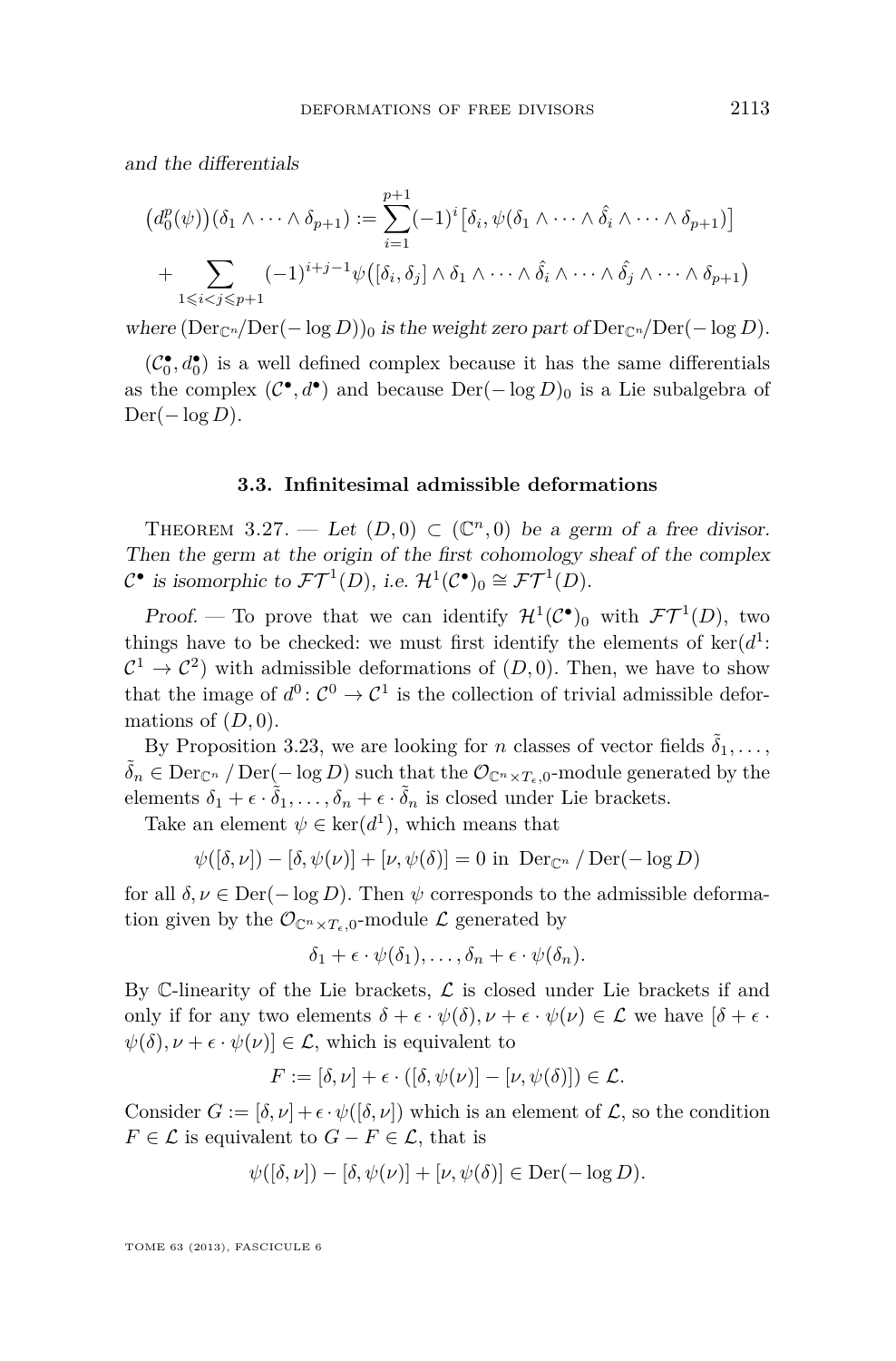and the differentials

$$\big(d_0^p(\psi)\big)(\delta_1 \wedge \cdots \wedge \delta_{p+1}) := \sum_{i=1}^{p+1} (-1)^i \big[\delta_i, \psi(\delta_1 \wedge \cdots \wedge \hat{\delta}_i \wedge \cdots \wedge \delta_{p+1})\big]$$
$$+ \sum_{1 \leqslant i < j \leqslant p+1} (-1)^{i+j-1} \psi\big([\delta_i, \delta_j] \wedge \delta_1 \wedge \cdots \wedge \hat{\delta}_i \wedge \cdots \wedge \hat{\delta}_j \wedge \cdots \wedge \delta_{p+1}\big)$$

*where* $(\mathrm{Der}_{\mathbb{C}^n}/\mathrm{Der}(-\log D))_0$ *is the weight zero part of* $\mathrm{Der}_{\mathbb{C}^n}/\mathrm{Der}(-\log D)$.

$(\mathcal{C}_0^\bullet, d_0^\bullet)$ is a well defined complex because it has the same differentials as the complex $(\mathcal{C}^\bullet, d^\bullet)$ and because $\mathrm{Der}(-\log D)_0$ is a Lie subalgebra of $\mathrm{Der}(-\log D)$.

### 3.3. Infinitesimal admissible deformations

Theorem 3.27. — *Let $(D,0) \subset (\mathbb{C}^n, 0)$ be a germ of a free divisor. Then the germ at the origin of the first cohomology sheaf of the complex $\mathcal{C}^\bullet$ is isomorphic to $\mathcal{FT}^1(D)$, i.e. $\mathcal{H}^1(\mathcal{C}^\bullet)_0 \cong \mathcal{FT}^1(D)$.*

*Proof.* — To prove that we can identify $\mathcal{H}^1(\mathcal{C}^\bullet)_0$ with $\mathcal{FT}^1(D)$, two things have to be checked: we must first identify the elements of $\ker(d^1\colon \mathcal{C}^1 \to \mathcal{C}^2)$ with admissible deformations of $(D,0)$. Then, we have to show that the image of $d^0\colon \mathcal{C}^0 \to \mathcal{C}^1$ is the collection of trivial admissible deformations of $(D,0)$.

By Proposition 3.23, we are looking for $n$ classes of vector fields $\tilde{\delta}_1, \ldots, \tilde{\delta}_n \in \mathrm{Der}_{\mathbb{C}^n} / \mathrm{Der}(-\log D)$ such that the $\mathcal{O}_{\mathbb{C}^n \times T_\epsilon, 0}$-module generated by the elements $\delta_1 + \epsilon \cdot \tilde{\delta}_1, \ldots, \delta_n + \epsilon \cdot \tilde{\delta}_n$ is closed under Lie brackets.

Take an element $\psi \in \ker(d^1)$, which means that

$$\psi([\delta,\nu]) - [\delta, \psi(\nu)] + [\nu, \psi(\delta)] = 0 \text{ in } \mathrm{Der}_{\mathbb{C}^n} / \mathrm{Der}(-\log D)$$

for all $\delta, \nu \in \mathrm{Der}(-\log D)$. Then $\psi$ corresponds to the admissible deformation given by the $\mathcal{O}_{\mathbb{C}^n \times T_\epsilon, 0}$-module $\mathcal{L}$ generated by

$$\delta_1 + \epsilon \cdot \psi(\delta_1), \ldots, \delta_n + \epsilon \cdot \psi(\delta_n).$$

By $\mathbb{C}$-linearity of the Lie brackets, $\mathcal{L}$ is closed under Lie brackets if and only if for any two elements $\delta + \epsilon \cdot \psi(\delta), \nu + \epsilon \cdot \psi(\nu) \in \mathcal{L}$ we have $[\delta + \epsilon \cdot \psi(\delta), \nu + \epsilon \cdot \psi(\nu)] \in \mathcal{L}$, which is equivalent to

$$F := [\delta, \nu] + \epsilon \cdot ([\delta, \psi(\nu)] - [\nu, \psi(\delta)]) \in \mathcal{L}.$$

Consider $G := [\delta, \nu] + \epsilon \cdot \psi([\delta, \nu])$ which is an element of $\mathcal{L}$, so the condition $F \in \mathcal{L}$ is equivalent to $G - F \in \mathcal{L}$, that is

$$\psi([\delta,\nu]) - [\delta, \psi(\nu)] + [\nu, \psi(\delta)] \in \mathrm{Der}(-\log D).$$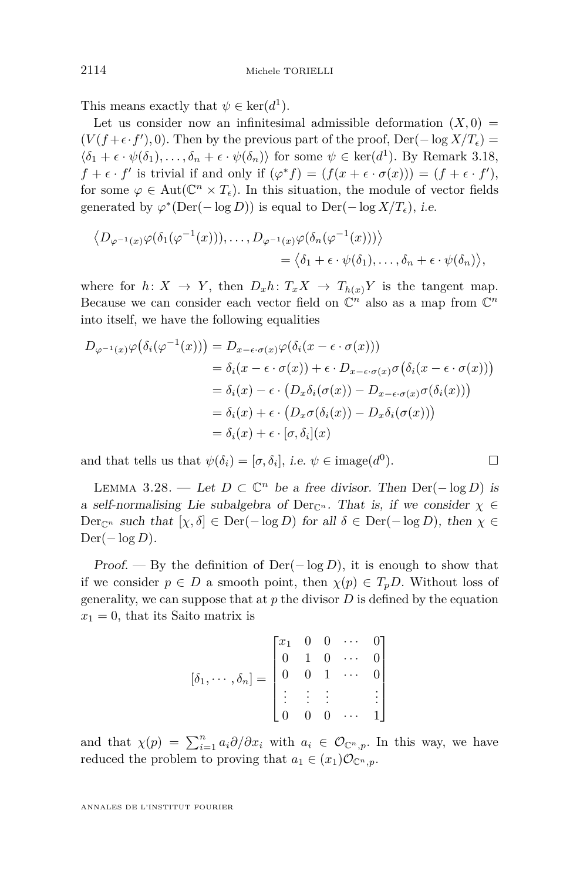This means exactly that $\psi \in \ker(d^1)$.

Let us consider now an infinitesimal admissible deformation $(X, 0) = (V(f+\epsilon\cdot f'), 0)$. Then by the previous part of the proof, $\mathrm{Der}(-\log X/T_\epsilon) = \langle \delta_1 + \epsilon\cdot\psi(\delta_1), \dots, \delta_n + \epsilon\cdot\psi(\delta_n)\rangle$ for some $\psi \in \ker(d^1)$. By Remark 3.18, $f + \epsilon\cdot f'$ is trivial if and only if $(\varphi^* f) = (f(x+\epsilon\cdot\sigma(x))) = (f+\epsilon\cdot f')$, for some $\varphi \in \mathrm{Aut}(\mathbb{C}^n \times T_\epsilon)$. In this situation, the module of vector fields generated by $\varphi^*(\mathrm{Der}(-\log D))$ is equal to $\mathrm{Der}(-\log X/T_\epsilon)$, *i.e.*

$$\begin{aligned}\big\langle D_{\varphi^{-1}(x)}\varphi(\delta_1(\varphi^{-1}(x))), \dots, D_{\varphi^{-1}(x)}\varphi(\delta_n(\varphi^{-1}(x)))\big\rangle \\ = \big\langle \delta_1 + \epsilon\cdot\psi(\delta_1), \dots, \delta_n + \epsilon\cdot\psi(\delta_n)\big\rangle,\end{aligned}$$

where for $h\colon X \to Y$, then $D_x h\colon T_x X \to T_{h(x)} Y$ is the tangent map. Because we can consider each vector field on $\mathbb{C}^n$ also as a map from $\mathbb{C}^n$ into itself, we have the following equalities

$$\begin{aligned}D_{\varphi^{-1}(x)}\varphi\big(\delta_i(\varphi^{-1}(x))\big) &= D_{x-\epsilon\cdot\sigma(x)}\varphi(\delta_i(x-\epsilon\cdot\sigma(x))) \\ &= \delta_i(x-\epsilon\cdot\sigma(x)) + \epsilon\cdot D_{x-\epsilon\cdot\sigma(x)}\sigma\big(\delta_i(x-\epsilon\cdot\sigma(x))\big) \\ &= \delta_i(x) - \epsilon\cdot\big(D_x\delta_i(\sigma(x)) - D_{x-\epsilon\cdot\sigma(x)}\sigma(\delta_i(x))\big) \\ &= \delta_i(x) + \epsilon\cdot\big(D_x\sigma(\delta_i(x)) - D_x\delta_i(\sigma(x))\big) \\ &= \delta_i(x) + \epsilon\cdot[\sigma,\delta_i](x)\end{aligned}$$

and that tells us that $\psi(\delta_i) = [\sigma,\delta_i]$, *i.e.* $\psi \in \mathrm{image}(d^0)$. □

Lemma 3.28. — *Let $D \subset \mathbb{C}^n$ be a free divisor. Then $\mathrm{Der}(-\log D)$ is a self-normalising Lie subalgebra of $\mathrm{Der}_{\mathbb{C}^n}$. That is, if we consider $\chi \in \mathrm{Der}_{\mathbb{C}^n}$ such that $[\chi,\delta] \in \mathrm{Der}(-\log D)$ for all $\delta \in \mathrm{Der}(-\log D)$, then $\chi \in \mathrm{Der}(-\log D)$.*

*Proof.* — By the definition of $\mathrm{Der}(-\log D)$, it is enough to show that if we consider $p \in D$ a smooth point, then $\chi(p) \in T_p D$. Without loss of generality, we can suppose that at $p$ the divisor $D$ is defined by the equation $x_1 = 0$, that its Saito matrix is

$$[\delta_1, \cdots, \delta_n] = \begin{bmatrix} x_1 & 0 & 0 & \cdots & 0 \\ 0 & 1 & 0 & \cdots & 0 \\ 0 & 0 & 1 & \cdots & 0 \\ \vdots & \vdots & \vdots & & \vdots \\ 0 & 0 & 0 & \cdots & 1 \end{bmatrix}$$

and that $\chi(p) = \sum_{i=1}^n a_i \partial/\partial x_i$ with $a_i \in \mathcal{O}_{\mathbb{C}^n,p}$. In this way, we have reduced the problem to proving that $a_1 \in (x_1)\mathcal{O}_{\mathbb{C}^n,p}$.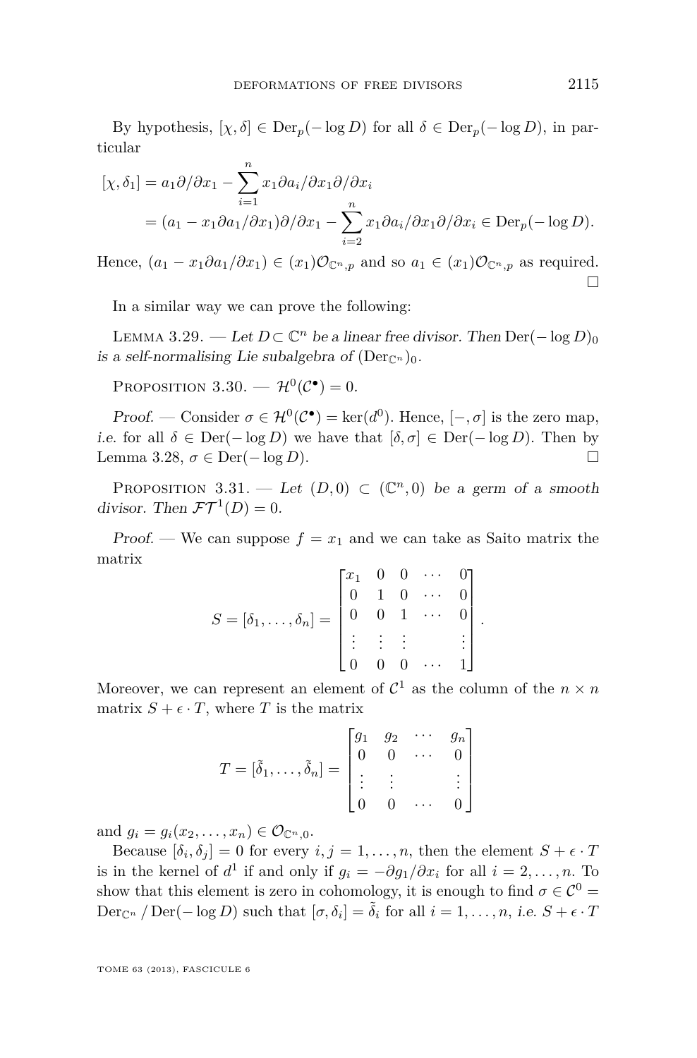By hypothesis, $[\chi, \delta] \in \mathrm{Der}_p(-\log D)$ for all $\delta \in \mathrm{Der}_p(-\log D)$, in particular

$$
\begin{aligned}
[\chi, \delta_1] &= a_1 \partial/\partial x_1 - \sum_{i=1}^{n} x_1 \partial a_i/\partial x_1 \partial/\partial x_i \\
&= (a_1 - x_1 \partial a_1/\partial x_1)\partial/\partial x_1 - \sum_{i=2}^{n} x_1 \partial a_i/\partial x_1 \partial/\partial x_i \in \mathrm{Der}_p(-\log D).
\end{aligned}
$$

Hence, $(a_1 - x_1 \partial a_1/\partial x_1) \in (x_1)\mathcal{O}_{\mathbb{C}^n,p}$ and so $a_1 \in (x_1)\mathcal{O}_{\mathbb{C}^n,p}$ as required. □

In a similar way we can prove the following:

Lemma 3.29. — *Let $D \subset \mathbb{C}^n$ be a linear free divisor. Then $\mathrm{Der}(-\log D)_0$ is a self-normalising Lie subalgebra of $(\mathrm{Der}_{\mathbb{C}^n})_0$.*

Proposition 3.30. — $\mathcal{H}^0(\mathcal{C}^\bullet) = 0$.

*Proof.* — Consider $\sigma \in \mathcal{H}^0(\mathcal{C}^\bullet) = \ker(d^0)$. Hence, $[-, \sigma]$ is the zero map, *i.e.* for all $\delta \in \mathrm{Der}(-\log D)$ we have that $[\delta, \sigma] \in \mathrm{Der}(-\log D)$. Then by Lemma 3.28, $\sigma \in \mathrm{Der}(-\log D)$. □

Proposition 3.31. — *Let $(D, 0) \subset (\mathbb{C}^n, 0)$ be a germ of a smooth divisor. Then $\mathcal{FT}^1(D) = 0$.*

*Proof.* — We can suppose $f = x_1$ and we can take as Saito matrix the matrix

$$
S = [\delta_1, \ldots, \delta_n] = \begin{bmatrix} x_1 & 0 & 0 & \cdots & 0 \\ 0 & 1 & 0 & \cdots & 0 \\ 0 & 0 & 1 & \cdots & 0 \\ \vdots & \vdots & \vdots & & \vdots \\ 0 & 0 & 0 & \cdots & 1 \end{bmatrix}.
$$

Moreover, we can represent an element of $\mathcal{C}^1$ as the column of the $n \times n$ matrix $S + \epsilon \cdot T$, where $T$ is the matrix

$$
T = [\tilde{\delta}_1, \ldots, \tilde{\delta}_n] = \begin{bmatrix} g_1 & g_2 & \cdots & g_n \\ 0 & 0 & \cdots & 0 \\ \vdots & \vdots & & \vdots \\ 0 & 0 & \cdots & 0 \end{bmatrix}
$$

and $g_i = g_i(x_2, \ldots, x_n) \in \mathcal{O}_{\mathbb{C}^n,0}$.

Because $[\delta_i, \delta_j] = 0$ for every $i, j = 1, \ldots, n$, then the element $S + \epsilon \cdot T$ is in the kernel of $d^1$ if and only if $g_i = -\partial g_1/\partial x_i$ for all $i = 2, \ldots, n$. To show that this element is zero in cohomology, it is enough to find $\sigma \in \mathcal{C}^0 = \mathrm{Der}_{\mathbb{C}^n} / \mathrm{Der}(-\log D)$ such that $[\sigma, \delta_i] = \tilde{\delta}_i$ for all $i = 1, \ldots, n$, *i.e.* $S + \epsilon \cdot T$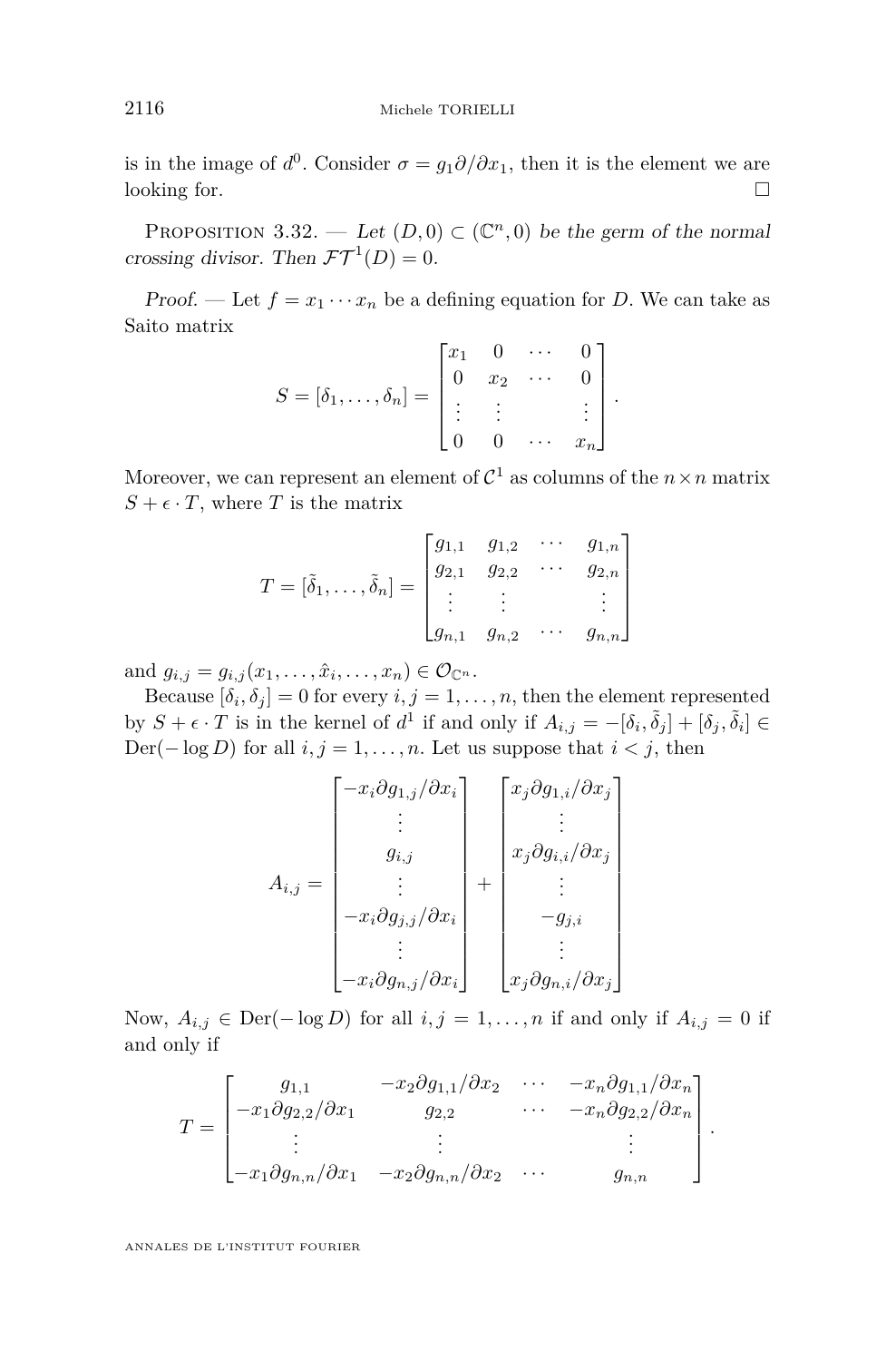is in the image of $d^0$. Consider $\sigma = g_1 \partial/\partial x_1$, then it is the element we are looking for. □

PROPOSITION 3.32. — *Let $(D, 0) \subset (\mathbb{C}^n, 0)$ be the germ of the normal crossing divisor. Then $\mathcal{FT}^1(D) = 0$.*

*Proof.* — Let $f = x_1 \cdots x_n$ be a defining equation for $D$. We can take as Saito matrix

$$S = [\delta_1, \ldots, \delta_n] = \begin{bmatrix} x_1 & 0 & \cdots & 0 \\ 0 & x_2 & \cdots & 0 \\ \vdots & \vdots & & \vdots \\ 0 & 0 & \cdots & x_n \end{bmatrix}.$$

Moreover, we can represent an element of $\mathcal{C}^1$ as columns of the $n \times n$ matrix $S + \epsilon \cdot T$, where $T$ is the matrix

$$T = [\tilde{\delta}_1, \ldots, \tilde{\delta}_n] = \begin{bmatrix} g_{1,1} & g_{1,2} & \cdots & g_{1,n} \\ g_{2,1} & g_{2,2} & \cdots & g_{2,n} \\ \vdots & \vdots & & \vdots \\ g_{n,1} & g_{n,2} & \cdots & g_{n,n} \end{bmatrix}$$

and $g_{i,j} = g_{i,j}(x_1, \ldots, \hat{x}_i, \ldots, x_n) \in \mathcal{O}_{\mathbb{C}^n}$.

Because $[\delta_i, \delta_j] = 0$ for every $i, j = 1, \ldots, n$, then the element represented by $S + \epsilon \cdot T$ is in the kernel of $d^1$ if and only if $A_{i,j} = -[\delta_i, \tilde{\delta}_j] + [\delta_j, \tilde{\delta}_i] \in \mathrm{Der}(-\log D)$ for all $i, j = 1, \ldots, n$. Let us suppose that $i < j$, then

$$A_{i,j} = \begin{bmatrix} -x_i \partial g_{1,j}/\partial x_i \\ \vdots \\ g_{i,j} \\ \vdots \\ -x_i \partial g_{j,j}/\partial x_i \\ \vdots \\ -x_i \partial g_{n,j}/\partial x_i \end{bmatrix} + \begin{bmatrix} x_j \partial g_{1,i}/\partial x_j \\ \vdots \\ x_j \partial g_{i,i}/\partial x_j \\ \vdots \\ -g_{j,i} \\ \vdots \\ x_j \partial g_{n,i}/\partial x_j \end{bmatrix}$$

Now, $A_{i,j} \in \mathrm{Der}(-\log D)$ for all $i, j = 1, \ldots, n$ if and only if $A_{i,j} = 0$ if and only if

$$T = \begin{bmatrix} g_{1,1} & -x_2 \partial g_{1,1}/\partial x_2 & \cdots & -x_n \partial g_{1,1}/\partial x_n \\ -x_1 \partial g_{2,2}/\partial x_1 & g_{2,2} & \cdots & -x_n \partial g_{2,2}/\partial x_n \\ \vdots & \vdots & & \vdots \\ -x_1 \partial g_{n,n}/\partial x_1 & -x_2 \partial g_{n,n}/\partial x_2 & \cdots & g_{n,n} \end{bmatrix}.$$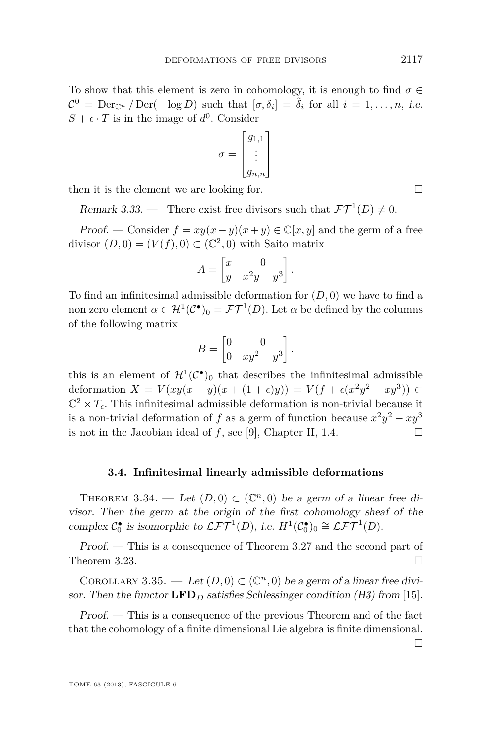To show that this element is zero in cohomology, it is enough to find $\sigma \in \mathcal{C}^0 = \mathrm{Der}_{\mathbb{C}^n} / \mathrm{Der}(-\log D)$ such that $[\sigma, \delta_i] = \tilde{\delta}_i$ for all $i = 1, \ldots, n$, *i.e.* $S + \epsilon \cdot T$ is in the image of $d^0$. Consider

$$\sigma = \begin{bmatrix} g_{1,1} \\ \vdots \\ g_{n,n} \end{bmatrix}$$

then it is the element we are looking for. □

*Remark 3.33.* — There exist free divisors such that $\mathcal{FT}^1(D) \neq 0$.

*Proof.* — Consider $f = xy(x-y)(x+y) \in \mathbb{C}[x,y]$ and the germ of a free divisor $(D,0) = (V(f),0) \subset (\mathbb{C}^2,0)$ with Saito matrix

$$A = \begin{bmatrix} x & 0 \\ y & x^2y - y^3 \end{bmatrix}.$$

To find an infinitesimal admissible deformation for $(D,0)$ we have to find a non zero element $\alpha \in \mathcal{H}^1(\mathcal{C}^\bullet)_0 = \mathcal{FT}^1(D)$. Let $\alpha$ be defined by the columns of the following matrix

$$B = \begin{bmatrix} 0 & 0 \\ 0 & xy^2 - y^3 \end{bmatrix}.$$

this is an element of $\mathcal{H}^1(\mathcal{C}^\bullet)_0$ that describes the infinitesimal admissible deformation $X = V(xy(x-y)(x+(1+\epsilon)y)) = V(f + \epsilon(x^2y^2 - xy^3)) \subset \mathbb{C}^2 \times T_\epsilon$. This infinitesimal admissible deformation is non-trivial because it is a non-trivial deformation of $f$ as a germ of function because $x^2y^2 - xy^3$ is not in the Jacobian ideal of $f$, see [9], Chapter II, 1.4. □

### 3.4. Infinitesimal linearly admissible deformations

Theorem 3.34. — *Let $(D,0) \subset (\mathbb{C}^n,0)$ be a germ of a linear free divisor. Then the germ at the origin of the first cohomology sheaf of the complex $\mathcal{C}_0^\bullet$ is isomorphic to $\mathcal{LFT}^1(D)$, i.e. $H^1(\mathcal{C}_0^\bullet)_0 \cong \mathcal{LFT}^1(D)$.*

*Proof.* — This is a consequence of Theorem 3.27 and the second part of Theorem 3.23. □

Corollary 3.35. — *Let $(D,0) \subset (\mathbb{C}^n,0)$ be a germ of a linear free divisor. Then the functor $\mathbf{LFD}_D$ satisfies Schlessinger condition (H3) from* [15].

*Proof.* — This is a consequence of the previous Theorem and of the fact that the cohomology of a finite dimensional Lie algebra is finite dimensional. □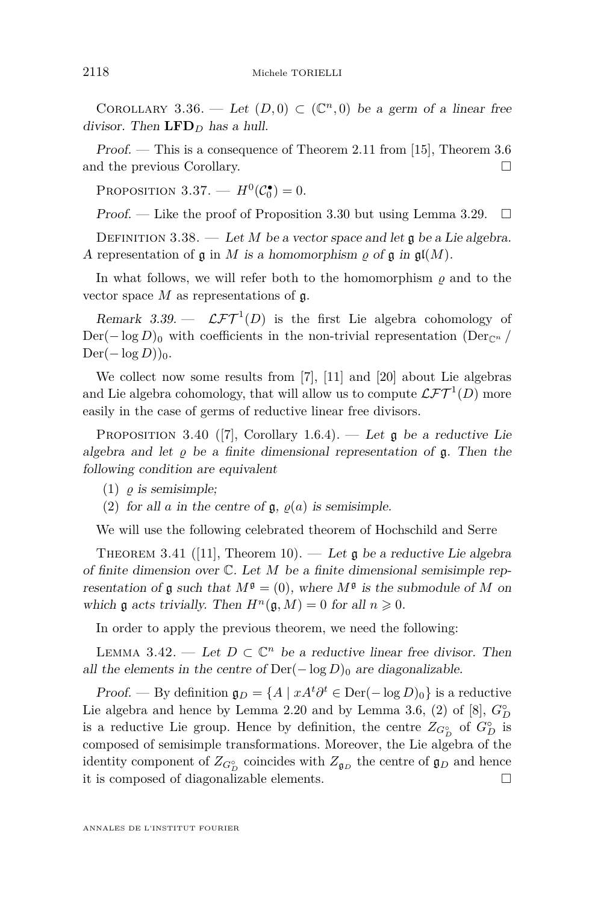Corollary 3.36. — *Let $(D,0) \subset (\mathbb{C}^n,0)$ be a germ of a linear free divisor. Then $\mathbf{LFD}_D$ has a hull.*

*Proof.* — This is a consequence of Theorem 2.11 from [15], Theorem 3.6 and the previous Corollary. □

Proposition 3.37. — $H^0(\mathcal{C}_0^\bullet) = 0$.

*Proof.* — Like the proof of Proposition 3.30 but using Lemma 3.29. □

Definition 3.38. — *Let $M$ be a vector space and let $\mathfrak{g}$ be a Lie algebra. A* representation of $\mathfrak{g}$ in $M$ *is a homomorphism $\varrho$ of $\mathfrak{g}$ in $\mathfrak{gl}(M)$.*

In what follows, we will refer both to the homomorphism $\varrho$ and to the vector space $M$ as representations of $\mathfrak{g}$.

*Remark 3.39.* — $\mathcal{LFT}^1(D)$ is the first Lie algebra cohomology of $\mathrm{Der}(-\log D)_0$ with coefficients in the non-trivial representation $(\mathrm{Der}_{\mathbb{C}^n}/\mathrm{Der}(-\log D))_0$.

We collect now some results from [7], [11] and [20] about Lie algebras and Lie algebra cohomology, that will allow us to compute $\mathcal{LFT}^1(D)$ more easily in the case of germs of reductive linear free divisors.

Proposition 3.40 ([7], Corollary 1.6.4). — *Let $\mathfrak{g}$ be a reductive Lie algebra and let $\varrho$ be a finite dimensional representation of $\mathfrak{g}$. Then the following condition are equivalent*

1. *$\varrho$ is semisimple;*
2. *for all $a$ in the centre of $\mathfrak{g}$, $\varrho(a)$ is semisimple.*

We will use the following celebrated theorem of Hochschild and Serre

Theorem 3.41 ([11], Theorem 10). — *Let $\mathfrak{g}$ be a reductive Lie algebra of finite dimension over $\mathbb{C}$. Let $M$ be a finite dimensional semisimple representation of $\mathfrak{g}$ such that $M^{\mathfrak{g}} = (0)$, where $M^{\mathfrak{g}}$ is the submodule of $M$ on which $\mathfrak{g}$ acts trivially. Then $H^n(\mathfrak{g}, M) = 0$ for all $n \geqslant 0$.*

In order to apply the previous theorem, we need the following:

Lemma 3.42. — *Let $D \subset \mathbb{C}^n$ be a reductive linear free divisor. Then all the elements in the centre of $\mathrm{Der}(-\log D)_0$ are diagonalizable.*

*Proof.* — By definition $\mathfrak{g}_D = \{A \mid xA^t\partial^t \in \mathrm{Der}(-\log D)_0\}$ is a reductive Lie algebra and hence by Lemma 2.20 and by Lemma 3.6, (2) of [8], $G_D^\circ$ is a reductive Lie group. Hence by definition, the centre $Z_{G_D^\circ}$ of $G_D^\circ$ is composed of semisimple transformations. Moreover, the Lie algebra of the identity component of $Z_{G_D^\circ}$ coincides with $Z_{\mathfrak{g}_D}$ the centre of $\mathfrak{g}_D$ and hence it is composed of diagonalizable elements. □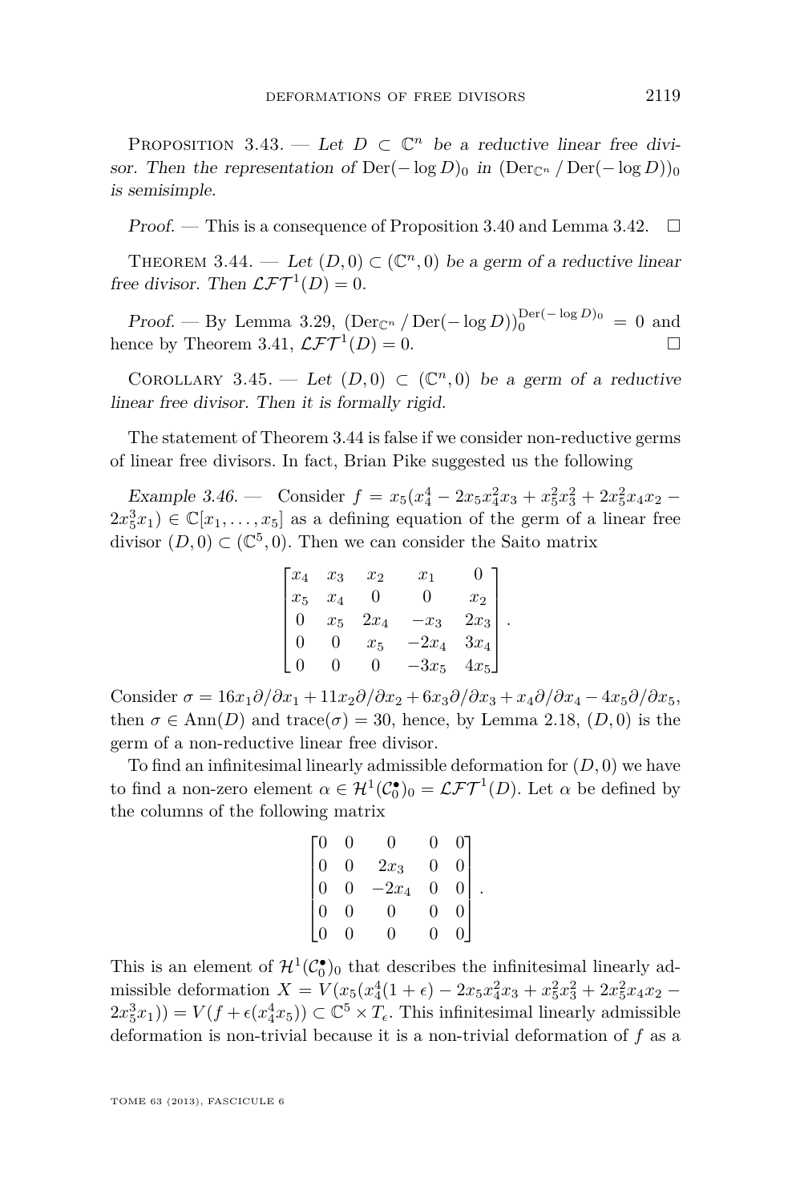Proposition 3.43. — *Let $D \subset \mathbb{C}^n$ be a reductive linear free divisor. Then the representation of $\operatorname{Der}(-\log D)_0$ in $(\operatorname{Der}_{\mathbb{C}^n} / \operatorname{Der}(-\log D))_0$ is semisimple.*

*Proof.* — This is a consequence of Proposition 3.40 and Lemma 3.42. □

Theorem 3.44. — *Let $(D, 0) \subset (\mathbb{C}^n, 0)$ be a germ of a reductive linear free divisor. Then $\mathcal{LFT}^1(D) = 0$.*

*Proof.* — By Lemma 3.29, $(\operatorname{Der}_{\mathbb{C}^n} / \operatorname{Der}(-\log D))_0^{\operatorname{Der}(-\log D)_0} = 0$ and hence by Theorem 3.41, $\mathcal{LFT}^1(D) = 0$. □

Corollary 3.45. — *Let $(D, 0) \subset (\mathbb{C}^n, 0)$ be a germ of a reductive linear free divisor. Then it is formally rigid.*

The statement of Theorem 3.44 is false if we consider non-reductive germs of linear free divisors. In fact, Brian Pike suggested us the following

*Example 3.46.* — Consider $f = x_5(x_4^4 - 2x_5x_4^2x_3 + x_5^2x_3^2 + 2x_5^2x_4x_2 - 2x_5^3x_1) \in \mathbb{C}[x_1, \ldots, x_5]$ as a defining equation of the germ of a linear free divisor $(D, 0) \subset (\mathbb{C}^5, 0)$. Then we can consider the Saito matrix

$$\begin{bmatrix} x_4 & x_3 & x_2 & x_1 & 0 \\ x_5 & x_4 & 0 & 0 & x_2 \\ 0 & x_5 & 2x_4 & -x_3 & 2x_3 \\ 0 & 0 & x_5 & -2x_4 & 3x_4 \\ 0 & 0 & 0 & -3x_5 & 4x_5 \end{bmatrix}.$$

Consider $\sigma = 16x_1\partial/\partial x_1 + 11x_2\partial/\partial x_2 + 6x_3\partial/\partial x_3 + x_4\partial/\partial x_4 - 4x_5\partial/\partial x_5$, then $\sigma \in \operatorname{Ann}(D)$ and $\operatorname{trace}(\sigma) = 30$, hence, by Lemma 2.18, $(D, 0)$ is the germ of a non-reductive linear free divisor.

To find an infinitesimal linearly admissible deformation for $(D, 0)$ we have to find a non-zero element $\alpha \in \mathcal{H}^1(\mathcal{C}_0^\bullet)_0 = \mathcal{LFT}^1(D)$. Let $\alpha$ be defined by the columns of the following matrix

$$\begin{bmatrix} 0 & 0 & 0 & 0 & 0 \\ 0 & 0 & 2x_3 & 0 & 0 \\ 0 & 0 & -2x_4 & 0 & 0 \\ 0 & 0 & 0 & 0 & 0 \\ 0 & 0 & 0 & 0 & 0 \end{bmatrix}.$$

This is an element of $\mathcal{H}^1(\mathcal{C}_0^\bullet)_0$ that describes the infinitesimal linearly admissible deformation $X = V(x_5(x_4^4(1+\epsilon) - 2x_5x_4^2x_3 + x_5^2x_3^2 + 2x_5^2x_4x_2 - 2x_5^3x_1)) = V(f + \epsilon(x_4^4x_5)) \subset \mathbb{C}^5 \times T_\epsilon$. This infinitesimal linearly admissible deformation is non-trivial because it is a non-trivial deformation of $f$ as a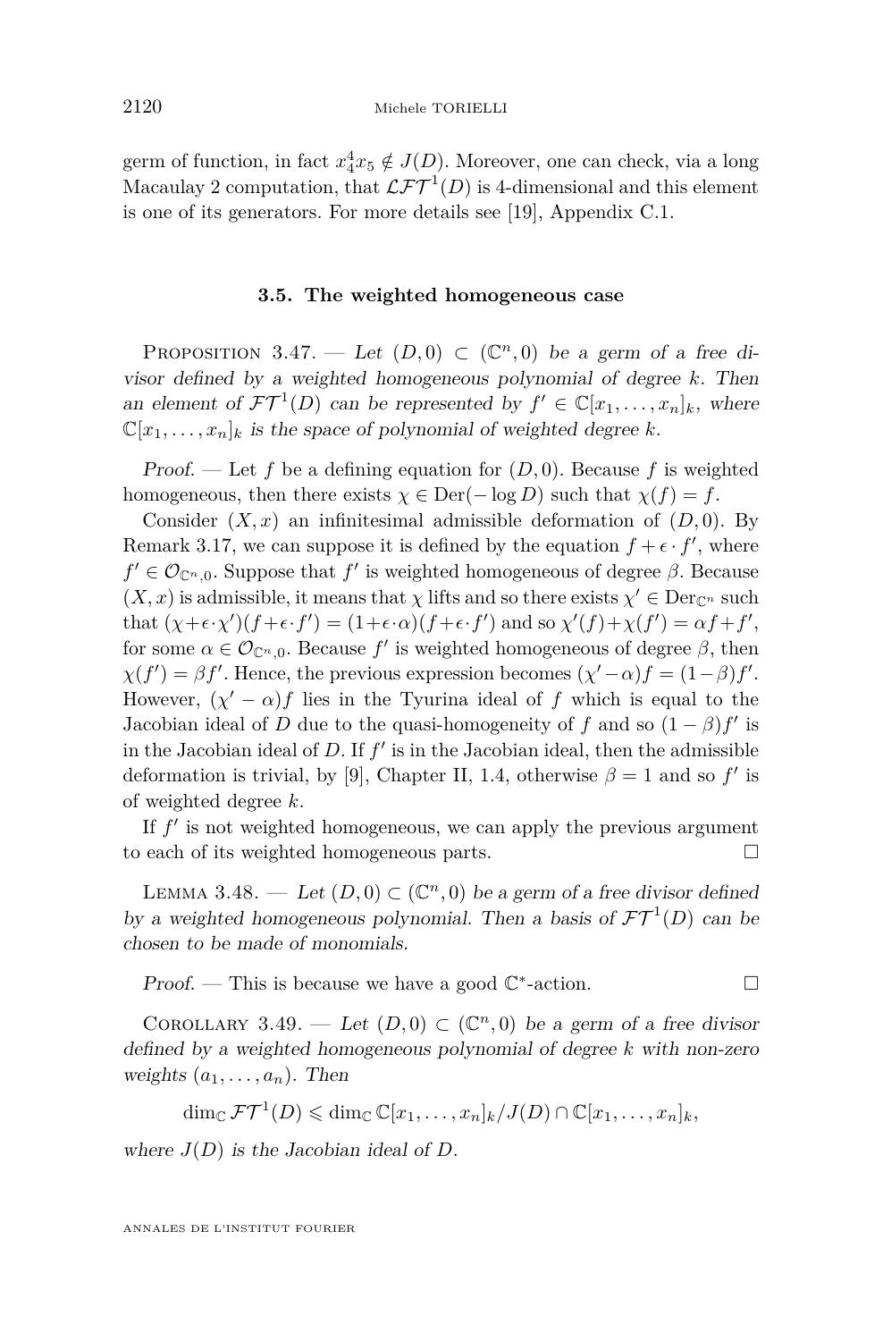germ of function, in fact $x_4^4x_5 \notin J(D)$. Moreover, one can check, via a long Macaulay 2 computation, that $\mathcal{LFT}^1(D)$ is 4-dimensional and this element is one of its generators. For more details see [19], Appendix C.1.

### 3.5. The weighted homogeneous case

Proposition 3.47. — *Let $(D,0) \subset (\mathbb{C}^n, 0)$ be a germ of a free divisor defined by a weighted homogeneous polynomial of degree $k$. Then an element of $\mathcal{FT}^1(D)$ can be represented by $f' \in \mathbb{C}[x_1, \dots, x_n]_k$, where $\mathbb{C}[x_1, \dots, x_n]_k$ is the space of polynomial of weighted degree $k$.*

*Proof.* — Let $f$ be a defining equation for $(D,0)$. Because $f$ is weighted homogeneous, then there exists $\chi \in \mathrm{Der}(-\log D)$ such that $\chi(f) = f$.

Consider $(X,x)$ an infinitesimal admissible deformation of $(D,0)$. By Remark 3.17, we can suppose it is defined by the equation $f + \epsilon \cdot f'$, where $f' \in \mathcal{O}_{\mathbb{C}^n,0}$. Suppose that $f'$ is weighted homogeneous of degree $\beta$. Because $(X,x)$ is admissible, it means that $\chi$ lifts and so there exists $\chi' \in \mathrm{Der}_{\mathbb{C}^n}$ such that $(\chi + \epsilon \cdot \chi')(f + \epsilon \cdot f') = (1 + \epsilon \cdot \alpha)(f + \epsilon \cdot f')$ and so $\chi'(f) + \chi(f') = \alpha f + f'$, for some $\alpha \in \mathcal{O}_{\mathbb{C}^n,0}$. Because $f'$ is weighted homogeneous of degree $\beta$, then $\chi(f') = \beta f'$. Hence, the previous expression becomes $(\chi' - \alpha) f = (1 - \beta) f'$. However, $(\chi' - \alpha) f$ lies in the Tyurina ideal of $f$ which is equal to the Jacobian ideal of $D$ due to the quasi-homogeneity of $f$ and so $(1 - \beta) f'$ is in the Jacobian ideal of $D$. If $f'$ is in the Jacobian ideal, then the admissible deformation is trivial, by [9], Chapter II, 1.4, otherwise $\beta = 1$ and so $f'$ is of weighted degree $k$.

If $f'$ is not weighted homogeneous, we can apply the previous argument to each of its weighted homogeneous parts. □

Lemma 3.48. — *Let $(D,0) \subset (\mathbb{C}^n, 0)$ be a germ of a free divisor defined by a weighted homogeneous polynomial. Then a basis of $\mathcal{FT}^1(D)$ can be chosen to be made of monomials.*

*Proof.* — This is because we have a good $\mathbb{C}^*$-action. □

Corollary 3.49. — *Let $(D,0) \subset (\mathbb{C}^n, 0)$ be a germ of a free divisor defined by a weighted homogeneous polynomial of degree $k$ with non-zero weights $(a_1, \dots, a_n)$. Then*

$$\dim_{\mathbb{C}} \mathcal{FT}^1(D) \leqslant \dim_{\mathbb{C}} \mathbb{C}[x_1, \dots, x_n]_k / J(D) \cap \mathbb{C}[x_1, \dots, x_n]_k,$$

*where $J(D)$ is the Jacobian ideal of $D$.*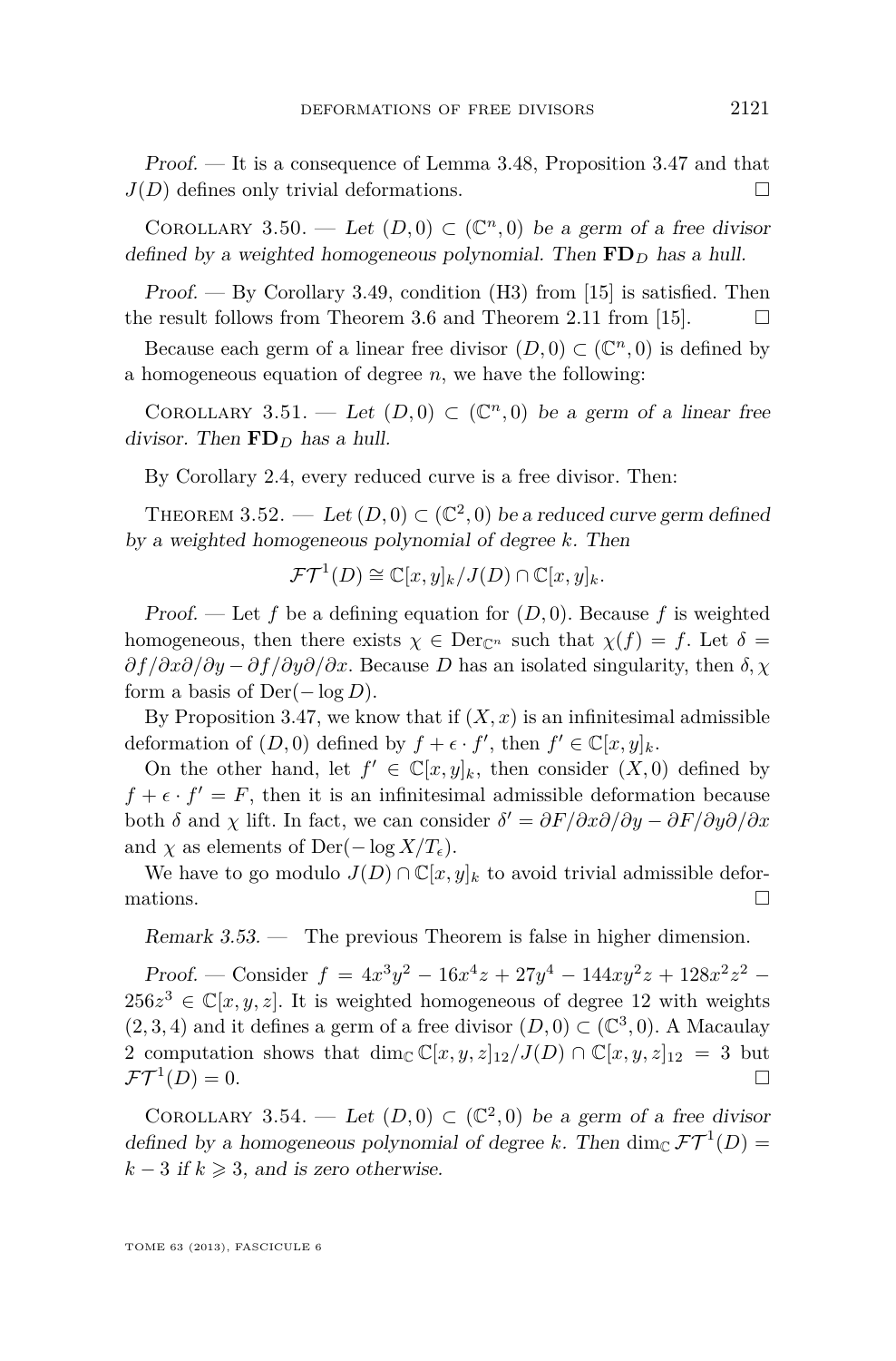*Proof.* — It is a consequence of Lemma 3.48, Proposition 3.47 and that $J(D)$ defines only trivial deformations. □

Corollary 3.50. — *Let $(D,0) \subset (\mathbb{C}^n, 0)$ be a germ of a free divisor defined by a weighted homogeneous polynomial. Then $\mathbf{FD}_D$ has a hull.*

*Proof.* — By Corollary 3.49, condition (H3) from [15] is satisfied. Then the result follows from Theorem 3.6 and Theorem 2.11 from [15]. □

Because each germ of a linear free divisor $(D,0) \subset (\mathbb{C}^n, 0)$ is defined by a homogeneous equation of degree $n$, we have the following:

Corollary 3.51. — *Let $(D,0) \subset (\mathbb{C}^n, 0)$ be a germ of a linear free divisor. Then $\mathbf{FD}_D$ has a hull.*

By Corollary 2.4, every reduced curve is a free divisor. Then:

Theorem 3.52. — *Let $(D,0) \subset (\mathbb{C}^2, 0)$ be a reduced curve germ defined by a weighted homogeneous polynomial of degree $k$. Then*

$$\mathcal{FT}^1(D) \cong \mathbb{C}[x,y]_k / J(D) \cap \mathbb{C}[x,y]_k.$$

*Proof.* — Let $f$ be a defining equation for $(D,0)$. Because $f$ is weighted homogeneous, then there exists $\chi \in \mathrm{Der}_{\mathbb{C}^n}$ such that $\chi(f) = f$. Let $\delta = \partial f/\partial x \partial/\partial y - \partial f/\partial y \partial/\partial x$. Because $D$ has an isolated singularity, then $\delta, \chi$ form a basis of $\mathrm{Der}(-\log D)$.

By Proposition 3.47, we know that if $(X,x)$ is an infinitesimal admissible deformation of $(D,0)$ defined by $f + \epsilon \cdot f'$, then $f' \in \mathbb{C}[x,y]_k$.

On the other hand, let $f' \in \mathbb{C}[x,y]_k$, then consider $(X,0)$ defined by $f + \epsilon \cdot f' = F$, then it is an infinitesimal admissible deformation because both $\delta$ and $\chi$ lift. In fact, we can consider $\delta' = \partial F/\partial x \partial/\partial y - \partial F/\partial y \partial/\partial x$ and $\chi$ as elements of $\mathrm{Der}(-\log X/T_\epsilon)$.

We have to go modulo $J(D) \cap \mathbb{C}[x,y]_k$ to avoid trivial admissible deformations. □

*Remark 3.53.* — The previous Theorem is false in higher dimension.

*Proof.* — Consider $f = 4x^3y^2 - 16x^4z + 27y^4 - 144xy^2z + 128x^2z^2 - 256z^3 \in \mathbb{C}[x,y,z]$. It is weighted homogeneous of degree 12 with weights $(2,3,4)$ and it defines a germ of a free divisor $(D,0) \subset (\mathbb{C}^3, 0)$. A Macaulay 2 computation shows that $\dim_{\mathbb{C}} \mathbb{C}[x,y,z]_{12}/J(D) \cap \mathbb{C}[x,y,z]_{12} = 3$ but $\mathcal{FT}^1(D) = 0$. □

Corollary 3.54. — *Let $(D,0) \subset (\mathbb{C}^2, 0)$ be a germ of a free divisor defined by a homogeneous polynomial of degree $k$. Then $\dim_{\mathbb{C}} \mathcal{FT}^1(D) = k - 3$ if $k \geqslant 3$, and is zero otherwise.*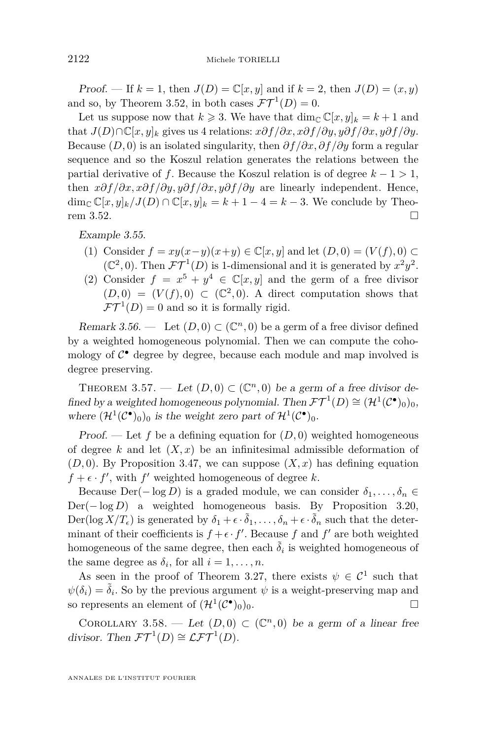*Proof.* — If $k = 1$, then $J(D) = \mathbb{C}[x, y]$ and if $k = 2$, then $J(D) = (x, y)$ and so, by Theorem 3.52, in both cases $\mathcal{FT}^1(D) = 0$.

Let us suppose now that $k \geqslant 3$. We have that $\dim_{\mathbb{C}} \mathbb{C}[x, y]_k = k + 1$ and that $J(D) \cap \mathbb{C}[x, y]_k$ gives us 4 relations: $x\partial f/\partial x, x\partial f/\partial y, y\partial f/\partial x, y\partial f/\partial y$. Because $(D, 0)$ is an isolated singularity, then $\partial f/\partial x, \partial f/\partial y$ form a regular sequence and so the Koszul relation generates the relations between the partial derivative of $f$. Because the Koszul relation is of degree $k - 1 > 1$, then $x\partial f/\partial x, x\partial f/\partial y, y\partial f/\partial x, y\partial f/\partial y$ are linearly independent. Hence, $\dim_{\mathbb{C}} \mathbb{C}[x, y]_k / J(D) \cap \mathbb{C}[x, y]_k = k + 1 - 4 = k - 3$. We conclude by Theorem 3.52. □

*Example 3.55.*

1. Consider $f = xy(x-y)(x+y) \in \mathbb{C}[x, y]$ and let $(D, 0) = (V(f), 0) \subset (\mathbb{C}^2, 0)$. Then $\mathcal{FT}^1(D)$ is 1-dimensional and it is generated by $x^2y^2$.
2. Consider $f = x^5 + y^4 \in \mathbb{C}[x, y]$ and the germ of a free divisor $(D, 0) = (V(f), 0) \subset (\mathbb{C}^2, 0)$. A direct computation shows that $\mathcal{FT}^1(D) = 0$ and so it is formally rigid.

*Remark 3.56.* — Let $(D, 0) \subset (\mathbb{C}^n, 0)$ be a germ of a free divisor defined by a weighted homogeneous polynomial. Then we can compute the cohomology of $\mathcal{C}^\bullet$ degree by degree, because each module and map involved is degree preserving.

THEOREM 3.57. — *Let $(D, 0) \subset (\mathbb{C}^n, 0)$ be a germ of a free divisor defined by a weighted homogeneous polynomial. Then $\mathcal{FT}^1(D) \cong (\mathcal{H}^1(\mathcal{C}^\bullet)_0)_0$, where $(\mathcal{H}^1(\mathcal{C}^\bullet)_0)_0$ is the weight zero part of $\mathcal{H}^1(\mathcal{C}^\bullet)_0$.*

*Proof.* — Let $f$ be a defining equation for $(D, 0)$ weighted homogeneous of degree $k$ and let $(X, x)$ be an infinitesimal admissible deformation of $(D, 0)$. By Proposition 3.47, we can suppose $(X, x)$ has defining equation $f + \epsilon \cdot f'$, with $f'$ weighted homogeneous of degree $k$.

Because $\mathrm{Der}(-\log D)$ is a graded module, we can consider $\delta_1, \ldots, \delta_n \in \mathrm{Der}(-\log D)$ a weighted homogeneous basis. By Proposition 3.20, $\mathrm{Der}(\log X/T_\epsilon)$ is generated by $\delta_1 + \epsilon \cdot \tilde{\delta}_1, \ldots, \delta_n + \epsilon \cdot \tilde{\delta}_n$ such that the determinant of their coefficients is $f + \epsilon \cdot f'$. Because $f$ and $f'$ are both weighted homogeneous of the same degree, then each $\tilde{\delta}_i$ is weighted homogeneous of the same degree as $\delta_i$, for all $i = 1, \ldots, n$.

As seen in the proof of Theorem 3.27, there exists $\psi \in \mathcal{C}^1$ such that $\psi(\delta_i) = \tilde{\delta}_i$. So by the previous argument $\psi$ is a weight-preserving map and so represents an element of $(\mathcal{H}^1(\mathcal{C}^\bullet)_0)_0$. □

COROLLARY 3.58. — *Let $(D, 0) \subset (\mathbb{C}^n, 0)$ be a germ of a linear free divisor. Then $\mathcal{FT}^1(D) \cong \mathcal{LFT}^1(D)$.*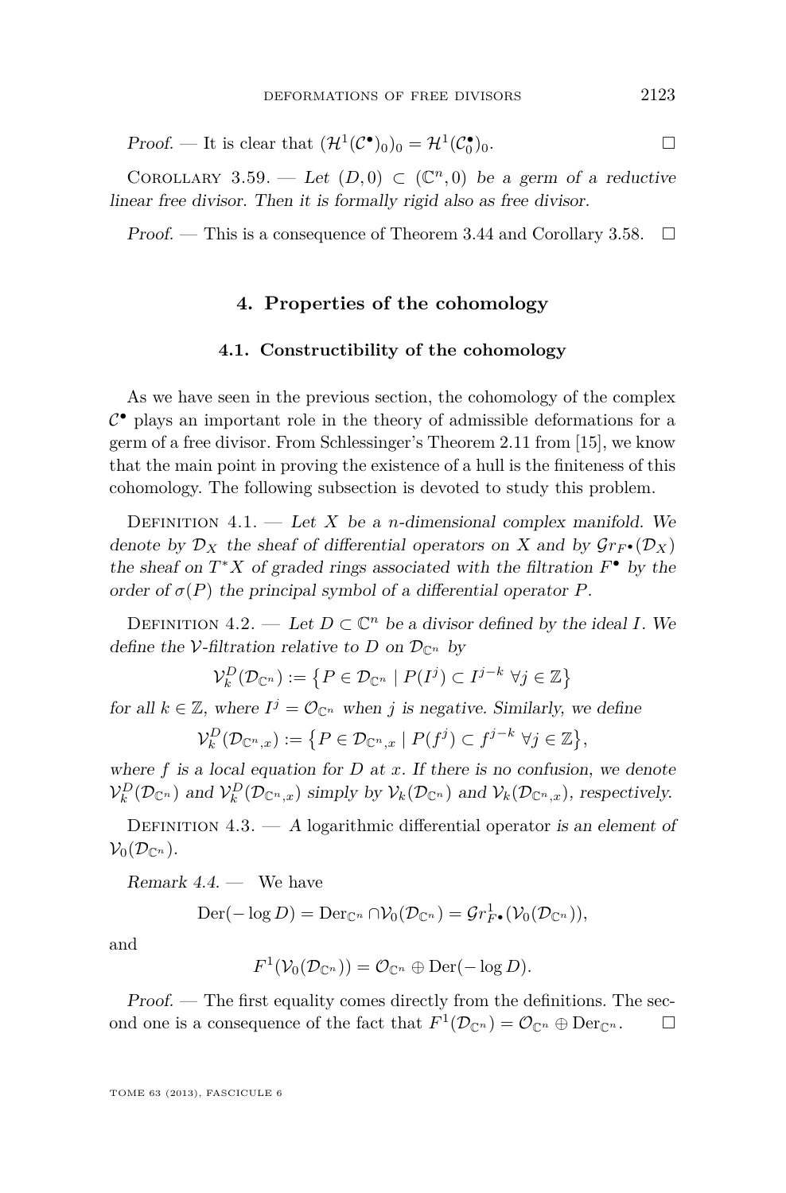*Proof.* — It is clear that $(\mathcal{H}^1(\mathcal{C}^\bullet)_0)_0 = \mathcal{H}^1(\mathcal{C}_0^\bullet)_0$. $\square$

Corollary 3.59. — *Let $(D, 0) \subset (\mathbb{C}^n, 0)$ be a germ of a reductive linear free divisor. Then it is formally rigid also as free divisor.*

*Proof.* — This is a consequence of Theorem 3.44 and Corollary 3.58. $\square$

## 4. Properties of the cohomology

### 4.1. Constructibility of the cohomology

As we have seen in the previous section, the cohomology of the complex $\mathcal{C}^\bullet$ plays an important role in the theory of admissible deformations for a germ of a free divisor. From Schlessinger's Theorem 2.11 from [15], we know that the main point in proving the existence of a hull is the finiteness of this cohomology. The following subsection is devoted to study this problem.

Definition 4.1. — *Let $X$ be a $n$-dimensional complex manifold. We denote by $\mathcal{D}_X$ the sheaf of differential operators on $X$ and by $\mathcal{G}r_{F^\bullet}(\mathcal{D}_X)$ the sheaf on $T^*X$ of graded rings associated with the filtration $F^\bullet$ by the order of $\sigma(P)$ the principal symbol of a differential operator $P$.*

Definition 4.2. — *Let $D \subset \mathbb{C}^n$ be a divisor defined by the ideal $I$. We define the $\mathcal{V}$-filtration relative to $D$ on $\mathcal{D}_{\mathbb{C}^n}$ by*

$$\mathcal{V}_k^D(\mathcal{D}_{\mathbb{C}^n}) := \left\{ P \in \mathcal{D}_{\mathbb{C}^n} \mid P(I^j) \subset I^{j-k} \ \forall j \in \mathbb{Z} \right\}$$

*for all $k \in \mathbb{Z}$, where $I^j = \mathcal{O}_{\mathbb{C}^n}$ when $j$ is negative. Similarly, we define*

$$\mathcal{V}_k^D(\mathcal{D}_{\mathbb{C}^n,x}) := \left\{ P \in \mathcal{D}_{\mathbb{C}^n,x} \mid P(f^j) \subset f^{j-k} \ \forall j \in \mathbb{Z} \right\},$$

*where $f$ is a local equation for $D$ at $x$. If there is no confusion, we denote $\mathcal{V}_k^D(\mathcal{D}_{\mathbb{C}^n})$ and $\mathcal{V}_k^D(\mathcal{D}_{\mathbb{C}^n,x})$ simply by $\mathcal{V}_k(\mathcal{D}_{\mathbb{C}^n})$ and $\mathcal{V}_k(\mathcal{D}_{\mathbb{C}^n,x})$, respectively.*

Definition 4.3. — *A* logarithmic differential operator *is an element of $\mathcal{V}_0(\mathcal{D}_{\mathbb{C}^n})$.*

*Remark 4.4.* — We have

$$\mathrm{Der}(-\log D) = \mathrm{Der}_{\mathbb{C}^n} \cap \mathcal{V}_0(\mathcal{D}_{\mathbb{C}^n}) = \mathcal{G}r^1_{F^\bullet}(\mathcal{V}_0(\mathcal{D}_{\mathbb{C}^n})),$$

and

$$F^1(\mathcal{V}_0(\mathcal{D}_{\mathbb{C}^n})) = \mathcal{O}_{\mathbb{C}^n} \oplus \mathrm{Der}(-\log D).$$

*Proof.* — The first equality comes directly from the definitions. The second one is a consequence of the fact that $F^1(\mathcal{D}_{\mathbb{C}^n}) = \mathcal{O}_{\mathbb{C}^n} \oplus \mathrm{Der}_{\mathbb{C}^n}$. $\square$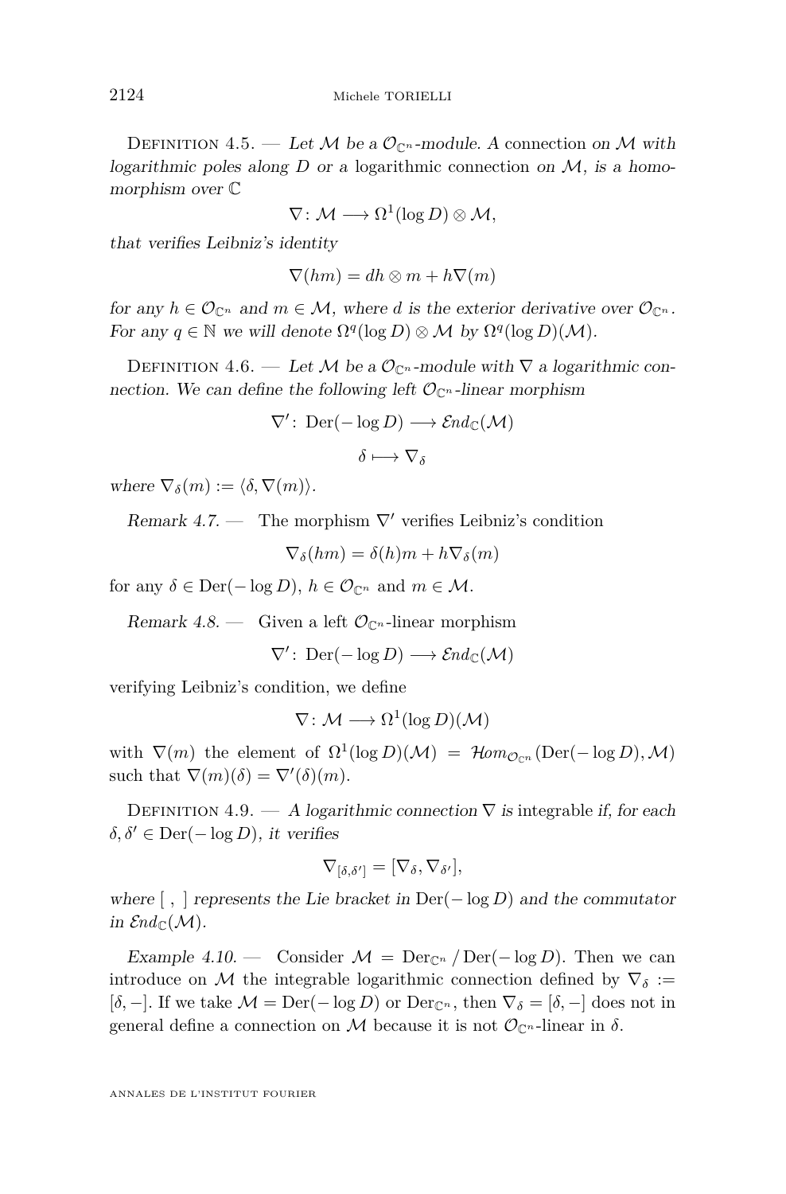Definition 4.5. — *Let $\mathcal{M}$ be a $\mathcal{O}_{\mathbb{C}^n}$-module. A* connection *on $\mathcal{M}$ with logarithmic poles along $D$ or a* logarithmic connection *on $\mathcal{M}$, is a homomorphism over $\mathbb{C}$*

$$\nabla \colon \mathcal{M} \longrightarrow \Omega^1(\log D) \otimes \mathcal{M},$$

*that verifies Leibniz's identity*

$$\nabla(hm) = dh \otimes m + h\nabla(m)$$

*for any $h \in \mathcal{O}_{\mathbb{C}^n}$ and $m \in \mathcal{M}$, where $d$ is the exterior derivative over $\mathcal{O}_{\mathbb{C}^n}$. For any $q \in \mathbb{N}$ we will denote $\Omega^q(\log D) \otimes \mathcal{M}$ by $\Omega^q(\log D)(\mathcal{M})$.*

Definition 4.6. — *Let $\mathcal{M}$ be a $\mathcal{O}_{\mathbb{C}^n}$-module with $\nabla$ a logarithmic connection. We can define the following left $\mathcal{O}_{\mathbb{C}^n}$-linear morphism*

$$\nabla' \colon \operatorname{Der}(-\log D) \longrightarrow \mathcal{E}nd_{\mathbb{C}}(\mathcal{M})$$

$$\delta \longmapsto \nabla_\delta$$

*where $\nabla_\delta(m) := \langle \delta, \nabla(m)\rangle$.*

*Remark 4.7.* — The morphism $\nabla'$ verifies Leibniz's condition

$$\nabla_\delta(hm) = \delta(h)m + h\nabla_\delta(m)$$

for any $\delta \in \operatorname{Der}(-\log D)$, $h \in \mathcal{O}_{\mathbb{C}^n}$ and $m \in \mathcal{M}$.

*Remark 4.8.* — Given a left $\mathcal{O}_{\mathbb{C}^n}$-linear morphism

$$\nabla' \colon \operatorname{Der}(-\log D) \longrightarrow \mathcal{E}nd_{\mathbb{C}}(\mathcal{M})$$

verifying Leibniz's condition, we define

$$\nabla \colon \mathcal{M} \longrightarrow \Omega^1(\log D)(\mathcal{M})$$

with $\nabla(m)$ the element of $\Omega^1(\log D)(\mathcal{M}) = \mathcal{H}om_{\mathcal{O}_{\mathbb{C}^n}}(\operatorname{Der}(-\log D), \mathcal{M})$ such that $\nabla(m)(\delta) = \nabla'(\delta)(m)$.

Definition 4.9. — *A logarithmic connection $\nabla$ is* integrable *if, for each $\delta, \delta' \in \operatorname{Der}(-\log D)$, it verifies*

$$\nabla_{[\delta,\delta']} = [\nabla_\delta, \nabla_{\delta'}],$$

*where $[\ ,\ ]$ represents the Lie bracket in $\operatorname{Der}(-\log D)$ and the commutator in $\mathcal{E}nd_{\mathbb{C}}(\mathcal{M})$.*

*Example 4.10.* — Consider $\mathcal{M} = \operatorname{Der}_{\mathbb{C}^n} / \operatorname{Der}(-\log D)$. Then we can introduce on $\mathcal{M}$ the integrable logarithmic connection defined by $\nabla_\delta := [\delta, -]$. If we take $\mathcal{M} = \operatorname{Der}(-\log D)$ or $\operatorname{Der}_{\mathbb{C}^n}$, then $\nabla_\delta = [\delta, -]$ does not in general define a connection on $\mathcal{M}$ because it is not $\mathcal{O}_{\mathbb{C}^n}$-linear in $\delta$.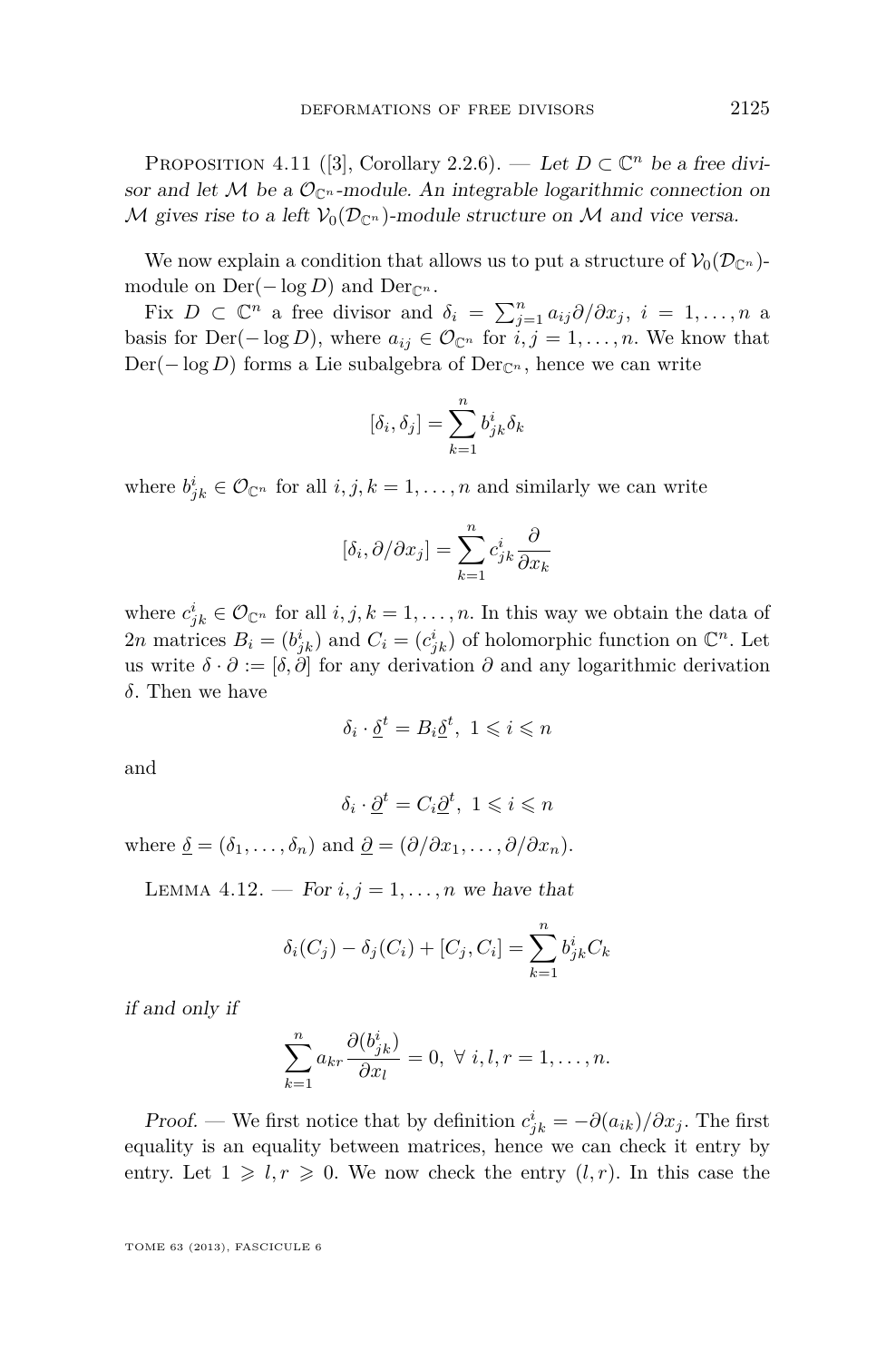Proposition 4.11 ([3], Corollary 2.2.6). — *Let $D \subset \mathbb{C}^n$ be a free divisor and let $\mathcal{M}$ be a $\mathcal{O}_{\mathbb{C}^n}$-module. An integrable logarithmic connection on $\mathcal{M}$ gives rise to a left $\mathcal{V}_0(\mathcal{D}_{\mathbb{C}^n})$-module structure on $\mathcal{M}$ and vice versa.*

We now explain a condition that allows us to put a structure of $\mathcal{V}_0(\mathcal{D}_{\mathbb{C}^n})$-module on $\mathrm{Der}(-\log D)$ and $\mathrm{Der}_{\mathbb{C}^n}$.

Fix $D \subset \mathbb{C}^n$ a free divisor and $\delta_i = \sum_{j=1}^n a_{ij}\partial/\partial x_j$, $i = 1,\ldots,n$ a basis for $\mathrm{Der}(-\log D)$, where $a_{ij} \in \mathcal{O}_{\mathbb{C}^n}$ for $i,j = 1,\ldots,n$. We know that $\mathrm{Der}(-\log D)$ forms a Lie subalgebra of $\mathrm{Der}_{\mathbb{C}^n}$, hence we can write

$$[\delta_i, \delta_j] = \sum_{k=1}^n b^i_{jk}\delta_k$$

where $b^i_{jk} \in \mathcal{O}_{\mathbb{C}^n}$ for all $i,j,k = 1,\ldots,n$ and similarly we can write

$$[\delta_i, \partial/\partial x_j] = \sum_{k=1}^n c^i_{jk}\frac{\partial}{\partial x_k}$$

where $c^i_{jk} \in \mathcal{O}_{\mathbb{C}^n}$ for all $i,j,k = 1,\ldots,n$. In this way we obtain the data of $2n$ matrices $B_i = (b^i_{jk})$ and $C_i = (c^i_{jk})$ of holomorphic function on $\mathbb{C}^n$. Let us write $\delta \cdot \partial := [\delta, \partial]$ for any derivation $\partial$ and any logarithmic derivation $\delta$. Then we have

$$\delta_i \cdot \underline{\delta}^t = B_i \underline{\delta}^t, \ 1 \leqslant i \leqslant n$$

and

$$\delta_i \cdot \underline{\partial}^t = C_i \underline{\partial}^t, \ 1 \leqslant i \leqslant n$$

where $\underline{\delta} = (\delta_1,\ldots,\delta_n)$ and $\underline{\partial} = (\partial/\partial x_1,\ldots,\partial/\partial x_n)$.

Lemma 4.12. — *For $i,j = 1,\ldots,n$ we have that*

$$\delta_i(C_j) - \delta_j(C_i) + [C_j, C_i] = \sum_{k=1}^n b^i_{jk} C_k$$

*if and only if*

$$\sum_{k=1}^n a_{kr}\frac{\partial(b^i_{jk})}{\partial x_l} = 0, \ \forall\ i,l,r = 1,\ldots,n.$$

*Proof.* — We first notice that by definition $c^i_{jk} = -\partial(a_{ik})/\partial x_j$. The first equality is an equality between matrices, hence we can check it entry by entry. Let $1 \geqslant l, r \geqslant 0$. We now check the entry $(l,r)$. In this case the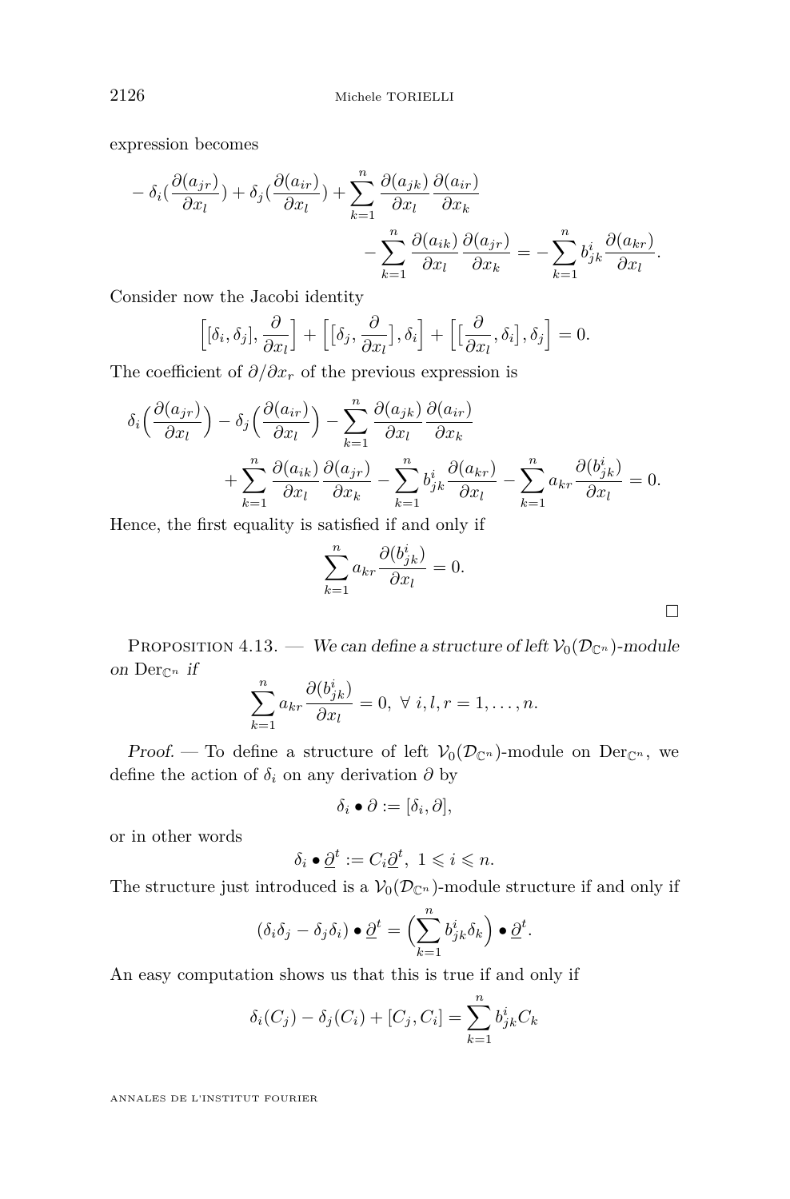expression becomes

$$
\begin{aligned}
- \delta_i\Big(\frac{\partial(a_{jr})}{\partial x_l}\Big) + \delta_j\Big(\frac{\partial(a_{ir})}{\partial x_l}\Big) + \sum_{k=1}^{n} \frac{\partial(a_{jk})}{\partial x_l}\frac{\partial(a_{ir})}{\partial x_k}& \\
- \sum_{k=1}^{n} \frac{\partial(a_{ik})}{\partial x_l}\frac{\partial(a_{jr})}{\partial x_k} &= - \sum_{k=1}^{n} b_{jk}^{i}\frac{\partial(a_{kr})}{\partial x_l}.
\end{aligned}
$$

Consider now the Jacobi identity

$$
\Big[[\delta_i, \delta_j], \frac{\partial}{\partial x_l}\Big] + \Big[\big[\delta_j, \frac{\partial}{\partial x_l}\big], \delta_i\Big] + \Big[\big[\frac{\partial}{\partial x_l}, \delta_i\big], \delta_j\Big] = 0.
$$

The coefficient of $\partial/\partial x_r$ of the previous expression is

$$
\begin{aligned}
\delta_i\Big(\frac{\partial(a_{jr})}{\partial x_l}\Big) - \delta_j\Big(\frac{\partial(a_{ir})}{\partial x_l}\Big) - \sum_{k=1}^{n} \frac{\partial(a_{jk})}{\partial x_l}\frac{\partial(a_{ir})}{\partial x_k}& \\
+ \sum_{k=1}^{n} \frac{\partial(a_{ik})}{\partial x_l}\frac{\partial(a_{jr})}{\partial x_k} - \sum_{k=1}^{n} b_{jk}^{i}\frac{\partial(a_{kr})}{\partial x_l} - \sum_{k=1}^{n} a_{kr}\frac{\partial(b_{jk}^{i})}{\partial x_l} &= 0.
\end{aligned}
$$

Hence, the first equality is satisfied if and only if

$$
\sum_{k=1}^{n} a_{kr}\frac{\partial(b_{jk}^{i})}{\partial x_l} = 0.
$$

□

Proposition 4.13. — *We can define a structure of left $\mathcal{V}_0(\mathcal{D}_{\mathbb{C}^n})$-module on $\mathrm{Der}_{\mathbb{C}^n}$ if*

$$
\sum_{k=1}^{n} a_{kr}\frac{\partial(b_{jk}^{i})}{\partial x_l} = 0, \ \forall\ i, l, r = 1, \ldots, n.
$$

*Proof.* — To define a structure of left $\mathcal{V}_0(\mathcal{D}_{\mathbb{C}^n})$-module on $\mathrm{Der}_{\mathbb{C}^n}$, we define the action of $\delta_i$ on any derivation $\partial$ by

$$
\delta_i \bullet \partial := [\delta_i, \partial],
$$

or in other words

$$
\delta_i \bullet \underline{\partial}^t := C_i\underline{\partial}^t, \ 1 \leqslant i \leqslant n.
$$

The structure just introduced is a $\mathcal{V}_0(\mathcal{D}_{\mathbb{C}^n})$-module structure if and only if

$$
(\delta_i\delta_j - \delta_j\delta_i) \bullet \underline{\partial}^t = \Big(\sum_{k=1}^{n} b_{jk}^{i}\delta_k\Big) \bullet \underline{\partial}^t.
$$

An easy computation shows us that this is true if and only if

$$
\delta_i(C_j) - \delta_j(C_i) + [C_j, C_i] = \sum_{k=1}^{n} b_{jk}^{i}C_k
$$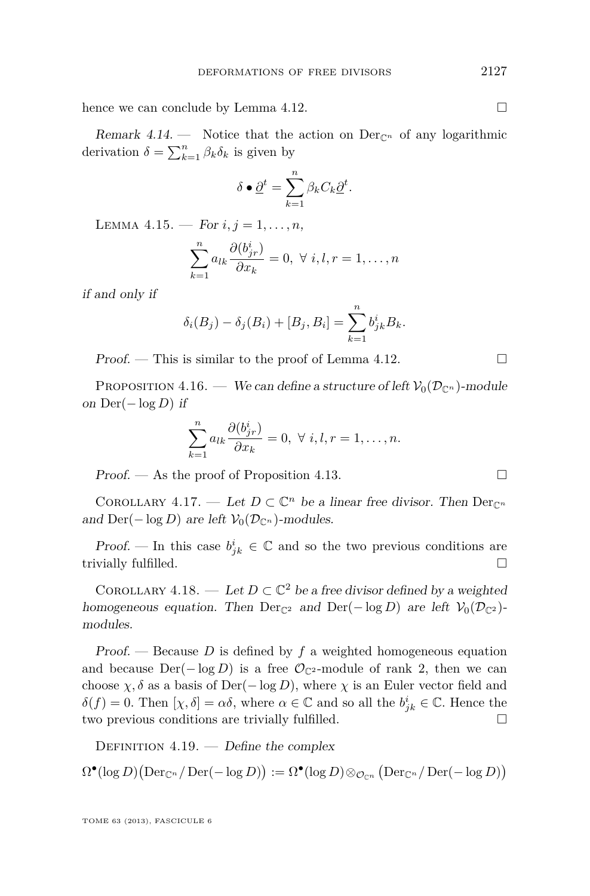hence we can conclude by Lemma 4.12. □

*Remark 4.14.* — Notice that the action on $\mathrm{Der}_{\mathbb{C}^n}$ of any logarithmic derivation $\delta = \sum_{k=1}^{n} \beta_k \delta_k$ is given by

$$\delta \bullet \underline{\partial}^t = \sum_{k=1}^{n} \beta_k C_k \underline{\partial}^t.$$

Lemma 4.15. — *For* $i, j = 1, \dots, n$,

$$\sum_{k=1}^{n} a_{lk} \frac{\partial (b^i_{jr})}{\partial x_k} = 0, \ \forall \ i, l, r = 1, \dots, n$$

*if and only if*

$$\delta_i(B_j) - \delta_j(B_i) + [B_j, B_i] = \sum_{k=1}^{n} b^i_{jk} B_k.$$

*Proof.* — This is similar to the proof of Lemma 4.12. □

Proposition 4.16. — *We can define a structure of left* $\mathcal{V}_0(\mathcal{D}_{\mathbb{C}^n})$*-module on* $\mathrm{Der}(-\log D)$ *if*

$$\sum_{k=1}^{n} a_{lk} \frac{\partial (b^i_{jr})}{\partial x_k} = 0, \ \forall \ i, l, r = 1, \dots, n.$$

*Proof.* — As the proof of Proposition 4.13. □

Corollary 4.17. — *Let* $D \subset \mathbb{C}^n$ *be a linear free divisor. Then* $\mathrm{Der}_{\mathbb{C}^n}$ *and* $\mathrm{Der}(-\log D)$ *are left* $\mathcal{V}_0(\mathcal{D}_{\mathbb{C}^n})$*-modules.*

*Proof.* — In this case $b^i_{jk} \in \mathbb{C}$ and so the two previous conditions are trivially fulfilled. □

Corollary 4.18. — *Let* $D \subset \mathbb{C}^2$ *be a free divisor defined by a weighted homogeneous equation. Then* $\mathrm{Der}_{\mathbb{C}^2}$ *and* $\mathrm{Der}(-\log D)$ *are left* $\mathcal{V}_0(\mathcal{D}_{\mathbb{C}^2})$*-modules.*

*Proof.* — Because $D$ is defined by $f$ a weighted homogeneous equation and because $\mathrm{Der}(-\log D)$ is a free $\mathcal{O}_{\mathbb{C}^2}$-module of rank 2, then we can choose $\chi, \delta$ as a basis of $\mathrm{Der}(-\log D)$, where $\chi$ is an Euler vector field and $\delta(f) = 0$. Then $[\chi, \delta] = \alpha\delta$, where $\alpha \in \mathbb{C}$ and so all the $b^i_{jk} \in \mathbb{C}$. Hence the two previous conditions are trivially fulfilled. □

Definition 4.19. — *Define the complex*

$$\Omega^\bullet(\log D)\big(\mathrm{Der}_{\mathbb{C}^n}/\,\mathrm{Der}(-\log D)\big) := \Omega^\bullet(\log D) \otimes_{\mathcal{O}_{\mathbb{C}^n}} \big(\mathrm{Der}_{\mathbb{C}^n}/\,\mathrm{Der}(-\log D)\big)$$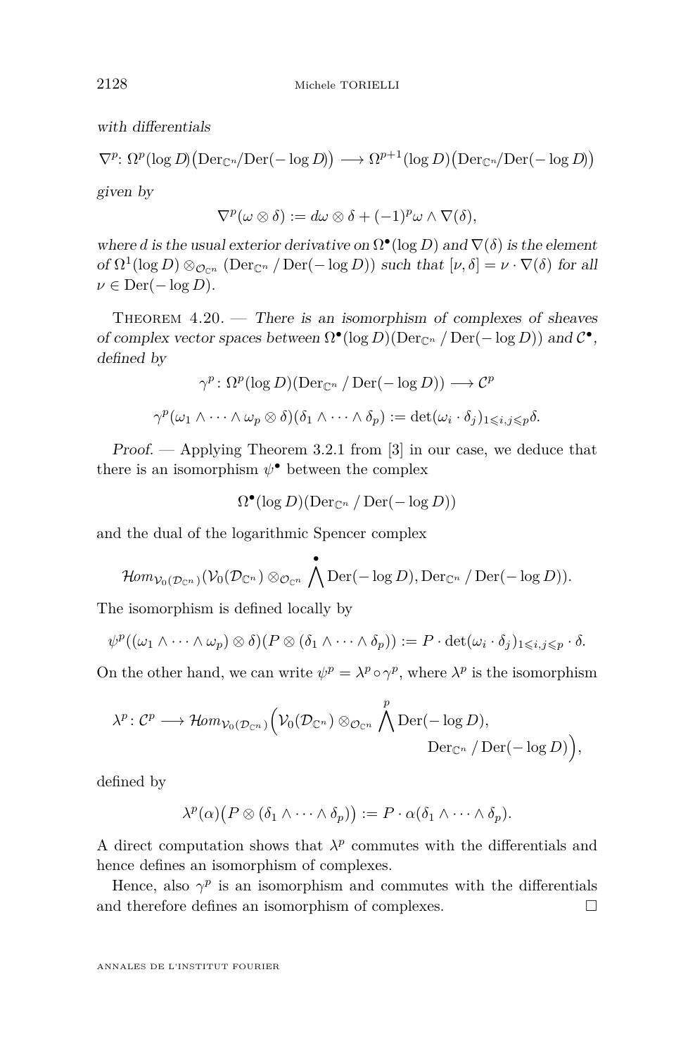*with differentials*

$$\nabla^p \colon \Omega^p(\log D)\big(\mathrm{Der}_{\mathbb{C}^n}/\mathrm{Der}(-\log D)\big) \longrightarrow \Omega^{p+1}(\log D)\big(\mathrm{Der}_{\mathbb{C}^n}/\mathrm{Der}(-\log D)\big)$$

*given by*

$$\nabla^p(\omega \otimes \delta) := d\omega \otimes \delta + (-1)^p \omega \wedge \nabla(\delta),$$

*where $d$ is the usual exterior derivative on $\Omega^\bullet(\log D)$ and $\nabla(\delta)$ is the element of $\Omega^1(\log D) \otimes_{\mathcal{O}_{\mathbb{C}^n}} (\mathrm{Der}_{\mathbb{C}^n} / \mathrm{Der}(-\log D))$ such that $[\nu, \delta] = \nu \cdot \nabla(\delta)$ for all $\nu \in \mathrm{Der}(-\log D)$.*

Theorem 4.20. — *There is an isomorphism of complexes of sheaves of complex vector spaces between $\Omega^\bullet(\log D)(\mathrm{Der}_{\mathbb{C}^n} / \mathrm{Der}(-\log D))$ and $\mathcal{C}^\bullet$, defined by*

$$\gamma^p \colon \Omega^p(\log D)(\mathrm{Der}_{\mathbb{C}^n} / \mathrm{Der}(-\log D)) \longrightarrow \mathcal{C}^p$$

$$\gamma^p(\omega_1 \wedge \cdots \wedge \omega_p \otimes \delta)(\delta_1 \wedge \cdots \wedge \delta_p) := \det(\omega_i \cdot \delta_j)_{1 \leqslant i,j \leqslant p} \delta.$$

*Proof.* — Applying Theorem 3.2.1 from [3] in our case, we deduce that there is an isomorphism $\psi^\bullet$ between the complex

$$\Omega^\bullet(\log D)(\mathrm{Der}_{\mathbb{C}^n} / \mathrm{Der}(-\log D))$$

and the dual of the logarithmic Spencer complex

$$\mathcal{H}om_{\mathcal{V}_0(\mathcal{D}_{\mathbb{C}^n})}(\mathcal{V}_0(\mathcal{D}_{\mathbb{C}^n}) \otimes_{\mathcal{O}_{\mathbb{C}^n}} \bigwedge^{\bullet} \mathrm{Der}(-\log D), \mathrm{Der}_{\mathbb{C}^n} / \mathrm{Der}(-\log D)).$$

The isomorphism is defined locally by

$$\psi^p((\omega_1 \wedge \cdots \wedge \omega_p) \otimes \delta)(P \otimes (\delta_1 \wedge \cdots \wedge \delta_p)) := P \cdot \det(\omega_i \cdot \delta_j)_{1 \leqslant i,j \leqslant p} \cdot \delta.$$

On the other hand, we can write $\psi^p = \lambda^p \circ \gamma^p$, where $\lambda^p$ is the isomorphism

$$\lambda^p \colon \mathcal{C}^p \longrightarrow \mathcal{H}om_{\mathcal{V}_0(\mathcal{D}_{\mathbb{C}^n})}\Big(\mathcal{V}_0(\mathcal{D}_{\mathbb{C}^n}) \otimes_{\mathcal{O}_{\mathbb{C}^n}} \bigwedge^{p} \mathrm{Der}(-\log D), \mathrm{Der}_{\mathbb{C}^n} / \mathrm{Der}(-\log D)\Big),$$

defined by

$$\lambda^p(\alpha)\big(P \otimes (\delta_1 \wedge \cdots \wedge \delta_p)\big) := P \cdot \alpha(\delta_1 \wedge \cdots \wedge \delta_p).$$

A direct computation shows that $\lambda^p$ commutes with the differentials and hence defines an isomorphism of complexes.

Hence, also $\gamma^p$ is an isomorphism and commutes with the differentials and therefore defines an isomorphism of complexes. □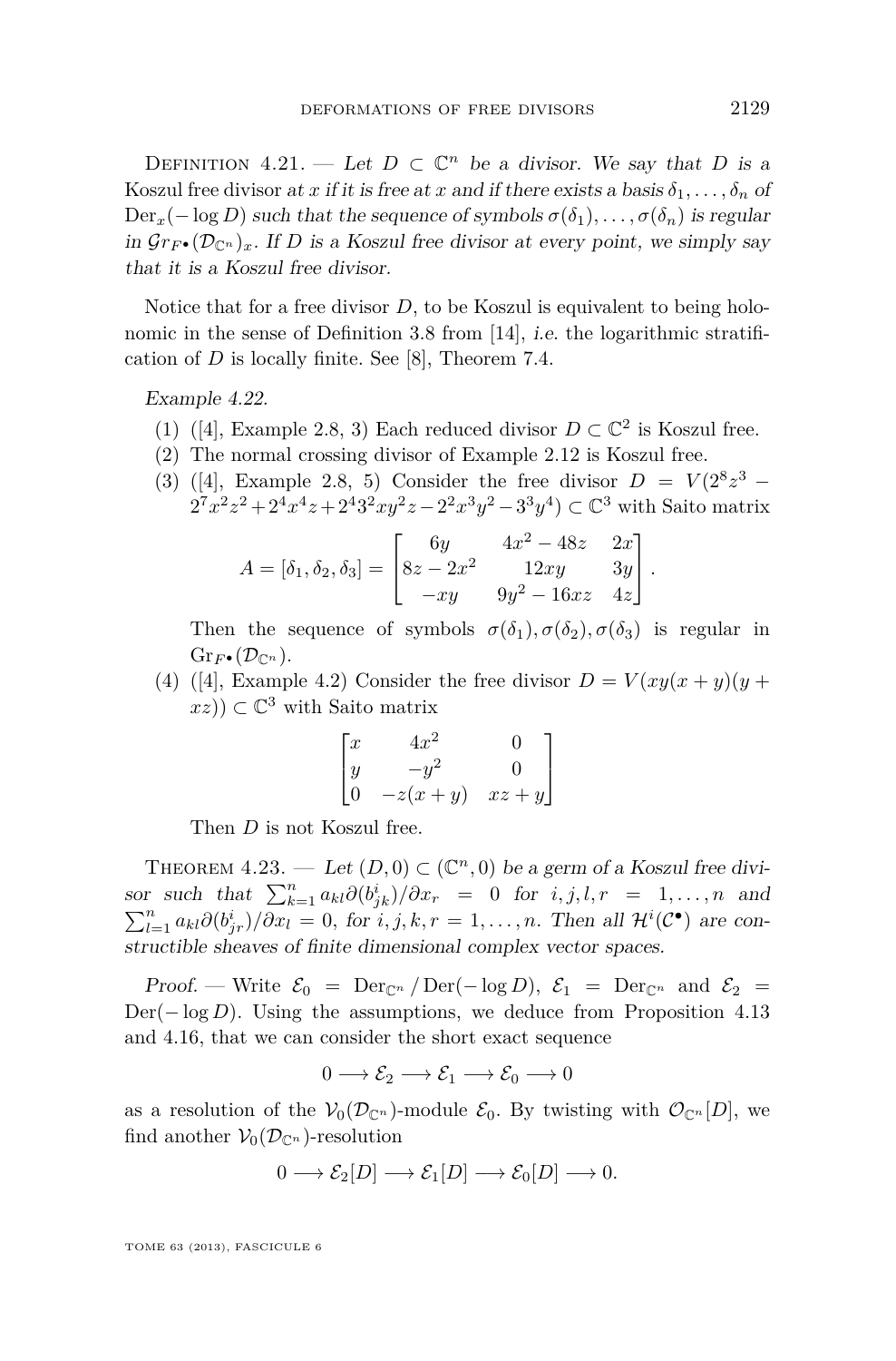Definition 4.21. — *Let $D \subset \mathbb{C}^n$ be a divisor. We say that $D$ is a* Koszul free divisor *at $x$ if it is free at $x$ and if there exists a basis $\delta_1, \ldots, \delta_n$ of $\mathrm{Der}_x(-\log D)$ such that the sequence of symbols $\sigma(\delta_1), \ldots, \sigma(\delta_n)$ is regular in $\mathcal{G}r_{F^\bullet}(\mathcal{D}_{\mathbb{C}^n})_x$. If $D$ is a Koszul free divisor at every point, we simply say that it is a Koszul free divisor.*

Notice that for a free divisor $D$, to be Koszul is equivalent to being holonomic in the sense of Definition 3.8 from [14], *i.e.* the logarithmic stratification of $D$ is locally finite. See [8], Theorem 7.4.

*Example 4.22.*

1. ([4], Example 2.8, 3) Each reduced divisor $D \subset \mathbb{C}^2$ is Koszul free.
2. The normal crossing divisor of Example 2.12 is Koszul free.
3. ([4], Example 2.8, 5) Consider the free divisor $D = V(2^8z^3 - 2^7x^2z^2 + 2^4x^4z + 2^43^2xy^2z - 2^2x^3y^2 - 3^3y^4) \subset \mathbb{C}^3$ with Saito matrix
$$A = [\delta_1, \delta_2, \delta_3] = \begin{bmatrix} 6y & 4x^2 - 48z & 2x \\ 8z - 2x^2 & 12xy & 3y \\ -xy & 9y^2 - 16xz & 4z \end{bmatrix}.$$
Then the sequence of symbols $\sigma(\delta_1), \sigma(\delta_2), \sigma(\delta_3)$ is regular in $\mathrm{Gr}_{F^\bullet}(\mathcal{D}_{\mathbb{C}^n})$.
4. ([4], Example 4.2) Consider the free divisor $D = V(xy(x+y)(y+xz)) \subset \mathbb{C}^3$ with Saito matrix
$$\begin{bmatrix} x & 4x^2 & 0 \\ y & -y^2 & 0 \\ 0 & -z(x+y) & xz+y \end{bmatrix}$$
Then $D$ is not Koszul free.

Theorem 4.23. — *Let $(D,0) \subset (\mathbb{C}^n, 0)$ be a germ of a Koszul free divisor such that $\sum_{k=1}^n a_{kl}\partial(b^i_{jk})/\partial x_r = 0$ for $i,j,l,r = 1,\ldots,n$ and $\sum_{l=1}^n a_{kl}\partial(b^i_{jr})/\partial x_l = 0$, for $i,j,k,r = 1,\ldots,n$. Then all $\mathcal{H}^i(\mathcal{C}^\bullet)$ are constructible sheaves of finite dimensional complex vector spaces.*

*Proof.* — Write $\mathcal{E}_0 = \mathrm{Der}_{\mathbb{C}^n} / \mathrm{Der}(-\log D)$, $\mathcal{E}_1 = \mathrm{Der}_{\mathbb{C}^n}$ and $\mathcal{E}_2 = \mathrm{Der}(-\log D)$. Using the assumptions, we deduce from Proposition 4.13 and 4.16, that we can consider the short exact sequence

$$0 \longrightarrow \mathcal{E}_2 \longrightarrow \mathcal{E}_1 \longrightarrow \mathcal{E}_0 \longrightarrow 0$$

as a resolution of the $\mathcal{V}_0(\mathcal{D}_{\mathbb{C}^n})$-module $\mathcal{E}_0$. By twisting with $\mathcal{O}_{\mathbb{C}^n}[D]$, we find another $\mathcal{V}_0(\mathcal{D}_{\mathbb{C}^n})$-resolution

$$0 \longrightarrow \mathcal{E}_2[D] \longrightarrow \mathcal{E}_1[D] \longrightarrow \mathcal{E}_0[D] \longrightarrow 0.$$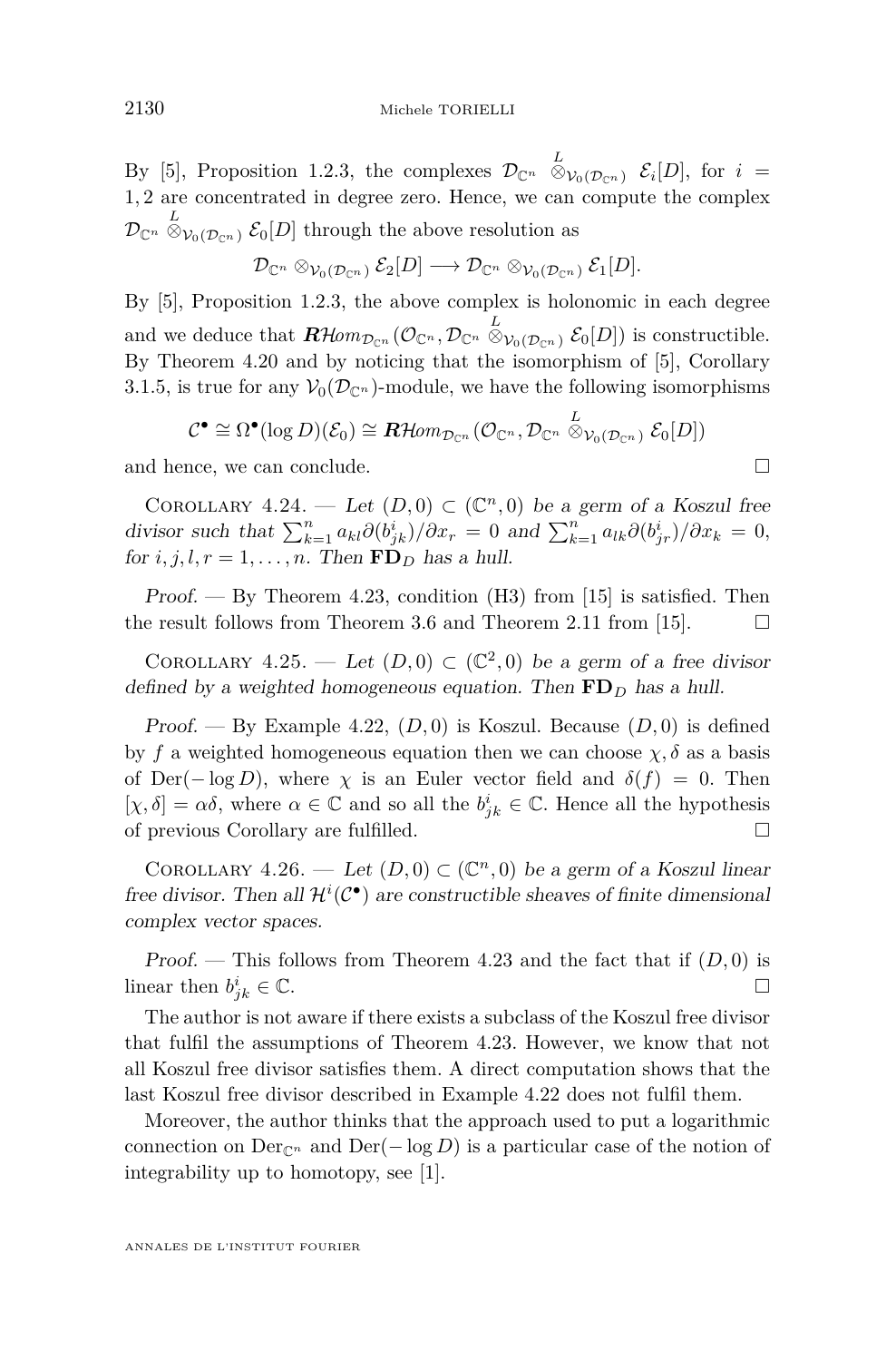By [5], Proposition 1.2.3, the complexes $\mathcal{D}_{\mathbb{C}^n} \overset{L}{\otimes}_{\mathcal{V}_0(\mathcal{D}_{\mathbb{C}^n})} \mathcal{E}_i[D]$, for $i = 1, 2$ are concentrated in degree zero. Hence, we can compute the complex $\mathcal{D}_{\mathbb{C}^n} \overset{L}{\otimes}_{\mathcal{V}_0(\mathcal{D}_{\mathbb{C}^n})} \mathcal{E}_0[D]$ through the above resolution as

$$\mathcal{D}_{\mathbb{C}^n} \otimes_{\mathcal{V}_0(\mathcal{D}_{\mathbb{C}^n})} \mathcal{E}_2[D] \longrightarrow \mathcal{D}_{\mathbb{C}^n} \otimes_{\mathcal{V}_0(\mathcal{D}_{\mathbb{C}^n})} \mathcal{E}_1[D].$$

By [5], Proposition 1.2.3, the above complex is holonomic in each degree and we deduce that $\boldsymbol{R}\mathcal{H}om_{\mathcal{D}_{\mathbb{C}^n}}(\mathcal{O}_{\mathbb{C}^n}, \mathcal{D}_{\mathbb{C}^n} \overset{L}{\otimes}_{\mathcal{V}_0(\mathcal{D}_{\mathbb{C}^n})} \mathcal{E}_0[D])$ is constructible. By Theorem 4.20 and by noticing that the isomorphism of [5], Corollary 3.1.5, is true for any $\mathcal{V}_0(\mathcal{D}_{\mathbb{C}^n})$-module, we have the following isomorphisms

$$\mathcal{C}^\bullet \cong \Omega^\bullet(\log D)(\mathcal{E}_0) \cong \boldsymbol{R}\mathcal{H}om_{\mathcal{D}_{\mathbb{C}^n}}(\mathcal{O}_{\mathbb{C}^n}, \mathcal{D}_{\mathbb{C}^n} \overset{L}{\otimes}_{\mathcal{V}_0(\mathcal{D}_{\mathbb{C}^n})} \mathcal{E}_0[D])$$

and hence, we can conclude. □

Corollary 4.24. — *Let $(D, 0) \subset (\mathbb{C}^n, 0)$ be a germ of a Koszul free divisor such that $\sum_{k=1}^n a_{kl}\partial(b^i_{jk})/\partial x_r = 0$ and $\sum_{k=1}^n a_{lk}\partial(b^i_{jr})/\partial x_k = 0$, for $i, j, l, r = 1, \ldots, n$. Then $\mathbf{FD}_D$ has a hull.*

*Proof.* — By Theorem 4.23, condition (H3) from [15] is satisfied. Then the result follows from Theorem 3.6 and Theorem 2.11 from [15]. □

Corollary 4.25. — *Let $(D, 0) \subset (\mathbb{C}^2, 0)$ be a germ of a free divisor defined by a weighted homogeneous equation. Then $\mathbf{FD}_D$ has a hull.*

*Proof.* — By Example 4.22, $(D, 0)$ is Koszul. Because $(D, 0)$ is defined by $f$ a weighted homogeneous equation then we can choose $\chi, \delta$ as a basis of $\mathrm{Der}(-\log D)$, where $\chi$ is an Euler vector field and $\delta(f) = 0$. Then $[\chi, \delta] = \alpha\delta$, where $\alpha \in \mathbb{C}$ and so all the $b^i_{jk} \in \mathbb{C}$. Hence all the hypothesis of previous Corollary are fulfilled. □

Corollary 4.26. — *Let $(D, 0) \subset (\mathbb{C}^n, 0)$ be a germ of a Koszul linear free divisor. Then all $\mathcal{H}^i(\mathcal{C}^\bullet)$ are constructible sheaves of finite dimensional complex vector spaces.*

*Proof.* — This follows from Theorem 4.23 and the fact that if $(D, 0)$ is linear then $b^i_{jk} \in \mathbb{C}$. □

The author is not aware if there exists a subclass of the Koszul free divisor that fulfil the assumptions of Theorem 4.23. However, we know that not all Koszul free divisor satisfies them. A direct computation shows that the last Koszul free divisor described in Example 4.22 does not fulfil them.

Moreover, the author thinks that the approach used to put a logarithmic connection on $\mathrm{Der}_{\mathbb{C}^n}$ and $\mathrm{Der}(-\log D)$ is a particular case of the notion of integrability up to homotopy, see [1].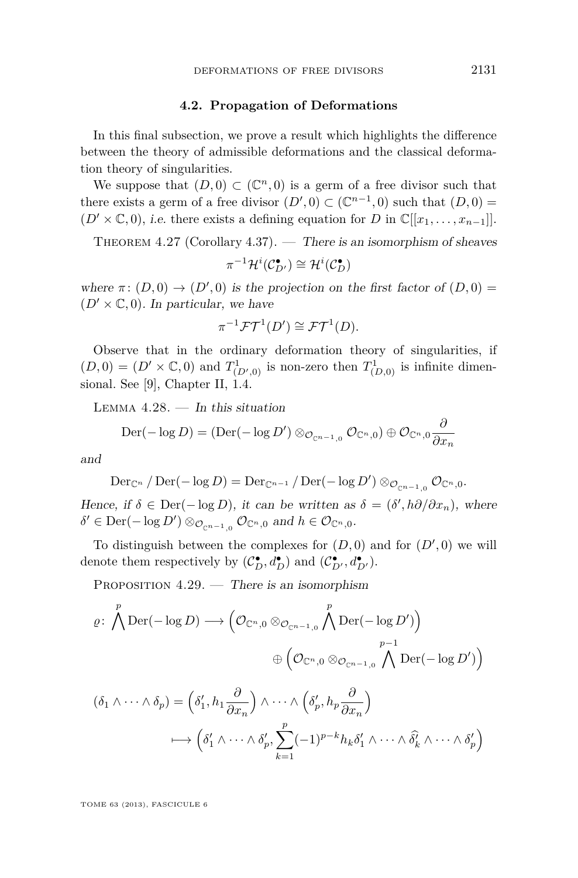### 4.2. Propagation of Deformations

In this final subsection, we prove a result which highlights the difference between the theory of admissible deformations and the classical deformation theory of singularities.

We suppose that $(D,0) \subset (\mathbb{C}^n, 0)$ is a germ of a free divisor such that there exists a germ of a free divisor $(D',0) \subset (\mathbb{C}^{n-1},0)$ such that $(D,0) = (D' \times \mathbb{C}, 0)$, *i.e.* there exists a defining equation for $D$ in $\mathbb{C}[[x_1,\dots,x_{n-1}]]$.

Theorem 4.27 (Corollary 4.37). — *There is an isomorphism of sheaves*

$$\pi^{-1}\mathcal{H}^i(\mathcal{C}^\bullet_{D'}) \cong \mathcal{H}^i(\mathcal{C}^\bullet_D)$$

*where $\pi\colon (D,0) \to (D',0)$ is the projection on the first factor of $(D,0) = (D' \times \mathbb{C}, 0)$. In particular, we have*

$$\pi^{-1}\mathcal{FT}^1(D') \cong \mathcal{FT}^1(D).$$

Observe that in the ordinary deformation theory of singularities, if $(D,0) = (D' \times \mathbb{C}, 0)$ and $T^1_{(D',0)}$ is non-zero then $T^1_{(D,0)}$ is infinite dimensional. See [9], Chapter II, 1.4.

Lemma 4.28. — *In this situation*

$$\operatorname{Der}(-\log D) = (\operatorname{Der}(-\log D') \otimes_{\mathcal{O}_{\mathbb{C}^{n-1},0}} \mathcal{O}_{\mathbb{C}^n,0}) \oplus \mathcal{O}_{\mathbb{C}^n,0}\frac{\partial}{\partial x_n}$$

*and*

$$\operatorname{Der}_{\mathbb{C}^n} / \operatorname{Der}(-\log D) = \operatorname{Der}_{\mathbb{C}^{n-1}} / \operatorname{Der}(-\log D') \otimes_{\mathcal{O}_{\mathbb{C}^{n-1},0}} \mathcal{O}_{\mathbb{C}^n,0}.$$

*Hence, if $\delta \in \operatorname{Der}(-\log D)$, it can be written as $\delta = (\delta', h\partial/\partial x_n)$, where $\delta' \in \operatorname{Der}(-\log D') \otimes_{\mathcal{O}_{\mathbb{C}^{n-1},0}} \mathcal{O}_{\mathbb{C}^n,0}$ and $h \in \mathcal{O}_{\mathbb{C}^n,0}$.*

To distinguish between the complexes for $(D,0)$ and for $(D',0)$ we will denote them respectively by $(\mathcal{C}^\bullet_D, d^\bullet_D)$ and $(\mathcal{C}^\bullet_{D'}, d^\bullet_{D'})$.

Proposition 4.29. — *There is an isomorphism*

$$\varrho\colon \bigwedge^p \operatorname{Der}(-\log D) \longrightarrow \Big(\mathcal{O}_{\mathbb{C}^n,0} \otimes_{\mathcal{O}_{\mathbb{C}^{n-1},0}} \bigwedge^p \operatorname{Der}(-\log D')\Big) \oplus \Big(\mathcal{O}_{\mathbb{C}^n,0} \otimes_{\mathcal{O}_{\mathbb{C}^{n-1},0}} \bigwedge^{p-1} \operatorname{Der}(-\log D')\Big)$$

$$(\delta_1 \wedge \dots \wedge \delta_p) = \Big(\delta'_1, h_1\frac{\partial}{\partial x_n}\Big) \wedge \dots \wedge \Big(\delta'_p, h_p\frac{\partial}{\partial x_n}\Big) \longmapsto \Big(\delta'_1 \wedge \dots \wedge \delta'_p, \sum_{k=1}^{p} (-1)^{p-k} h_k \delta'_1 \wedge \dots \wedge \widehat{\delta'_k} \wedge \dots \wedge \delta'_p\Big)$$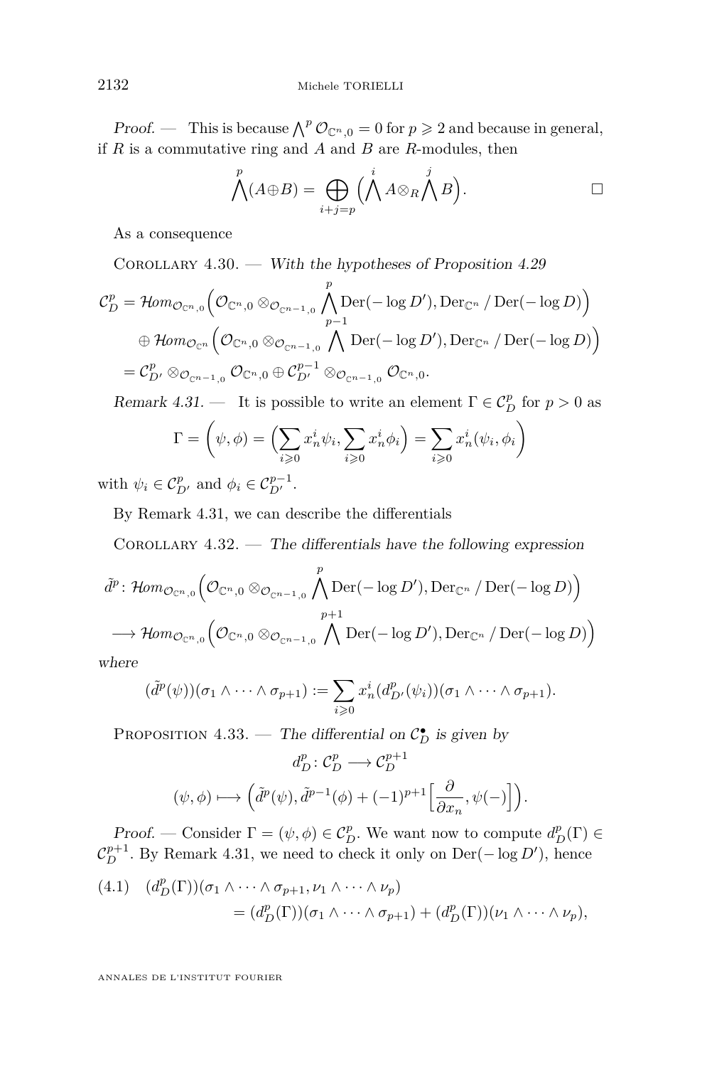*Proof.* — This is because $\bigwedge^p \mathcal{O}_{\mathbb{C}^n,0} = 0$ for $p \geqslant 2$ and because in general, if $R$ is a commutative ring and $A$ and $B$ are $R$-modules, then

$$\bigwedge^p (A \oplus B) = \bigoplus_{i+j=p} \Big( \bigwedge^i A \otimes_R \bigwedge^j B \Big). \qquad \square$$

As a consequence

Corollary 4.30. — *With the hypotheses of Proposition 4.29*

$$\begin{aligned}
\mathcal{C}^p_D &= \mathcal{H}om_{\mathcal{O}_{\mathbb{C}^n,0}}\Big(\mathcal{O}_{\mathbb{C}^n,0} \otimes_{\mathcal{O}_{\mathbb{C}^{n-1},0}} \bigwedge^p \mathrm{Der}(-\log D'), \mathrm{Der}_{\mathbb{C}^n} / \mathrm{Der}(-\log D)\Big) \\
&\quad \oplus \mathcal{H}om_{\mathcal{O}_{\mathbb{C}^n}}\Big(\mathcal{O}_{\mathbb{C}^n,0} \otimes_{\mathcal{O}_{\mathbb{C}^{n-1},0}} \bigwedge^{p-1} \mathrm{Der}(-\log D'), \mathrm{Der}_{\mathbb{C}^n} / \mathrm{Der}(-\log D)\Big) \\
&= \mathcal{C}^p_{D'} \otimes_{\mathcal{O}_{\mathbb{C}^{n-1},0}} \mathcal{O}_{\mathbb{C}^n,0} \oplus \mathcal{C}^{p-1}_{D'} \otimes_{\mathcal{O}_{\mathbb{C}^{n-1},0}} \mathcal{O}_{\mathbb{C}^n,0}.
\end{aligned}$$

*Remark 4.31.* — It is possible to write an element $\Gamma \in \mathcal{C}^p_D$ for $p > 0$ as

$$\Gamma = \Big(\psi, \phi\Big) = \Big(\sum_{i \geqslant 0} x_n^i \psi_i, \sum_{i \geqslant 0} x_n^i \phi_i\Big) = \sum_{i \geqslant 0} x_n^i \Big(\psi_i, \phi_i\Big)$$

with $\psi_i \in \mathcal{C}^p_{D'}$ and $\phi_i \in \mathcal{C}^{p-1}_{D'}$.

By Remark 4.31, we can describe the differentials

Corollary 4.32. — *The differentials have the following expression*

$$\begin{aligned}
\tilde{d}^p \colon &\mathcal{H}om_{\mathcal{O}_{\mathbb{C}^n,0}}\Big(\mathcal{O}_{\mathbb{C}^n,0} \otimes_{\mathcal{O}_{\mathbb{C}^{n-1},0}} \bigwedge^p \mathrm{Der}(-\log D'), \mathrm{Der}_{\mathbb{C}^n} / \mathrm{Der}(-\log D)\Big) \\
&\longrightarrow \mathcal{H}om_{\mathcal{O}_{\mathbb{C}^n,0}}\Big(\mathcal{O}_{\mathbb{C}^n,0} \otimes_{\mathcal{O}_{\mathbb{C}^{n-1},0}} \bigwedge^{p+1} \mathrm{Der}(-\log D'), \mathrm{Der}_{\mathbb{C}^n} / \mathrm{Der}(-\log D)\Big)
\end{aligned}$$

*where*

$$(\tilde{d}^p(\psi))(\sigma_1 \wedge \cdots \wedge \sigma_{p+1}) := \sum_{i \geqslant 0} x_n^i (d^p_{D'}(\psi_i))(\sigma_1 \wedge \cdots \wedge \sigma_{p+1}).$$

Proposition 4.33. — *The differential on $\mathcal{C}^\bullet_D$ is given by*

$$d^p_D \colon \mathcal{C}^p_D \longrightarrow \mathcal{C}^{p+1}_D$$

$$(\psi, \phi) \longmapsto \Big(\tilde{d}^p(\psi), \tilde{d}^{p-1}(\phi) + (-1)^{p+1}\Big[\frac{\partial}{\partial x_n}, \psi(-)\Big]\Big).$$

*Proof.* — Consider $\Gamma = (\psi, \phi) \in \mathcal{C}^p_D$. We want now to compute $d^p_D(\Gamma) \in \mathcal{C}^{p+1}_D$. By Remark 4.31, we need to check it only on $\mathrm{Der}(-\log D')$, hence

$$\begin{aligned}
(4.1)\quad &(d^p_D(\Gamma))(\sigma_1 \wedge \cdots \wedge \sigma_{p+1}, \nu_1 \wedge \cdots \wedge \nu_p) \\
&\qquad = (d^p_D(\Gamma))(\sigma_1 \wedge \cdots \wedge \sigma_{p+1}) + (d^p_D(\Gamma))(\nu_1 \wedge \cdots \wedge \nu_p),
\end{aligned}$$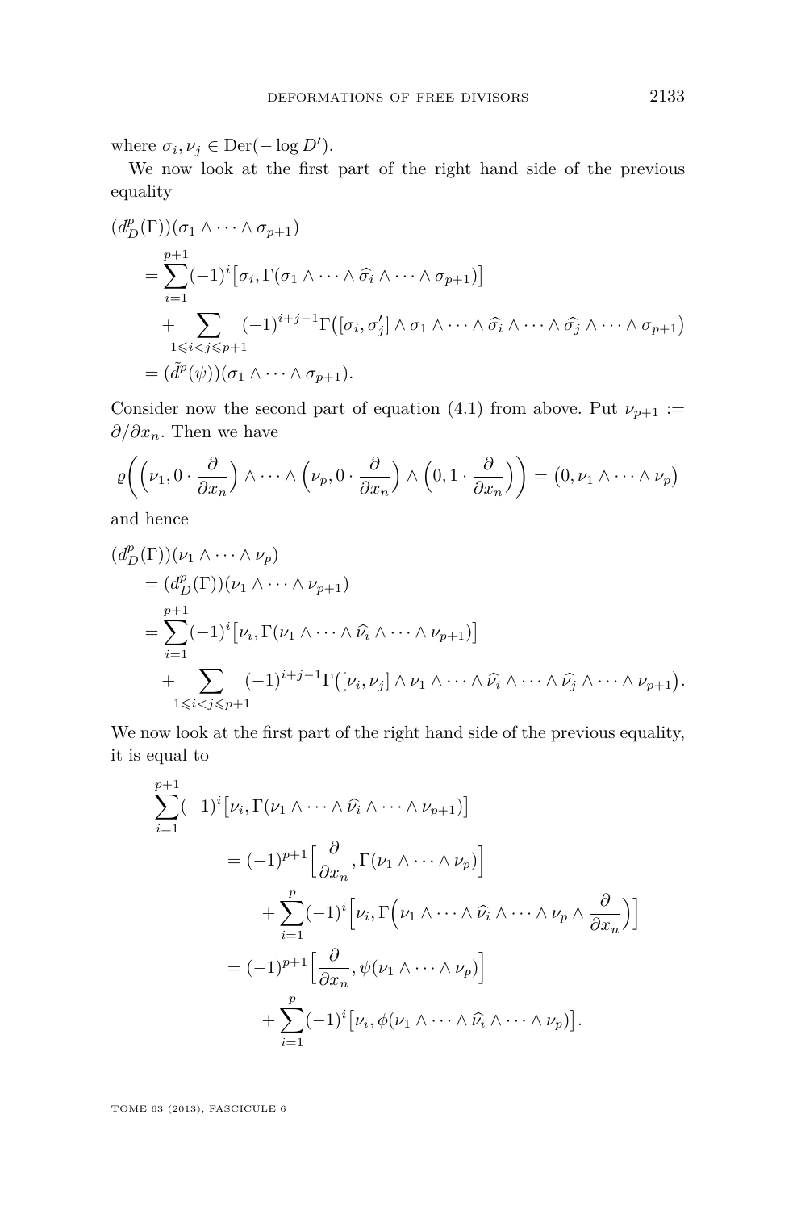where $\sigma_i, \nu_j \in \operatorname{Der}(-\log D')$.

We now look at the first part of the right hand side of the previous equality

$$
\begin{aligned}
(d_D^p(\Gamma))&(\sigma_1 \wedge \cdots \wedge \sigma_{p+1}) \\
&= \sum_{i=1}^{p+1} (-1)^i \big[\sigma_i, \Gamma(\sigma_1 \wedge \cdots \wedge \widehat{\sigma_i} \wedge \cdots \wedge \sigma_{p+1})\big] \\
&\quad + \sum_{1 \leqslant i < j \leqslant p+1} (-1)^{i+j-1} \Gamma\big([\sigma_i, \sigma_j'] \wedge \sigma_1 \wedge \cdots \wedge \widehat{\sigma_i} \wedge \cdots \wedge \widehat{\sigma_j} \wedge \cdots \wedge \sigma_{p+1}\big) \\
&= (\tilde{d}^p(\psi))(\sigma_1 \wedge \cdots \wedge \sigma_{p+1}).
\end{aligned}
$$

Consider now the second part of equation (4.1) from above. Put $\nu_{p+1} := \partial/\partial x_n$. Then we have

$$
\varrho\bigg(\Big(\nu_1, 0 \cdot \frac{\partial}{\partial x_n}\Big) \wedge \cdots \wedge \Big(\nu_p, 0 \cdot \frac{\partial}{\partial x_n}\Big) \wedge \Big(0, 1 \cdot \frac{\partial}{\partial x_n}\Big)\bigg) = \big(0, \nu_1 \wedge \cdots \wedge \nu_p\big)
$$

and hence

$$
\begin{aligned}
(d_D^p(\Gamma))&(\nu_1 \wedge \cdots \wedge \nu_p) \\
&= (d_D^p(\Gamma))(\nu_1 \wedge \cdots \wedge \nu_{p+1}) \\
&= \sum_{i=1}^{p+1} (-1)^i \big[\nu_i, \Gamma(\nu_1 \wedge \cdots \wedge \widehat{\nu_i} \wedge \cdots \wedge \nu_{p+1})\big] \\
&\quad + \sum_{1 \leqslant i < j \leqslant p+1} (-1)^{i+j-1} \Gamma\big([\nu_i, \nu_j] \wedge \nu_1 \wedge \cdots \wedge \widehat{\nu_i} \wedge \cdots \wedge \widehat{\nu_j} \wedge \cdots \wedge \nu_{p+1}\big).
\end{aligned}
$$

We now look at the first part of the right hand side of the previous equality, it is equal to

$$
\begin{aligned}
\sum_{i=1}^{p+1} (-1)^i &\big[\nu_i, \Gamma(\nu_1 \wedge \cdots \wedge \widehat{\nu_i} \wedge \cdots \wedge \nu_{p+1})\big] \\
&= (-1)^{p+1} \Big[\frac{\partial}{\partial x_n}, \Gamma(\nu_1 \wedge \cdots \wedge \nu_p)\Big] \\
&\qquad + \sum_{i=1}^{p} (-1)^i \Big[\nu_i, \Gamma\Big(\nu_1 \wedge \cdots \wedge \widehat{\nu_i} \wedge \cdots \wedge \nu_p \wedge \frac{\partial}{\partial x_n}\Big)\Big] \\
&= (-1)^{p+1} \Big[\frac{\partial}{\partial x_n}, \psi(\nu_1 \wedge \cdots \wedge \nu_p)\Big] \\
&\qquad + \sum_{i=1}^{p} (-1)^i \big[\nu_i, \phi(\nu_1 \wedge \cdots \wedge \widehat{\nu_i} \wedge \cdots \wedge \nu_p)\big].
\end{aligned}
$$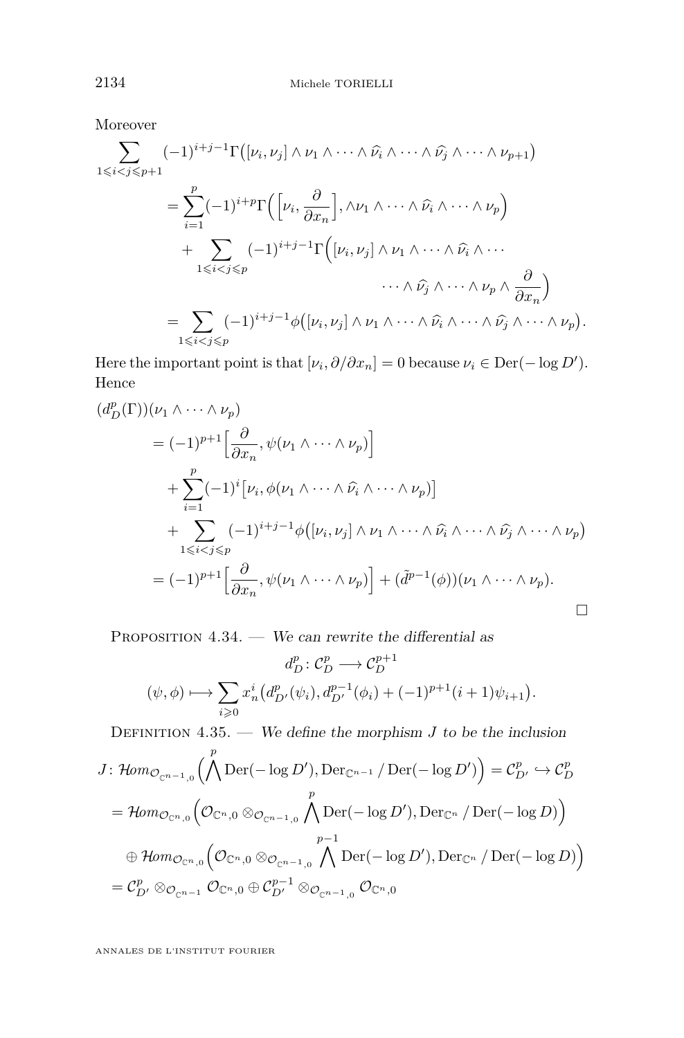Moreover

$$
\begin{aligned}
\sum_{1\leqslant i<j\leqslant p+1} &(-1)^{i+j-1}\Gamma\big([\nu_i,\nu_j]\wedge\nu_1\wedge\cdots\wedge\widehat{\nu_i}\wedge\cdots\wedge\widehat{\nu_j}\wedge\cdots\wedge\nu_{p+1}\big)\\
&=\sum_{i=1}^{p}(-1)^{i+p}\Gamma\Big(\Big[\nu_i,\frac{\partial}{\partial x_n}\Big],\wedge\nu_1\wedge\cdots\wedge\widehat{\nu_i}\wedge\cdots\wedge\nu_p\Big)\\
&\quad+\sum_{1\leqslant i<j\leqslant p}(-1)^{i+j-1}\Gamma\Big([\nu_i,\nu_j]\wedge\nu_1\wedge\cdots\wedge\widehat{\nu_i}\wedge\cdots\\
&\qquad\qquad\cdots\wedge\widehat{\nu_j}\wedge\cdots\wedge\nu_p\wedge\frac{\partial}{\partial x_n}\Big)\\
&=\sum_{1\leqslant i<j\leqslant p}(-1)^{i+j-1}\phi\big([\nu_i,\nu_j]\wedge\nu_1\wedge\cdots\wedge\widehat{\nu_i}\wedge\cdots\wedge\widehat{\nu_j}\wedge\cdots\wedge\nu_p\big).
\end{aligned}
$$

Here the important point is that $[\nu_i,\partial/\partial x_n]=0$ because $\nu_i\in\mathrm{Der}(-\log D')$. Hence

$$
\begin{aligned}
(d_D^p&(\Gamma))(\nu_1\wedge\cdots\wedge\nu_p)\\
&=(-1)^{p+1}\Big[\frac{\partial}{\partial x_n},\psi(\nu_1\wedge\cdots\wedge\nu_p)\Big]\\
&\quad+\sum_{i=1}^{p}(-1)^i\big[\nu_i,\phi(\nu_1\wedge\cdots\wedge\widehat{\nu_i}\wedge\cdots\wedge\nu_p)\big]\\
&\quad+\sum_{1\leqslant i<j\leqslant p}(-1)^{i+j-1}\phi\big([\nu_i,\nu_j]\wedge\nu_1\wedge\cdots\wedge\widehat{\nu_i}\wedge\cdots\wedge\widehat{\nu_j}\wedge\cdots\wedge\nu_p\big)\\
&=(-1)^{p+1}\Big[\frac{\partial}{\partial x_n},\psi(\nu_1\wedge\cdots\wedge\nu_p)\Big]+(\tilde{d}^{p-1}(\phi))(\nu_1\wedge\cdots\wedge\nu_p).
\end{aligned}
$$

□

Proposition 4.34. — *We can rewrite the differential as*

$$
d_D^p\colon\mathcal{C}_D^p\longrightarrow\mathcal{C}_D^{p+1}
$$

$$
(\psi,\phi)\longmapsto\sum_{i\geqslant 0}x_n^i\big(d_{D'}^p(\psi_i),d_{D'}^{p-1}(\phi_i)+(-1)^{p+1}(i+1)\psi_{i+1}\big).
$$

Definition 4.35. — *We define the morphism $J$ to be the inclusion*

$$
\begin{aligned}
J\colon\mathcal{H}om_{\mathcal{O}_{\mathbb{C}^{n-1},0}}&\Big(\bigwedge^p\mathrm{Der}(-\log D'),\mathrm{Der}_{\mathbb{C}^{n-1}}/\,\mathrm{Der}(-\log D')\Big)=\mathcal{C}_{D'}^p\hookrightarrow\mathcal{C}_D^p\\
=\mathcal{H}om_{\mathcal{O}_{\mathbb{C}^n,0}}&\Big(\mathcal{O}_{\mathbb{C}^n,0}\otimes_{\mathcal{O}_{\mathbb{C}^{n-1},0}}\bigwedge^p\mathrm{Der}(-\log D'),\mathrm{Der}_{\mathbb{C}^n}/\,\mathrm{Der}(-\log D)\Big)\\
\oplus\,\mathcal{H}om_{\mathcal{O}_{\mathbb{C}^n,0}}&\Big(\mathcal{O}_{\mathbb{C}^n,0}\otimes_{\mathcal{O}_{\mathbb{C}^{n-1},0}}\bigwedge^{p-1}\mathrm{Der}(-\log D'),\mathrm{Der}_{\mathbb{C}^n}/\,\mathrm{Der}(-\log D)\Big)\\
=\mathcal{C}_{D'}^p\otimes_{\mathcal{O}_{\mathbb{C}^{n-1}}}&\mathcal{O}_{\mathbb{C}^n,0}\oplus\mathcal{C}_{D'}^{p-1}\otimes_{\mathcal{O}_{\mathbb{C}^{n-1},0}}\mathcal{O}_{\mathbb{C}^n,0}
\end{aligned}
$$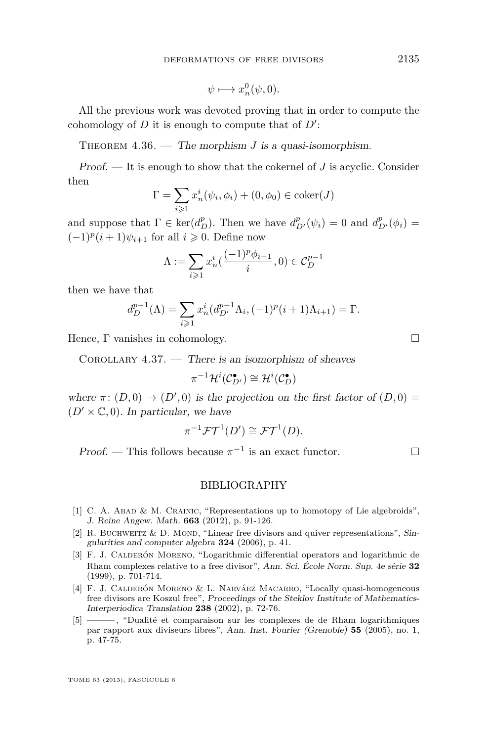$$\psi \longmapsto x_n^0(\psi, 0).$$

All the previous work was devoted proving that in order to compute the cohomology of $D$ it is enough to compute that of $D'$:

Theorem 4.36. — *The morphism $J$ is a quasi-isomorphism.*

*Proof.* — It is enough to show that the cokernel of $J$ is acyclic. Consider then

$$\Gamma = \sum_{i \geqslant 1} x_n^i(\psi_i, \phi_i) + (0, \phi_0) \in \operatorname{coker}(J)$$

and suppose that $\Gamma \in \ker(d_D^p)$. Then we have $d_{D'}^p(\psi_i) = 0$ and $d_{D'}^p(\phi_i) = (-1)^p(i+1)\psi_{i+1}$ for all $i \geqslant 0$. Define now

$$\Lambda := \sum_{i \geqslant 1} x_n^i(\frac{(-1)^p \phi_{i-1}}{i}, 0) \in \mathcal{C}_D^{p-1}$$

then we have that

$$d_D^{p-1}(\Lambda) = \sum_{i \geqslant 1} x_n^i(d_{D'}^{p-1}\Lambda_i, (-1)^p(i+1)\Lambda_{i+1}) = \Gamma.$$

Hence, $\Gamma$ vanishes in cohomology. □

Corollary 4.37. — *There is an isomorphism of sheaves*

$$\pi^{-1}\mathcal{H}^i(\mathcal{C}_{D'}^\bullet) \cong \mathcal{H}^i(\mathcal{C}_D^\bullet)$$

*where $\pi\colon (D,0) \to (D',0)$ is the projection on the first factor of $(D,0) = (D' \times \mathbb{C}, 0)$. In particular, we have*

$$\pi^{-1}\mathcal{FT}^1(D') \cong \mathcal{FT}^1(D).$$

*Proof.* — This follows because $\pi^{-1}$ is an exact functor. □

## BIBLIOGRAPHY

[1] C. A. Abad & M. Crainic, "Representations up to homotopy of Lie algebroids", *J. Reine Angew. Math.* **663** (2012), p. 91-126.

[2] R. Buchweitz & D. Mond, "Linear free divisors and quiver representations", *Singularities and computer algebra* **324** (2006), p. 41.

[3] F. J. Calderón Moreno, "Logarithmic differential operators and logarithmic de Rham complexes relative to a free divisor", *Ann. Sci. École Norm. Sup. 4e série* **32** (1999), p. 701-714.

[4] F. J. Calderón Moreno & L. Narváez Macarro, "Locally quasi-homogeneous free divisors are Koszul free", *Proceedings of the Steklov Institute of Mathematics-Interperiodica Translation* **238** (2002), p. 72-76.

[5] ———, "Dualité et comparaison sur les complexes de de Rham logarithmiques par rapport aux diviseurs libres", *Ann. Inst. Fourier (Grenoble)* **55** (2005), no. 1, p. 47-75.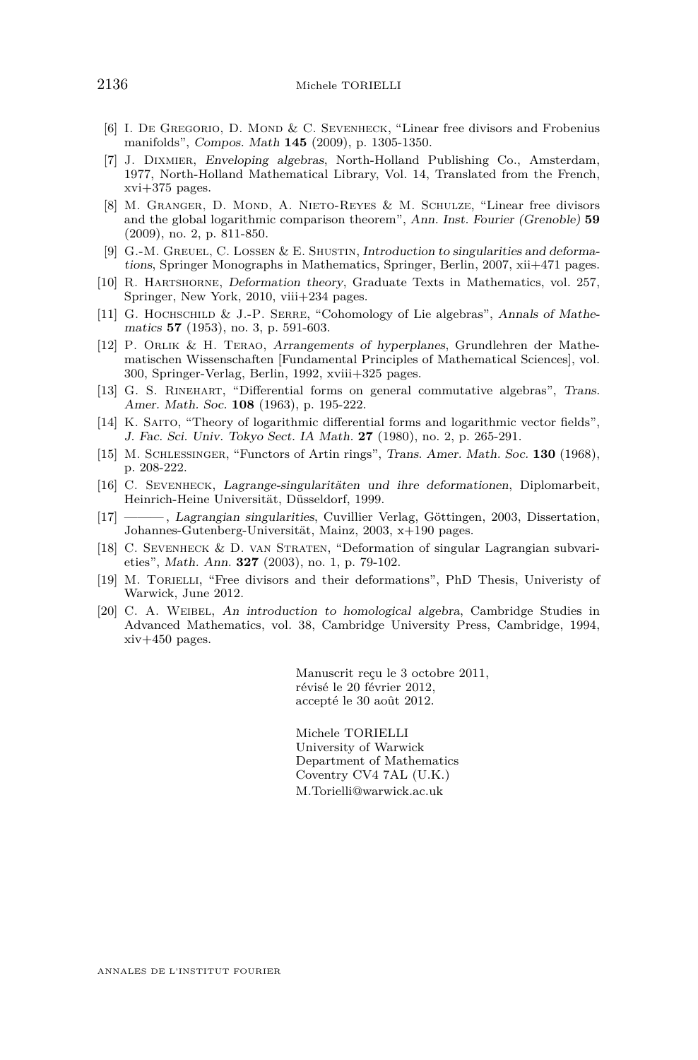[6] I. De Gregorio, D. Mond & C. Sevenheck, "Linear free divisors and Frobenius manifolds", *Compos. Math* **145** (2009), p. 1305-1350.

[7] J. Dixmier, *Enveloping algebras*, North-Holland Publishing Co., Amsterdam, 1977, North-Holland Mathematical Library, Vol. 14, Translated from the French, xvi+375 pages.

[8] M. Granger, D. Mond, A. Nieto-Reyes & M. Schulze, "Linear free divisors and the global logarithmic comparison theorem", *Ann. Inst. Fourier (Grenoble)* **59** (2009), no. 2, p. 811-850.

[9] G.-M. Greuel, C. Lossen & E. Shustin, *Introduction to singularities and deformations*, Springer Monographs in Mathematics, Springer, Berlin, 2007, xii+471 pages.

[10] R. Hartshorne, *Deformation theory*, Graduate Texts in Mathematics, vol. 257, Springer, New York, 2010, viii+234 pages.

[11] G. Hochschild & J.-P. Serre, "Cohomology of Lie algebras", *Annals of Mathematics* **57** (1953), no. 3, p. 591-603.

[12] P. Orlik & H. Terao, *Arrangements of hyperplanes*, Grundlehren der Mathematischen Wissenschaften [Fundamental Principles of Mathematical Sciences], vol. 300, Springer-Verlag, Berlin, 1992, xviii+325 pages.

[13] G. S. Rinehart, "Differential forms on general commutative algebras", *Trans. Amer. Math. Soc.* **108** (1963), p. 195-222.

[14] K. Saito, "Theory of logarithmic differential forms and logarithmic vector fields", *J. Fac. Sci. Univ. Tokyo Sect. IA Math.* **27** (1980), no. 2, p. 265-291.

[15] M. Schlessinger, "Functors of Artin rings", *Trans. Amer. Math. Soc.* **130** (1968), p. 208-222.

[16] C. Sevenheck, *Lagrange-singularitäten und ihre deformationen*, Diplomarbeit, Heinrich-Heine Universität, Düsseldorf, 1999.

[17] ———, *Lagrangian singularities*, Cuvillier Verlag, Göttingen, 2003, Dissertation, Johannes-Gutenberg-Universität, Mainz, 2003, x+190 pages.

[18] C. Sevenheck & D. van Straten, "Deformation of singular Lagrangian subvarieties", *Math. Ann.* **327** (2003), no. 1, p. 79-102.

[19] M. Torielli, "Free divisors and their deformations", PhD Thesis, Univeristy of Warwick, June 2012.

[20] C. A. Weibel, *An introduction to homological algebra*, Cambridge Studies in Advanced Mathematics, vol. 38, Cambridge University Press, Cambridge, 1994, xiv+450 pages.

Manuscrit reçu le 3 octobre 2011,
révisé le 20 février 2012,
accepté le 30 août 2012.

Michele TORIELLI
University of Warwick
Department of Mathematics
Coventry CV4 7AL (U.K.)
M.Torielli@warwick.ac.uk